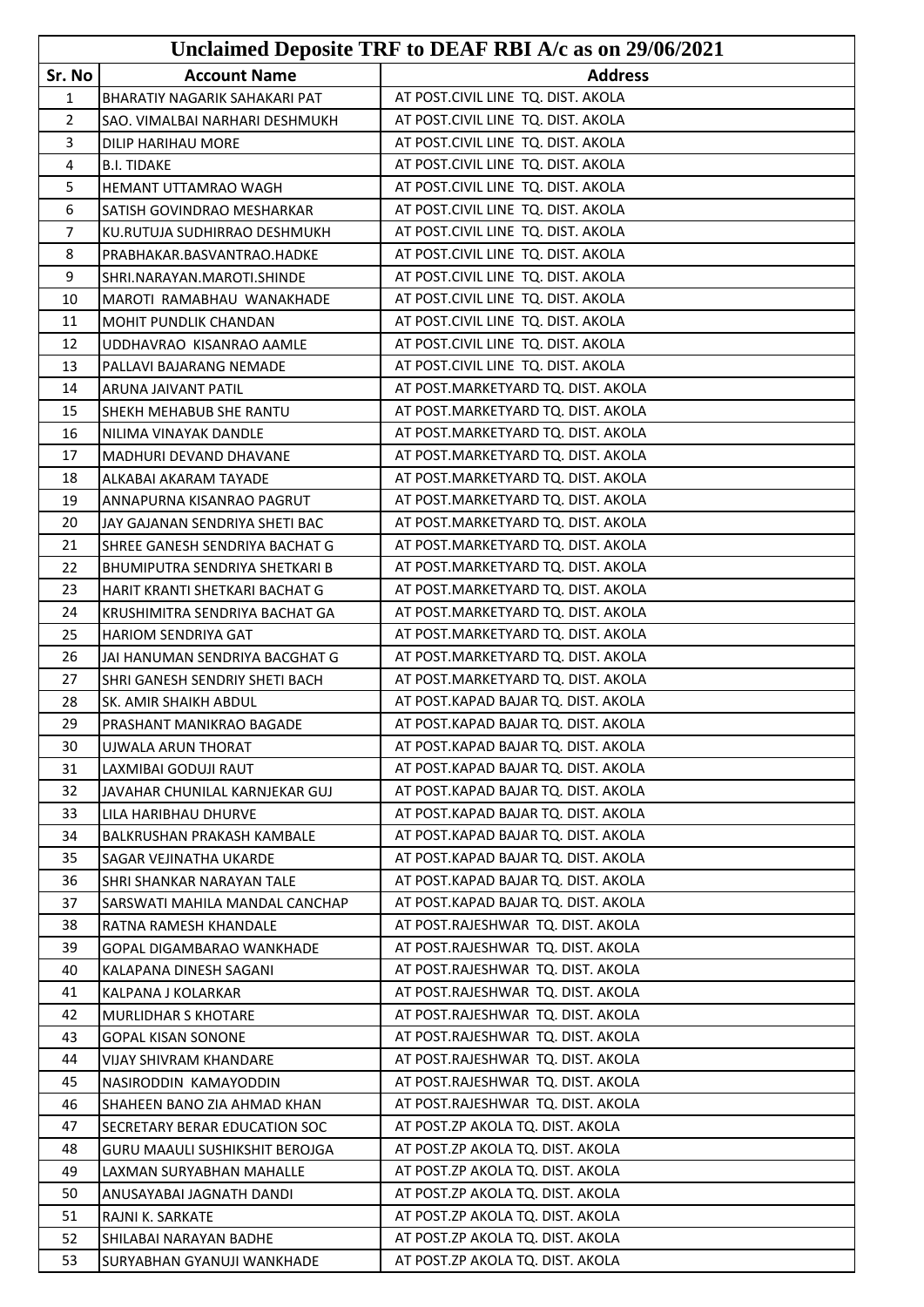# Unclaimed Deposite TRF to DEAF RBI A/c as on 29/06/2021

| Sr. No | Account Name | Address |
|---|---|---|
| 1 | BHARATIY NAGARIK SAHAKARI PAT | AT POST.CIVIL LINE TQ. DIST. AKOLA |
| 2 | SAO. VIMALBAI NARHARI DESHMUKH | AT POST.CIVIL LINE TQ. DIST. AKOLA |
| 3 | DILIP HARIHAU MORE | AT POST.CIVIL LINE TQ. DIST. AKOLA |
| 4 | B.I. TIDAKE | AT POST.CIVIL LINE TQ. DIST. AKOLA |
| 5 | HEMANT UTTAMRAO WAGH | AT POST.CIVIL LINE TQ. DIST. AKOLA |
| 6 | SATISH GOVINDRAO MESHARKAR | AT POST.CIVIL LINE TQ. DIST. AKOLA |
| 7 | KU.RUTUJA SUDHIRRAO DESHMUKH | AT POST.CIVIL LINE TQ. DIST. AKOLA |
| 8 | PRABHAKAR.BASVANTRAO.HADKE | AT POST.CIVIL LINE TQ. DIST. AKOLA |
| 9 | SHRI.NARAYAN.MAROTI.SHINDE | AT POST.CIVIL LINE TQ. DIST. AKOLA |
| 10 | MAROTI RAMABHAU WANAKHADE | AT POST.CIVIL LINE TQ. DIST. AKOLA |
| 11 | MOHIT PUNDLIK CHANDAN | AT POST.CIVIL LINE TQ. DIST. AKOLA |
| 12 | UDDHAVRAO KISANRAO AAMLE | AT POST.CIVIL LINE TQ. DIST. AKOLA |
| 13 | PALLAVI BAJARANG NEMADE | AT POST.CIVIL LINE TQ. DIST. AKOLA |
| 14 | ARUNA JAIVANT PATIL | AT POST.MARKETYARD TQ. DIST. AKOLA |
| 15 | SHEKH MEHABUB SHE RANTU | AT POST.MARKETYARD TQ. DIST. AKOLA |
| 16 | NILIMA VINAYAK DANDLE | AT POST.MARKETYARD TQ. DIST. AKOLA |
| 17 | MADHURI DEVAND DHAVANE | AT POST.MARKETYARD TQ. DIST. AKOLA |
| 18 | ALKABAI AKARAM TAYADE | AT POST.MARKETYARD TQ. DIST. AKOLA |
| 19 | ANNAPURNA KISANRAO PAGRUT | AT POST.MARKETYARD TQ. DIST. AKOLA |
| 20 | JAY GAJANAN SENDRIYA SHETI BAC | AT POST.MARKETYARD TQ. DIST. AKOLA |
| 21 | SHREE GANESH SENDRIYA BACHAT G | AT POST.MARKETYARD TQ. DIST. AKOLA |
| 22 | BHUMIPUTRA SENDRIYA SHETKARI B | AT POST.MARKETYARD TQ. DIST. AKOLA |
| 23 | HARIT KRANTI SHETKARI BACHAT G | AT POST.MARKETYARD TQ. DIST. AKOLA |
| 24 | KRUSHIMITRA SENDRIYA BACHAT GA | AT POST.MARKETYARD TQ. DIST. AKOLA |
| 25 | HARIOM SENDRIYA GAT | AT POST.MARKETYARD TQ. DIST. AKOLA |
| 26 | JAI HANUMAN SENDRIYA BACGHAT G | AT POST.MARKETYARD TQ. DIST. AKOLA |
| 27 | SHRI GANESH SENDRIY SHETI BACH | AT POST.MARKETYARD TQ. DIST. AKOLA |
| 28 | SK. AMIR SHAIKH ABDUL | AT POST.KAPAD BAJAR TQ. DIST. AKOLA |
| 29 | PRASHANT MANIKRAO BAGADE | AT POST.KAPAD BAJAR TQ. DIST. AKOLA |
| 30 | UJWALA ARUN THORAT | AT POST.KAPAD BAJAR TQ. DIST. AKOLA |
| 31 | LAXMIBAI GODUJI RAUT | AT POST.KAPAD BAJAR TQ. DIST. AKOLA |
| 32 | JAVAHAR CHUNILAL KARNJEKAR GUJ | AT POST.KAPAD BAJAR TQ. DIST. AKOLA |
| 33 | LILA HARIBHAU DHURVE | AT POST.KAPAD BAJAR TQ. DIST. AKOLA |
| 34 | BALKRUSHAN PRAKASH KAMBALE | AT POST.KAPAD BAJAR TQ. DIST. AKOLA |
| 35 | SAGAR VEJINATHA UKARDE | AT POST.KAPAD BAJAR TQ. DIST. AKOLA |
| 36 | SHRI SHANKAR NARAYAN TALE | AT POST.KAPAD BAJAR TQ. DIST. AKOLA |
| 37 | SARSWATI MAHILA MANDAL CANCHAP | AT POST.KAPAD BAJAR TQ. DIST. AKOLA |
| 38 | RATNA RAMESH KHANDALE | AT POST.RAJESHWAR TQ. DIST. AKOLA |
| 39 | GOPAL DIGAMBARAO WANKHADE | AT POST.RAJESHWAR TQ. DIST. AKOLA |
| 40 | KALAPANA DINESH SAGANI | AT POST.RAJESHWAR TQ. DIST. AKOLA |
| 41 | KALPANA J KOLARKAR | AT POST.RAJESHWAR TQ. DIST. AKOLA |
| 42 | MURLIDHAR S KHOTARE | AT POST.RAJESHWAR TQ. DIST. AKOLA |
| 43 | GOPAL KISAN SONONE | AT POST.RAJESHWAR TQ. DIST. AKOLA |
| 44 | VIJAY SHIVRAM KHANDARE | AT POST.RAJESHWAR TQ. DIST. AKOLA |
| 45 | NASIRODDIN KAMAYODDIN | AT POST.RAJESHWAR TQ. DIST. AKOLA |
| 46 | SHAHEEN BANO ZIA AHMAD KHAN | AT POST.RAJESHWAR TQ. DIST. AKOLA |
| 47 | SECRETARY BERAR EDUCATION SOC | AT POST.ZP AKOLA TQ. DIST. AKOLA |
| 48 | GURU MAAULI SUSHIKSHIT BEROJGA | AT POST.ZP AKOLA TQ. DIST. AKOLA |
| 49 | LAXMAN SURYABHAN MAHALLE | AT POST.ZP AKOLA TQ. DIST. AKOLA |
| 50 | ANUSAYABAI JAGNATH DANDI | AT POST.ZP AKOLA TQ. DIST. AKOLA |
| 51 | RAJNI K. SARKATE | AT POST.ZP AKOLA TQ. DIST. AKOLA |
| 52 | SHILABAI NARAYAN BADHE | AT POST.ZP AKOLA TQ. DIST. AKOLA |
| 53 | SURYABHAN GYANUJI WANKHADE | AT POST.ZP AKOLA TQ. DIST. AKOLA |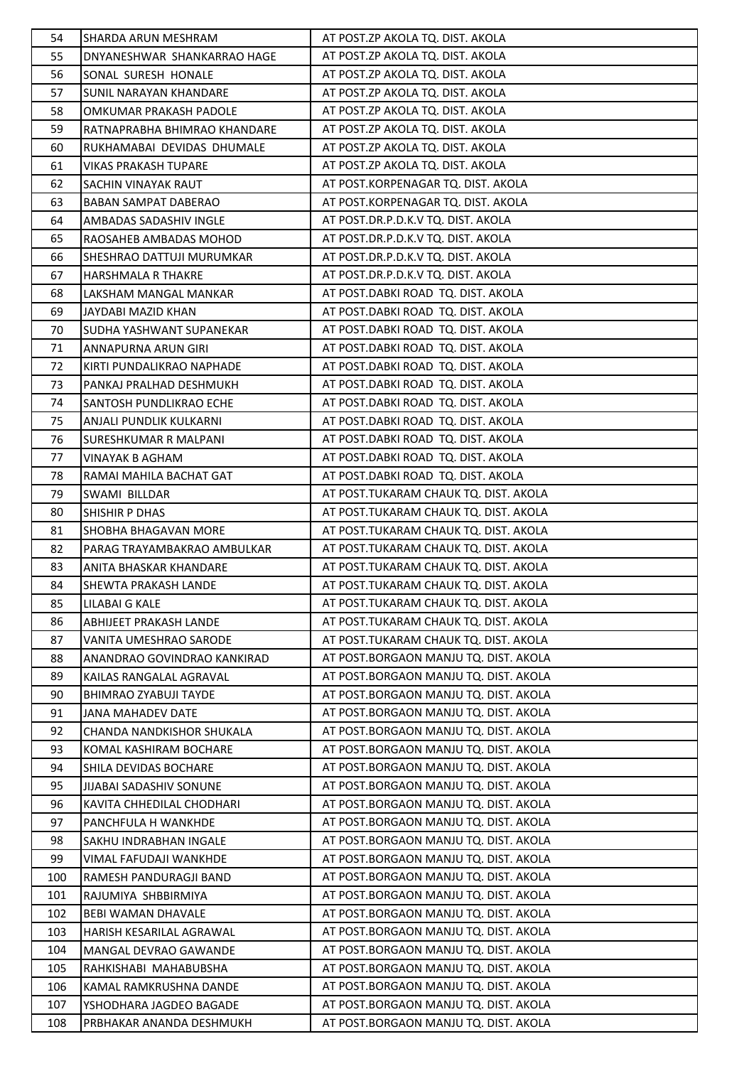| 54 | SHARDA ARUN MESHRAM | AT POST.ZP AKOLA TQ. DIST. AKOLA |
|---|---|---|
| 55 | DNYANESHWAR SHANKARRAO HAGE | AT POST.ZP AKOLA TQ. DIST. AKOLA |
| 56 | SONAL SURESH HONALE | AT POST.ZP AKOLA TQ. DIST. AKOLA |
| 57 | SUNIL NARAYAN KHANDARE | AT POST.ZP AKOLA TQ. DIST. AKOLA |
| 58 | OMKUMAR PRAKASH PADOLE | AT POST.ZP AKOLA TQ. DIST. AKOLA |
| 59 | RATNAPRABHA BHIMRAO KHANDARE | AT POST.ZP AKOLA TQ. DIST. AKOLA |
| 60 | RUKHAMABAI DEVIDAS DHUMALE | AT POST.ZP AKOLA TQ. DIST. AKOLA |
| 61 | VIKAS PRAKASH TUPARE | AT POST.ZP AKOLA TQ. DIST. AKOLA |
| 62 | SACHIN VINAYAK RAUT | AT POST.KORPENAGAR TQ. DIST. AKOLA |
| 63 | BABAN SAMPAT DABERAO | AT POST.KORPENAGAR TQ. DIST. AKOLA |
| 64 | AMBADAS SADASHIV INGLE | AT POST.DR.P.D.K.V TQ. DIST. AKOLA |
| 65 | RAOSAHEB AMBADAS MOHOD | AT POST.DR.P.D.K.V TQ. DIST. AKOLA |
| 66 | SHESHRAO DATTUJI MURUMKAR | AT POST.DR.P.D.K.V TQ. DIST. AKOLA |
| 67 | HARSHMALA R THAKRE | AT POST.DR.P.D.K.V TQ. DIST. AKOLA |
| 68 | LAKSHAM MANGAL MANKAR | AT POST.DABKI ROAD TQ. DIST. AKOLA |
| 69 | JAYDABI MAZID KHAN | AT POST.DABKI ROAD TQ. DIST. AKOLA |
| 70 | SUDHA YASHWANT SUPANEKAR | AT POST.DABKI ROAD TQ. DIST. AKOLA |
| 71 | ANNAPURNA ARUN GIRI | AT POST.DABKI ROAD TQ. DIST. AKOLA |
| 72 | KIRTI PUNDALIKRAO NAPHADE | AT POST.DABKI ROAD TQ. DIST. AKOLA |
| 73 | PANKAJ PRALHAD DESHMUKH | AT POST.DABKI ROAD TQ. DIST. AKOLA |
| 74 | SANTOSH PUNDLIKRAO ECHE | AT POST.DABKI ROAD TQ. DIST. AKOLA |
| 75 | ANJALI PUNDLIK KULKARNI | AT POST.DABKI ROAD TQ. DIST. AKOLA |
| 76 | SURESHKUMAR R MALPANI | AT POST.DABKI ROAD TQ. DIST. AKOLA |
| 77 | VINAYAK B AGHAM | AT POST.DABKI ROAD TQ. DIST. AKOLA |
| 78 | RAMAI MAHILA BACHAT GAT | AT POST.DABKI ROAD TQ. DIST. AKOLA |
| 79 | SWAMI BILLDAR | AT POST.TUKARAM CHAUK TQ. DIST. AKOLA |
| 80 | SHISHIR P DHAS | AT POST.TUKARAM CHAUK TQ. DIST. AKOLA |
| 81 | SHOBHA BHAGAVAN MORE | AT POST.TUKARAM CHAUK TQ. DIST. AKOLA |
| 82 | PARAG TRAYAMBAKRAO AMBULKAR | AT POST.TUKARAM CHAUK TQ. DIST. AKOLA |
| 83 | ANITA BHASKAR KHANDARE | AT POST.TUKARAM CHAUK TQ. DIST. AKOLA |
| 84 | SHEWTA PRAKASH LANDE | AT POST.TUKARAM CHAUK TQ. DIST. AKOLA |
| 85 | LILABAI G KALE | AT POST.TUKARAM CHAUK TQ. DIST. AKOLA |
| 86 | ABHIJEET PRAKASH LANDE | AT POST.TUKARAM CHAUK TQ. DIST. AKOLA |
| 87 | VANITA UMESHRAO SARODE | AT POST.TUKARAM CHAUK TQ. DIST. AKOLA |
| 88 | ANANDRAO GOVINDRAO KANKIRAD | AT POST.BORGAON MANJU TQ. DIST. AKOLA |
| 89 | KAILAS RANGALAL AGRAVAL | AT POST.BORGAON MANJU TQ. DIST. AKOLA |
| 90 | BHIMRAO ZYABUJI TAYDE | AT POST.BORGAON MANJU TQ. DIST. AKOLA |
| 91 | JANA MAHADEV DATE | AT POST.BORGAON MANJU TQ. DIST. AKOLA |
| 92 | CHANDA NANDKISHOR SHUKALA | AT POST.BORGAON MANJU TQ. DIST. AKOLA |
| 93 | KOMAL KASHIRAM BOCHARE | AT POST.BORGAON MANJU TQ. DIST. AKOLA |
| 94 | SHILA DEVIDAS BOCHARE | AT POST.BORGAON MANJU TQ. DIST. AKOLA |
| 95 | JIJABAI SADASHIV SONUNE | AT POST.BORGAON MANJU TQ. DIST. AKOLA |
| 96 | KAVITA CHHEDILAL CHODHARI | AT POST.BORGAON MANJU TQ. DIST. AKOLA |
| 97 | PANCHFULA H WANKHDE | AT POST.BORGAON MANJU TQ. DIST. AKOLA |
| 98 | SAKHU INDRABHAN INGALE | AT POST.BORGAON MANJU TQ. DIST. AKOLA |
| 99 | VIMAL FAFUDAJI WANKHDE | AT POST.BORGAON MANJU TQ. DIST. AKOLA |
| 100 | RAMESH PANDURAGJI BAND | AT POST.BORGAON MANJU TQ. DIST. AKOLA |
| 101 | RAJUMIYA SHBBIRMIYA | AT POST.BORGAON MANJU TQ. DIST. AKOLA |
| 102 | BEBI WAMAN DHAVALE | AT POST.BORGAON MANJU TQ. DIST. AKOLA |
| 103 | HARISH KESARILAL AGRAWAL | AT POST.BORGAON MANJU TQ. DIST. AKOLA |
| 104 | MANGAL DEVRAO GAWANDE | AT POST.BORGAON MANJU TQ. DIST. AKOLA |
| 105 | RAHKISHABI MAHABUBSHA | AT POST.BORGAON MANJU TQ. DIST. AKOLA |
| 106 | KAMAL RAMKRUSHNA DANDE | AT POST.BORGAON MANJU TQ. DIST. AKOLA |
| 107 | YSHODHARA JAGDEO BAGADE | AT POST.BORGAON MANJU TQ. DIST. AKOLA |
| 108 | PRBHAKAR ANANDA DESHMUKH | AT POST.BORGAON MANJU TQ. DIST. AKOLA |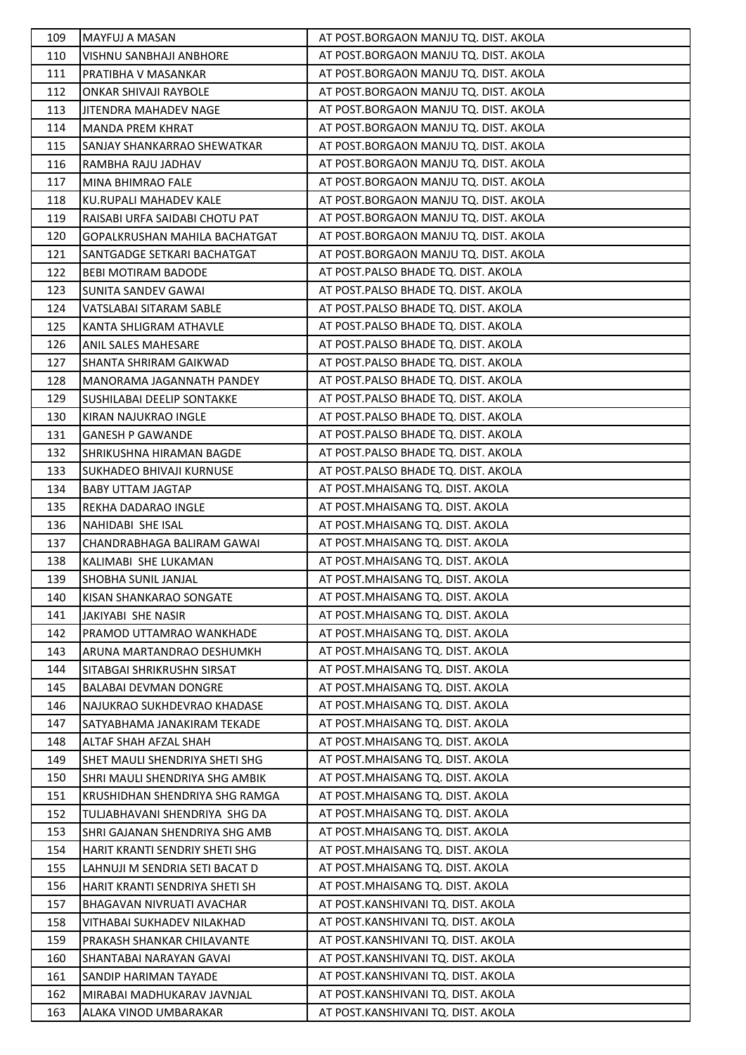| 109 | MAYFUJ A MASAN | AT POST.BORGAON MANJU TQ. DIST. AKOLA |
|---|---|---|
| 110 | VISHNU SANBHAJI ANBHORE | AT POST.BORGAON MANJU TQ. DIST. AKOLA |
| 111 | PRATIBHA V MASANKAR | AT POST.BORGAON MANJU TQ. DIST. AKOLA |
| 112 | ONKAR SHIVAJI RAYBOLE | AT POST.BORGAON MANJU TQ. DIST. AKOLA |
| 113 | JITENDRA MAHADEV NAGE | AT POST.BORGAON MANJU TQ. DIST. AKOLA |
| 114 | MANDA PREM KHRAT | AT POST.BORGAON MANJU TQ. DIST. AKOLA |
| 115 | SANJAY SHANKARRAO SHEWATKAR | AT POST.BORGAON MANJU TQ. DIST. AKOLA |
| 116 | RAMBHA RAJU JADHAV | AT POST.BORGAON MANJU TQ. DIST. AKOLA |
| 117 | MINA BHIMRAO FALE | AT POST.BORGAON MANJU TQ. DIST. AKOLA |
| 118 | KU.RUPALI MAHADEV KALE | AT POST.BORGAON MANJU TQ. DIST. AKOLA |
| 119 | RAISABI URFA SAIDABI CHOTU PAT | AT POST.BORGAON MANJU TQ. DIST. AKOLA |
| 120 | GOPALKRUSHAN MAHILA BACHATGAT | AT POST.BORGAON MANJU TQ. DIST. AKOLA |
| 121 | SANTGADGE SETKARI BACHATGAT | AT POST.BORGAON MANJU TQ. DIST. AKOLA |
| 122 | BEBI MOTIRAM BADODE | AT POST.PALSO BHADE TQ. DIST. AKOLA |
| 123 | SUNITA SANDEV GAWAI | AT POST.PALSO BHADE TQ. DIST. AKOLA |
| 124 | VATSLABAI SITARAM SABLE | AT POST.PALSO BHADE TQ. DIST. AKOLA |
| 125 | KANTA SHLIGRAM ATHAVLE | AT POST.PALSO BHADE TQ. DIST. AKOLA |
| 126 | ANIL SALES MAHESARE | AT POST.PALSO BHADE TQ. DIST. AKOLA |
| 127 | SHANTA SHRIRAM GAIKWAD | AT POST.PALSO BHADE TQ. DIST. AKOLA |
| 128 | MANORAMA JAGANNATH PANDEY | AT POST.PALSO BHADE TQ. DIST. AKOLA |
| 129 | SUSHILABAI DEELIP SONTAKKE | AT POST.PALSO BHADE TQ. DIST. AKOLA |
| 130 | KIRAN NAJUKRAO INGLE | AT POST.PALSO BHADE TQ. DIST. AKOLA |
| 131 | GANESH P GAWANDE | AT POST.PALSO BHADE TQ. DIST. AKOLA |
| 132 | SHRIKUSHNA HIRAMAN BAGDE | AT POST.PALSO BHADE TQ. DIST. AKOLA |
| 133 | SUKHADEO BHIVAJI KURNUSE | AT POST.PALSO BHADE TQ. DIST. AKOLA |
| 134 | BABY UTTAM JAGTAP | AT POST.MHAISANG TQ. DIST. AKOLA |
| 135 | REKHA DADARAO INGLE | AT POST.MHAISANG TQ. DIST. AKOLA |
| 136 | NAHIDABI SHE ISAL | AT POST.MHAISANG TQ. DIST. AKOLA |
| 137 | CHANDRABHAGA BALIRAM GAWAI | AT POST.MHAISANG TQ. DIST. AKOLA |
| 138 | KALIMABI SHE LUKAMAN | AT POST.MHAISANG TQ. DIST. AKOLA |
| 139 | SHOBHA SUNIL JANJAL | AT POST.MHAISANG TQ. DIST. AKOLA |
| 140 | KISAN SHANKARAO SONGATE | AT POST.MHAISANG TQ. DIST. AKOLA |
| 141 | JAKIYABI SHE NASIR | AT POST.MHAISANG TQ. DIST. AKOLA |
| 142 | PRAMOD UTTAMRAO WANKHADE | AT POST.MHAISANG TQ. DIST. AKOLA |
| 143 | ARUNA MARTANDRAO DESHUMKH | AT POST.MHAISANG TQ. DIST. AKOLA |
| 144 | SITABGAI SHRIKRUSHN SIRSAT | AT POST.MHAISANG TQ. DIST. AKOLA |
| 145 | BALABAI DEVMAN DONGRE | AT POST.MHAISANG TQ. DIST. AKOLA |
| 146 | NAJUKRAO SUKHDEVRAO KHADASE | AT POST.MHAISANG TQ. DIST. AKOLA |
| 147 | SATYABHAMA JANAKIRAM TEKADE | AT POST.MHAISANG TQ. DIST. AKOLA |
| 148 | ALTAF SHAH AFZAL SHAH | AT POST.MHAISANG TQ. DIST. AKOLA |
| 149 | SHET MAULI SHENDRIYA SHETI SHG | AT POST.MHAISANG TQ. DIST. AKOLA |
| 150 | SHRI MAULI SHENDRIYA SHG AMBIK | AT POST.MHAISANG TQ. DIST. AKOLA |
| 151 | KRUSHIDHAN SHENDRIYA SHG RAMGA | AT POST.MHAISANG TQ. DIST. AKOLA |
| 152 | TULJABHAVANI SHENDRIYA SHG DA | AT POST.MHAISANG TQ. DIST. AKOLA |
| 153 | SHRI GAJANAN SHENDRIYA SHG AMB | AT POST.MHAISANG TQ. DIST. AKOLA |
| 154 | HARIT KRANTI SENDRIY SHETI SHG | AT POST.MHAISANG TQ. DIST. AKOLA |
| 155 | LAHNUJI M SENDRIA SETI BACAT D | AT POST.MHAISANG TQ. DIST. AKOLA |
| 156 | HARIT KRANTI SENDRIYA SHETI SH | AT POST.MHAISANG TQ. DIST. AKOLA |
| 157 | BHAGAVAN NIVRUATI AVACHAR | AT POST.KANSHIVANI TQ. DIST. AKOLA |
| 158 | VITHABAI SUKHADEV NILAKHAD | AT POST.KANSHIVANI TQ. DIST. AKOLA |
| 159 | PRAKASH SHANKAR CHILAVANTE | AT POST.KANSHIVANI TQ. DIST. AKOLA |
| 160 | SHANTABAI NARAYAN GAVAI | AT POST.KANSHIVANI TQ. DIST. AKOLA |
| 161 | SANDIP HARIMAN TAYADE | AT POST.KANSHIVANI TQ. DIST. AKOLA |
| 162 | MIRABAI MADHUKARAV JAVNJAL | AT POST.KANSHIVANI TQ. DIST. AKOLA |
| 163 | ALAKA VINOD UMBARAKAR | AT POST.KANSHIVANI TQ. DIST. AKOLA |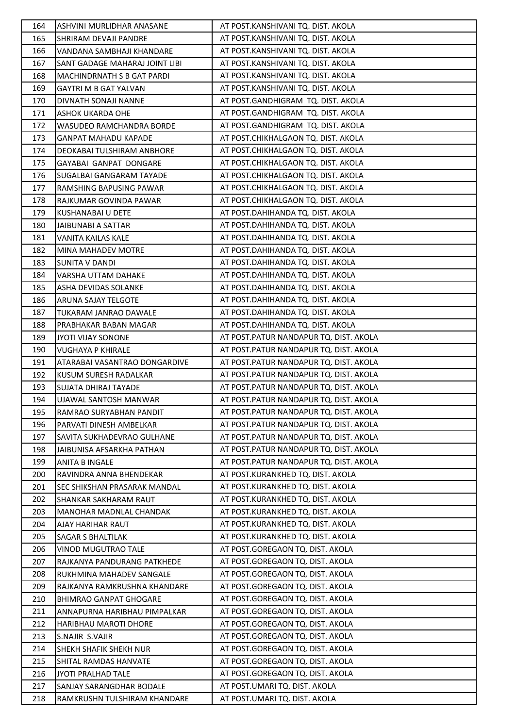| 164 | ASHVINI MURLIDHAR ANASANE | AT POST.KANSHIVANI TQ. DIST. AKOLA |
|---|---|---|
| 165 | SHRIRAM DEVAJI PANDRE | AT POST.KANSHIVANI TQ. DIST. AKOLA |
| 166 | VANDANA SAMBHAJI KHANDARE | AT POST.KANSHIVANI TQ. DIST. AKOLA |
| 167 | SANT GADAGE MAHARAJ JOINT LIBI | AT POST.KANSHIVANI TQ. DIST. AKOLA |
| 168 | MACHINDRNATH S B GAT PARDI | AT POST.KANSHIVANI TQ. DIST. AKOLA |
| 169 | GAYTRI M B GAT YALVAN | AT POST.KANSHIVANI TQ. DIST. AKOLA |
| 170 | DIVNATH SONAJI NANNE | AT POST.GANDHIGRAM TQ. DIST. AKOLA |
| 171 | ASHOK UKARDA OHE | AT POST.GANDHIGRAM TQ. DIST. AKOLA |
| 172 | WASUDEO RAMCHANDRA BORDE | AT POST.GANDHIGRAM TQ. DIST. AKOLA |
| 173 | GANPAT MAHADU KAPADE | AT POST.CHIKHALGAON TQ. DIST. AKOLA |
| 174 | DEOKABAI TULSHIRAM ANBHORE | AT POST.CHIKHALGAON TQ. DIST. AKOLA |
| 175 | GAYABAI GANPAT DONGARE | AT POST.CHIKHALGAON TQ. DIST. AKOLA |
| 176 | SUGALBAI GANGARAM TAYADE | AT POST.CHIKHALGAON TQ. DIST. AKOLA |
| 177 | RAMSHING BAPUSING PAWAR | AT POST.CHIKHALGAON TQ. DIST. AKOLA |
| 178 | RAJKUMAR GOVINDA PAWAR | AT POST.CHIKHALGAON TQ. DIST. AKOLA |
| 179 | KUSHANABAI U DETE | AT POST.DAHIHANDA TQ. DIST. AKOLA |
| 180 | JAIBUNABI A SATTAR | AT POST.DAHIHANDA TQ. DIST. AKOLA |
| 181 | VANITA KAILAS KALE | AT POST.DAHIHANDA TQ. DIST. AKOLA |
| 182 | MINA MAHADEV MOTRE | AT POST.DAHIHANDA TQ. DIST. AKOLA |
| 183 | SUNITA V DANDI | AT POST.DAHIHANDA TQ. DIST. AKOLA |
| 184 | VARSHA UTTAM DAHAKE | AT POST.DAHIHANDA TQ. DIST. AKOLA |
| 185 | ASHA DEVIDAS SOLANKE | AT POST.DAHIHANDA TQ. DIST. AKOLA |
| 186 | ARUNA SAJAY TELGOTE | AT POST.DAHIHANDA TQ. DIST. AKOLA |
| 187 | TUKARAM JANRAO DAWALE | AT POST.DAHIHANDA TQ. DIST. AKOLA |
| 188 | PRABHAKAR BABAN MAGAR | AT POST.DAHIHANDA TQ. DIST. AKOLA |
| 189 | JYOTI VIJAY SONONE | AT POST.PATUR NANDAPUR TQ. DIST. AKOLA |
| 190 | VUGHAYA P KHIRALE | AT POST.PATUR NANDAPUR TQ. DIST. AKOLA |
| 191 | ATARABAI VASANTRAO DONGARDIVE | AT POST.PATUR NANDAPUR TQ. DIST. AKOLA |
| 192 | KUSUM SURESH RADALKAR | AT POST.PATUR NANDAPUR TQ. DIST. AKOLA |
| 193 | SUJATA DHIRAJ TAYADE | AT POST.PATUR NANDAPUR TQ. DIST. AKOLA |
| 194 | UJAWAL SANTOSH MANWAR | AT POST.PATUR NANDAPUR TQ. DIST. AKOLA |
| 195 | RAMRAO SURYABHAN PANDIT | AT POST.PATUR NANDAPUR TQ. DIST. AKOLA |
| 196 | PARVATI DINESH AMBELKAR | AT POST.PATUR NANDAPUR TQ. DIST. AKOLA |
| 197 | SAVITA SUKHADEVRAO GULHANE | AT POST.PATUR NANDAPUR TQ. DIST. AKOLA |
| 198 | JAIBUNISA AFSARKHA PATHAN | AT POST.PATUR NANDAPUR TQ. DIST. AKOLA |
| 199 | ANITA B INGALE | AT POST.PATUR NANDAPUR TQ. DIST. AKOLA |
| 200 | RAVINDRA ANNA BHENDEKAR | AT POST.KURANKHED TQ. DIST. AKOLA |
| 201 | SEC SHIKSHAN PRASARAK MANDAL | AT POST.KURANKHED TQ. DIST. AKOLA |
| 202 | SHANKAR SAKHARAM RAUT | AT POST.KURANKHED TQ. DIST. AKOLA |
| 203 | MANOHAR MADNLAL CHANDAK | AT POST.KURANKHED TQ. DIST. AKOLA |
| 204 | AJAY HARIHAR RAUT | AT POST.KURANKHED TQ. DIST. AKOLA |
| 205 | SAGAR S BHALTILAK | AT POST.KURANKHED TQ. DIST. AKOLA |
| 206 | VINOD MUGUTRAO TALE | AT POST.GOREGAON TQ. DIST. AKOLA |
| 207 | RAJKANYA PANDURANG PATKHEDE | AT POST.GOREGAON TQ. DIST. AKOLA |
| 208 | RUKHMINA MAHADEV SANGALE | AT POST.GOREGAON TQ. DIST. AKOLA |
| 209 | RAJKANYA RAMKRUSHNA KHANDARE | AT POST.GOREGAON TQ. DIST. AKOLA |
| 210 | BHIMRAO GANPAT GHOGARE | AT POST.GOREGAON TQ. DIST. AKOLA |
| 211 | ANNAPURNA HARIBHAU PIMPALKAR | AT POST.GOREGAON TQ. DIST. AKOLA |
| 212 | HARIBHAU MAROTI DHORE | AT POST.GOREGAON TQ. DIST. AKOLA |
| 213 | S.NAJIR S.VAJIR | AT POST.GOREGAON TQ. DIST. AKOLA |
| 214 | SHEKH SHAFIK SHEKH NUR | AT POST.GOREGAON TQ. DIST. AKOLA |
| 215 | SHITAL RAMDAS HANVATE | AT POST.GOREGAON TQ. DIST. AKOLA |
| 216 | JYOTI PRALHAD TALE | AT POST.GOREGAON TQ. DIST. AKOLA |
| 217 | SANJAY SARANGDHAR BODALE | AT POST.UMARI TQ. DIST. AKOLA |
| 218 | RAMKRUSHN TULSHIRAM KHANDARE | AT POST.UMARI TQ. DIST. AKOLA |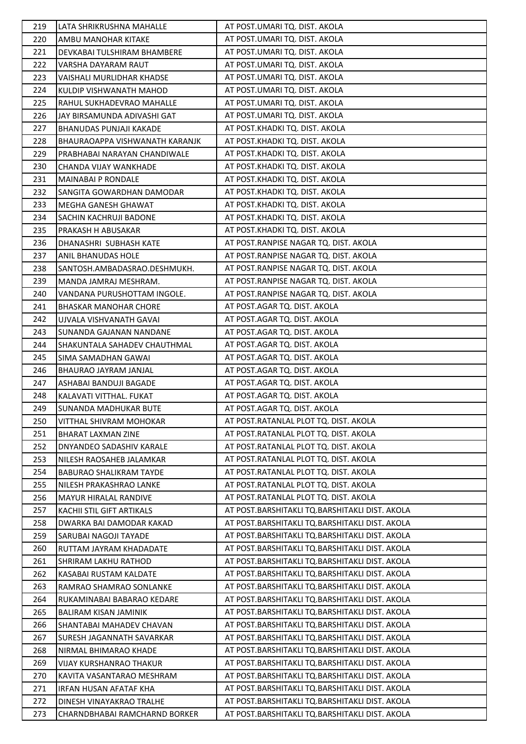| 219 | LATA SHRIKRUSHNA MAHALLE | AT POST.UMARI TQ. DIST. AKOLA |
|---|---|---|
| 220 | AMBU MANOHAR KITAKE | AT POST.UMARI TQ. DIST. AKOLA |
| 221 | DEVKABAI TULSHIRAM BHAMBERE | AT POST.UMARI TQ. DIST. AKOLA |
| 222 | VARSHA DAYARAM RAUT | AT POST.UMARI TQ. DIST. AKOLA |
| 223 | VAISHALI MURLIDHAR KHADSE | AT POST.UMARI TQ. DIST. AKOLA |
| 224 | KULDIP VISHWANATH MAHOD | AT POST.UMARI TQ. DIST. AKOLA |
| 225 | RAHUL SUKHADEVRAO MAHALLE | AT POST.UMARI TQ. DIST. AKOLA |
| 226 | JAY BIRSAMUNDA ADIVASHI GAT | AT POST.UMARI TQ. DIST. AKOLA |
| 227 | BHANUDAS PUNJAJI KAKADE | AT POST.KHADKI TQ. DIST. AKOLA |
| 228 | BHAURAOAPPA VISHWANATH KARANJK | AT POST.KHADKI TQ. DIST. AKOLA |
| 229 | PRABHABAI NARAYAN CHANDIWALE | AT POST.KHADKI TQ. DIST. AKOLA |
| 230 | CHANDA VIJAY WANKHADE | AT POST.KHADKI TQ. DIST. AKOLA |
| 231 | MAINABAI P RONDALE | AT POST.KHADKI TQ. DIST. AKOLA |
| 232 | SANGITA GOWARDHAN DAMODAR | AT POST.KHADKI TQ. DIST. AKOLA |
| 233 | MEGHA GANESH GHAWAT | AT POST.KHADKI TQ. DIST. AKOLA |
| 234 | SACHIN KACHRUJI BADONE | AT POST.KHADKI TQ. DIST. AKOLA |
| 235 | PRAKASH H ABUSAKAR | AT POST.KHADKI TQ. DIST. AKOLA |
| 236 | DHANASHRI SUBHASH KATE | AT POST.RANPISE NAGAR TQ. DIST. AKOLA |
| 237 | ANIL BHANUDAS HOLE | AT POST.RANPISE NAGAR TQ. DIST. AKOLA |
| 238 | SANTOSH.AMBADASRAO.DESHMUKH. | AT POST.RANPISE NAGAR TQ. DIST. AKOLA |
| 239 | MANDA JAMRAJ MESHRAM. | AT POST.RANPISE NAGAR TQ. DIST. AKOLA |
| 240 | VANDANA PURUSHOTTAM INGOLE. | AT POST.RANPISE NAGAR TQ. DIST. AKOLA |
| 241 | BHASKAR MANOHAR CHORE | AT POST.AGAR TQ. DIST. AKOLA |
| 242 | UJVALA VISHVANATH GAVAI | AT POST.AGAR TQ. DIST. AKOLA |
| 243 | SUNANDA GAJANAN NANDANE | AT POST.AGAR TQ. DIST. AKOLA |
| 244 | SHAKUNTALA SAHADEV CHAUTHMAL | AT POST.AGAR TQ. DIST. AKOLA |
| 245 | SIMA SAMADHAN GAWAI | AT POST.AGAR TQ. DIST. AKOLA |
| 246 | BHAURAO JAYRAM JANJAL | AT POST.AGAR TQ. DIST. AKOLA |
| 247 | ASHABAI BANDUJI BAGADE | AT POST.AGAR TQ. DIST. AKOLA |
| 248 | KALAVATI VITTHAL. FUKAT | AT POST.AGAR TQ. DIST. AKOLA |
| 249 | SUNANDA MADHUKAR BUTE | AT POST.AGAR TQ. DIST. AKOLA |
| 250 | VITTHAL SHIVRAM MOHOKAR | AT POST.RATANLAL PLOT TQ. DIST. AKOLA |
| 251 | BHARAT LAXMAN ZINE | AT POST.RATANLAL PLOT TQ. DIST. AKOLA |
| 252 | DNYANDEO SADASHIV KARALE | AT POST.RATANLAL PLOT TQ. DIST. AKOLA |
| 253 | NILESH RAOSAHEB JALAMKAR | AT POST.RATANLAL PLOT TQ. DIST. AKOLA |
| 254 | BABURAO SHALIKRAM TAYDE | AT POST.RATANLAL PLOT TQ. DIST. AKOLA |
| 255 | NILESH PRAKASHRAO LANKE | AT POST.RATANLAL PLOT TQ. DIST. AKOLA |
| 256 | MAYUR HIRALAL RANDIVE | AT POST.RATANLAL PLOT TQ. DIST. AKOLA |
| 257 | KACHII STIL GIFT ARTIKALS | AT POST.BARSHITAKLI TQ.BARSHITAKLI DIST. AKOLA |
| 258 | DWARKA BAI DAMODAR KAKAD | AT POST.BARSHITAKLI TQ.BARSHITAKLI DIST. AKOLA |
| 259 | SARUBAI NAGOJI TAYADE | AT POST.BARSHITAKLI TQ.BARSHITAKLI DIST. AKOLA |
| 260 | RUTTAM JAYRAM KHADADATE | AT POST.BARSHITAKLI TQ.BARSHITAKLI DIST. AKOLA |
| 261 | SHRIRAM LAKHU RATHOD | AT POST.BARSHITAKLI TQ.BARSHITAKLI DIST. AKOLA |
| 262 | KASABAI RUSTAM KALDATE | AT POST.BARSHITAKLI TQ.BARSHITAKLI DIST. AKOLA |
| 263 | RAMRAO SHAMRAO SONLANKE | AT POST.BARSHITAKLI TQ.BARSHITAKLI DIST. AKOLA |
| 264 | RUKAMINABAI BABARAO KEDARE | AT POST.BARSHITAKLI TQ.BARSHITAKLI DIST. AKOLA |
| 265 | BALIRAM KISAN JAMINIK | AT POST.BARSHITAKLI TQ.BARSHITAKLI DIST. AKOLA |
| 266 | SHANTABAI MAHADEV CHAVAN | AT POST.BARSHITAKLI TQ.BARSHITAKLI DIST. AKOLA |
| 267 | SURESH JAGANNATH SAVARKAR | AT POST.BARSHITAKLI TQ.BARSHITAKLI DIST. AKOLA |
| 268 | NIRMAL BHIMARAO KHADE | AT POST.BARSHITAKLI TQ.BARSHITAKLI DIST. AKOLA |
| 269 | VIJAY KURSHANRAO THAKUR | AT POST.BARSHITAKLI TQ.BARSHITAKLI DIST. AKOLA |
| 270 | KAVITA VASANTARAO MESHRAM | AT POST.BARSHITAKLI TQ.BARSHITAKLI DIST. AKOLA |
| 271 | IRFAN HUSAN AFATAF KHA | AT POST.BARSHITAKLI TQ.BARSHITAKLI DIST. AKOLA |
| 272 | DINESH VINAYAKRAO TRALHE | AT POST.BARSHITAKLI TQ.BARSHITAKLI DIST. AKOLA |
| 273 | CHARNDBHABAI RAMCHARND BORKER | AT POST.BARSHITAKLI TQ.BARSHITAKLI DIST. AKOLA |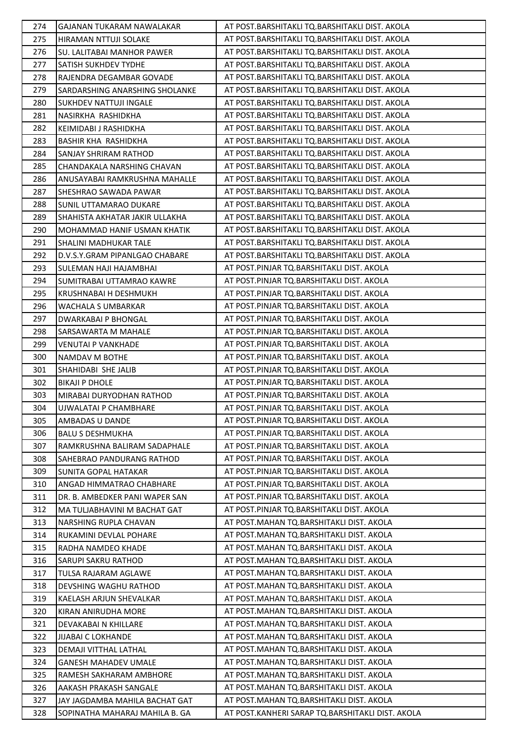| 274 | GAJANAN TUKARAM NAWALAKAR | AT POST.BARSHITAKLI TQ.BARSHITAKLI DIST. AKOLA |
|---|---|---|
| 275 | HIRAMAN NTTUJI SOLAKE | AT POST.BARSHITAKLI TQ.BARSHITAKLI DIST. AKOLA |
| 276 | SU. LALITABAI MANHOR PAWER | AT POST.BARSHITAKLI TQ.BARSHITAKLI DIST. AKOLA |
| 277 | SATISH SUKHDEV TYDHE | AT POST.BARSHITAKLI TQ.BARSHITAKLI DIST. AKOLA |
| 278 | RAJENDRA DEGAMBAR GOVADE | AT POST.BARSHITAKLI TQ.BARSHITAKLI DIST. AKOLA |
| 279 | SARDARSHING ANARSHING SHOLANKE | AT POST.BARSHITAKLI TQ.BARSHITAKLI DIST. AKOLA |
| 280 | SUKHDEV NATTUJI INGALE | AT POST.BARSHITAKLI TQ.BARSHITAKLI DIST. AKOLA |
| 281 | NASIRKHA RASHIDKHA | AT POST.BARSHITAKLI TQ.BARSHITAKLI DIST. AKOLA |
| 282 | KEIMIDABI J RASHIDKHA | AT POST.BARSHITAKLI TQ.BARSHITAKLI DIST. AKOLA |
| 283 | BASHIR KHA RASHIDKHA | AT POST.BARSHITAKLI TQ.BARSHITAKLI DIST. AKOLA |
| 284 | SANJAY SHRIRAM RATHOD | AT POST.BARSHITAKLI TQ.BARSHITAKLI DIST. AKOLA |
| 285 | CHANDAKALA NARSHING CHAVAN | AT POST.BARSHITAKLI TQ.BARSHITAKLI DIST. AKOLA |
| 286 | ANUSAYABAI RAMKRUSHNA MAHALLE | AT POST.BARSHITAKLI TQ.BARSHITAKLI DIST. AKOLA |
| 287 | SHESHRAO SAWADA PAWAR | AT POST.BARSHITAKLI TQ.BARSHITAKLI DIST. AKOLA |
| 288 | SUNIL UTTAMARAO DUKARE | AT POST.BARSHITAKLI TQ.BARSHITAKLI DIST. AKOLA |
| 289 | SHAHISTA AKHATAR JAKIR ULLAKHA | AT POST.BARSHITAKLI TQ.BARSHITAKLI DIST. AKOLA |
| 290 | MOHAMMAD HANIF USMAN KHATIK | AT POST.BARSHITAKLI TQ.BARSHITAKLI DIST. AKOLA |
| 291 | SHALINI MADHUKAR TALE | AT POST.BARSHITAKLI TQ.BARSHITAKLI DIST. AKOLA |
| 292 | D.V.S.Y.GRAM PIPANLGAO CHABARE | AT POST.BARSHITAKLI TQ.BARSHITAKLI DIST. AKOLA |
| 293 | SULEMAN HAJI HAJAMBHAI | AT POST.PINJAR TQ.BARSHITAKLI DIST. AKOLA |
| 294 | SUMITRABAI UTTAMRAO KAWRE | AT POST.PINJAR TQ.BARSHITAKLI DIST. AKOLA |
| 295 | KRUSHNABAI H DESHMUKH | AT POST.PINJAR TQ.BARSHITAKLI DIST. AKOLA |
| 296 | WACHALA S UMBARKAR | AT POST.PINJAR TQ.BARSHITAKLI DIST. AKOLA |
| 297 | DWARKABAI P BHONGAL | AT POST.PINJAR TQ.BARSHITAKLI DIST. AKOLA |
| 298 | SARSAWARTA M MAHALE | AT POST.PINJAR TQ.BARSHITAKLI DIST. AKOLA |
| 299 | VENUTAI P VANKHADE | AT POST.PINJAR TQ.BARSHITAKLI DIST. AKOLA |
| 300 | NAMDAV M BOTHE | AT POST.PINJAR TQ.BARSHITAKLI DIST. AKOLA |
| 301 | SHAHIDABI SHE JALIB | AT POST.PINJAR TQ.BARSHITAKLI DIST. AKOLA |
| 302 | BIKAJI P DHOLE | AT POST.PINJAR TQ.BARSHITAKLI DIST. AKOLA |
| 303 | MIRABAI DURYODHAN RATHOD | AT POST.PINJAR TQ.BARSHITAKLI DIST. AKOLA |
| 304 | UJWALATAI P CHAMBHARE | AT POST.PINJAR TQ.BARSHITAKLI DIST. AKOLA |
| 305 | AMBADAS U DANDE | AT POST.PINJAR TQ.BARSHITAKLI DIST. AKOLA |
| 306 | BALU S DESHMUKHA | AT POST.PINJAR TQ.BARSHITAKLI DIST. AKOLA |
| 307 | RAMKRUSHNA BALIRAM SADAPHALE | AT POST.PINJAR TQ.BARSHITAKLI DIST. AKOLA |
| 308 | SAHEBRAO PANDURANG RATHOD | AT POST.PINJAR TQ.BARSHITAKLI DIST. AKOLA |
| 309 | SUNITA GOPAL HATAKAR | AT POST.PINJAR TQ.BARSHITAKLI DIST. AKOLA |
| 310 | ANGAD HIMMATRAO CHABHARE | AT POST.PINJAR TQ.BARSHITAKLI DIST. AKOLA |
| 311 | DR. B. AMBEDKER PANI WAPER SAN | AT POST.PINJAR TQ.BARSHITAKLI DIST. AKOLA |
| 312 | MA TULJABHAVINI M BACHAT GAT | AT POST.PINJAR TQ.BARSHITAKLI DIST. AKOLA |
| 313 | NARSHING RUPLA CHAVAN | AT POST.MAHAN TQ.BARSHITAKLI DIST. AKOLA |
| 314 | RUKAMINI DEVLAL POHARE | AT POST.MAHAN TQ.BARSHITAKLI DIST. AKOLA |
| 315 | RADHA NAMDEO KHADE | AT POST.MAHAN TQ.BARSHITAKLI DIST. AKOLA |
| 316 | SARUPI SAKRU RATHOD | AT POST.MAHAN TQ.BARSHITAKLI DIST. AKOLA |
| 317 | TULSA RAJARAM AGLAWE | AT POST.MAHAN TQ.BARSHITAKLI DIST. AKOLA |
| 318 | DEVSHING WAGHU RATHOD | AT POST.MAHAN TQ.BARSHITAKLI DIST. AKOLA |
| 319 | KAELASH ARJUN SHEVALKAR | AT POST.MAHAN TQ.BARSHITAKLI DIST. AKOLA |
| 320 | KIRAN ANIRUDHA MORE | AT POST.MAHAN TQ.BARSHITAKLI DIST. AKOLA |
| 321 | DEVAKABAI N KHILLARE | AT POST.MAHAN TQ.BARSHITAKLI DIST. AKOLA |
| 322 | JIJABAI C LOKHANDE | AT POST.MAHAN TQ.BARSHITAKLI DIST. AKOLA |
| 323 | DEMAJI VITTHAL LATHAL | AT POST.MAHAN TQ.BARSHITAKLI DIST. AKOLA |
| 324 | GANESH MAHADEV UMALE | AT POST.MAHAN TQ.BARSHITAKLI DIST. AKOLA |
| 325 | RAMESH SAKHARAM AMBHORE | AT POST.MAHAN TQ.BARSHITAKLI DIST. AKOLA |
| 326 | AAKASH PRAKASH SANGALE | AT POST.MAHAN TQ.BARSHITAKLI DIST. AKOLA |
| 327 | JAY JAGDAMBA MAHILA BACHAT GAT | AT POST.MAHAN TQ.BARSHITAKLI DIST. AKOLA |
| 328 | SOPINATHA MAHARAJ MAHILA B. GA | AT POST.KANHERI SARAP TQ.BARSHITAKLI DIST. AKOLA |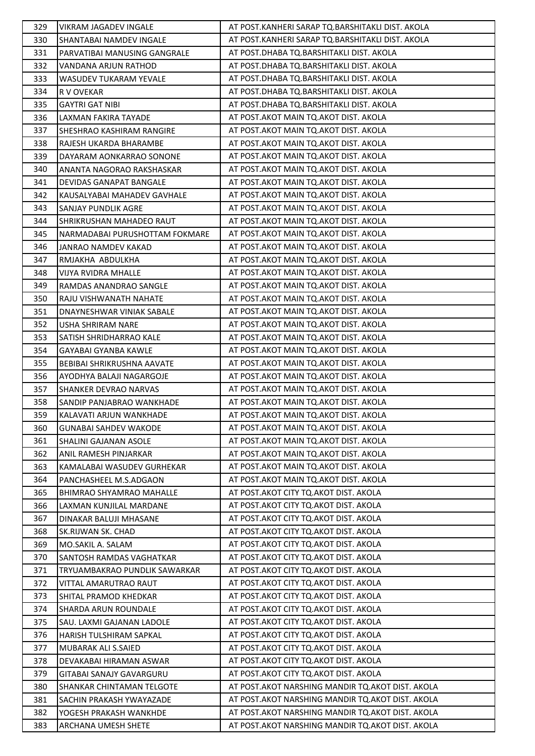| 329 | VIKRAM JAGADEV INGALE | AT POST.KANHERI SARAP TQ.BARSHITAKLI DIST. AKOLA |
|---|---|---|
| 330 | SHANTABAI NAMDEV INGALE | AT POST.KANHERI SARAP TQ.BARSHITAKLI DIST. AKOLA |
| 331 | PARVATIBAI MANUSING GANGRALE | AT POST.DHABA TQ.BARSHITAKLI DIST. AKOLA |
| 332 | VANDANA ARJUN RATHOD | AT POST.DHABA TQ.BARSHITAKLI DIST. AKOLA |
| 333 | WASUDEV TUKARAM YEVALE | AT POST.DHABA TQ.BARSHITAKLI DIST. AKOLA |
| 334 | R V OVEKAR | AT POST.DHABA TQ.BARSHITAKLI DIST. AKOLA |
| 335 | GAYTRI GAT NIBI | AT POST.DHABA TQ.BARSHITAKLI DIST. AKOLA |
| 336 | LAXMAN FAKIRA TAYADE | AT POST.AKOT MAIN TQ.AKOT DIST. AKOLA |
| 337 | SHESHRAO KASHIRAM RANGIRE | AT POST.AKOT MAIN TQ.AKOT DIST. AKOLA |
| 338 | RAJESH UKARDA BHARAMBE | AT POST.AKOT MAIN TQ.AKOT DIST. AKOLA |
| 339 | DAYARAM AONKARRAO SONONE | AT POST.AKOT MAIN TQ.AKOT DIST. AKOLA |
| 340 | ANANTA NAGORAO RAKSHASKAR | AT POST.AKOT MAIN TQ.AKOT DIST. AKOLA |
| 341 | DEVIDAS GANAPAT BANGALE | AT POST.AKOT MAIN TQ.AKOT DIST. AKOLA |
| 342 | KAUSALYABAI MAHADEV GAVHALE | AT POST.AKOT MAIN TQ.AKOT DIST. AKOLA |
| 343 | SANJAY PUNDLIK AGRE | AT POST.AKOT MAIN TQ.AKOT DIST. AKOLA |
| 344 | SHRIKRUSHAN MAHADEO RAUT | AT POST.AKOT MAIN TQ.AKOT DIST. AKOLA |
| 345 | NARMADABAI PURUSHOTTAM FOKMARE | AT POST.AKOT MAIN TQ.AKOT DIST. AKOLA |
| 346 | JANRAO NAMDEV KAKAD | AT POST.AKOT MAIN TQ.AKOT DIST. AKOLA |
| 347 | RMJAKHA ABDULKHA | AT POST.AKOT MAIN TQ.AKOT DIST. AKOLA |
| 348 | VIJYA RVIDRA MHALLE | AT POST.AKOT MAIN TQ.AKOT DIST. AKOLA |
| 349 | RAMDAS ANANDRAO SANGLE | AT POST.AKOT MAIN TQ.AKOT DIST. AKOLA |
| 350 | RAJU VISHWANATH NAHATE | AT POST.AKOT MAIN TQ.AKOT DIST. AKOLA |
| 351 | DNAYNESHWAR VINIAK SABALE | AT POST.AKOT MAIN TQ.AKOT DIST. AKOLA |
| 352 | USHA SHRIRAM NARE | AT POST.AKOT MAIN TQ.AKOT DIST. AKOLA |
| 353 | SATISH SHRIDHARRAO KALE | AT POST.AKOT MAIN TQ.AKOT DIST. AKOLA |
| 354 | GAYABAI GYANBA KAWLE | AT POST.AKOT MAIN TQ.AKOT DIST. AKOLA |
| 355 | BEBIBAI SHRIKRUSHNA AAVATE | AT POST.AKOT MAIN TQ.AKOT DIST. AKOLA |
| 356 | AYODHYA BALAJI NAGARGOJE | AT POST.AKOT MAIN TQ.AKOT DIST. AKOLA |
| 357 | SHANKER DEVRAO NARVAS | AT POST.AKOT MAIN TQ.AKOT DIST. AKOLA |
| 358 | SANDIP PANJABRAO WANKHADE | AT POST.AKOT MAIN TQ.AKOT DIST. AKOLA |
| 359 | KALAVATI ARJUN WANKHADE | AT POST.AKOT MAIN TQ.AKOT DIST. AKOLA |
| 360 | GUNABAI SAHDEV WAKODE | AT POST.AKOT MAIN TQ.AKOT DIST. AKOLA |
| 361 | SHALINI GAJANAN ASOLE | AT POST.AKOT MAIN TQ.AKOT DIST. AKOLA |
| 362 | ANIL RAMESH PINJARKAR | AT POST.AKOT MAIN TQ.AKOT DIST. AKOLA |
| 363 | KAMALABAI WASUDEV GURHEKAR | AT POST.AKOT MAIN TQ.AKOT DIST. AKOLA |
| 364 | PANCHASHEEL M.S.ADGAON | AT POST.AKOT MAIN TQ.AKOT DIST. AKOLA |
| 365 | BHIMRAO SHYAMRAO MAHALLE | AT POST.AKOT CITY TQ.AKOT DIST. AKOLA |
| 366 | LAXMAN KUNJILAL MARDANE | AT POST.AKOT CITY TQ.AKOT DIST. AKOLA |
| 367 | DINAKAR BALUJI MHASANE | AT POST.AKOT CITY TQ.AKOT DIST. AKOLA |
| 368 | SK.RIJWAN SK. CHAD | AT POST.AKOT CITY TQ.AKOT DIST. AKOLA |
| 369 | MO.SAKIL A. SALAM | AT POST.AKOT CITY TQ.AKOT DIST. AKOLA |
| 370 | SANTOSH RAMDAS VAGHATKAR | AT POST.AKOT CITY TQ.AKOT DIST. AKOLA |
| 371 | TRYUAMBAKRAO PUNDLIK SAWARKAR | AT POST.AKOT CITY TQ.AKOT DIST. AKOLA |
| 372 | VITTAL AMARUTRAO RAUT | AT POST.AKOT CITY TQ.AKOT DIST. AKOLA |
| 373 | SHITAL PRAMOD KHEDKAR | AT POST.AKOT CITY TQ.AKOT DIST. AKOLA |
| 374 | SHARDA ARUN ROUNDALE | AT POST.AKOT CITY TQ.AKOT DIST. AKOLA |
| 375 | SAU. LAXMI GAJANAN LADOLE | AT POST.AKOT CITY TQ.AKOT DIST. AKOLA |
| 376 | HARISH TULSHIRAM SAPKAL | AT POST.AKOT CITY TQ.AKOT DIST. AKOLA |
| 377 | MUBARAK ALI S.SAIED | AT POST.AKOT CITY TQ.AKOT DIST. AKOLA |
| 378 | DEVAKABAI HIRAMAN ASWAR | AT POST.AKOT CITY TQ.AKOT DIST. AKOLA |
| 379 | GITABAI SANAJY GAVARGURU | AT POST.AKOT CITY TQ.AKOT DIST. AKOLA |
| 380 | SHANKAR CHINTAMAN TELGOTE | AT POST.AKOT NARSHING MANDIR TQ.AKOT DIST. AKOLA |
| 381 | SACHIN PRAKASH YWAYAZADE | AT POST.AKOT NARSHING MANDIR TQ.AKOT DIST. AKOLA |
| 382 | YOGESH PRAKASH WANKHDE | AT POST.AKOT NARSHING MANDIR TQ.AKOT DIST. AKOLA |
| 383 | ARCHANA UMESH SHETE | AT POST.AKOT NARSHING MANDIR TQ.AKOT DIST. AKOLA |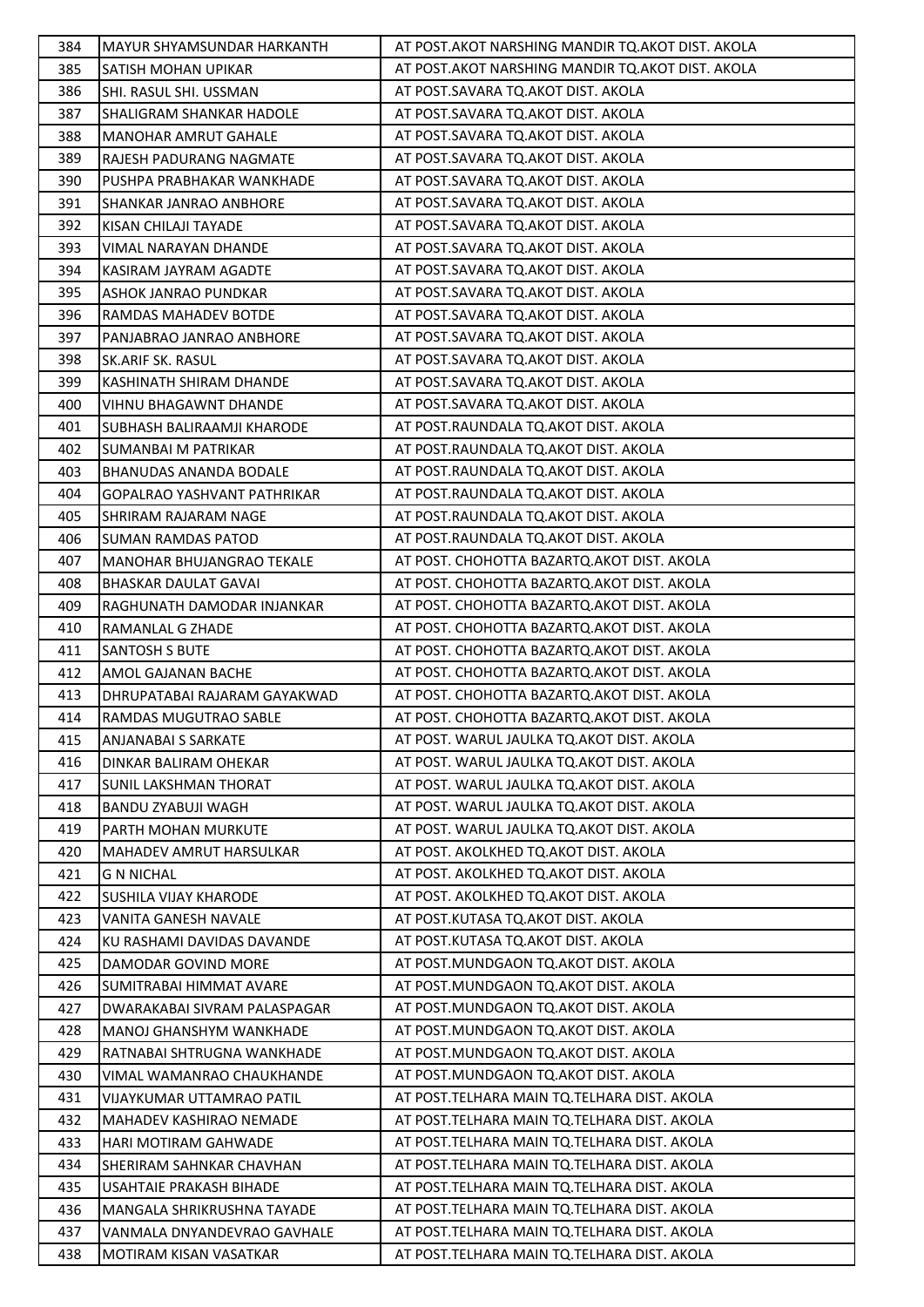| 384 | MAYUR SHYAMSUNDAR HARKANTH | AT POST.AKOT NARSHING MANDIR TQ.AKOT DIST. AKOLA |
|---|---|---|
| 385 | SATISH MOHAN UPIKAR | AT POST.AKOT NARSHING MANDIR TQ.AKOT DIST. AKOLA |
| 386 | SHI. RASUL SHI. USSMAN | AT POST.SAVARA TQ.AKOT DIST. AKOLA |
| 387 | SHALIGRAM SHANKAR HADOLE | AT POST.SAVARA TQ.AKOT DIST. AKOLA |
| 388 | MANOHAR AMRUT GAHALE | AT POST.SAVARA TQ.AKOT DIST. AKOLA |
| 389 | RAJESH PADURANG NAGMATE | AT POST.SAVARA TQ.AKOT DIST. AKOLA |
| 390 | PUSHPA PRABHAKAR WANKHADE | AT POST.SAVARA TQ.AKOT DIST. AKOLA |
| 391 | SHANKAR JANRAO ANBHORE | AT POST.SAVARA TQ.AKOT DIST. AKOLA |
| 392 | KISAN CHILAJI TAYADE | AT POST.SAVARA TQ.AKOT DIST. AKOLA |
| 393 | VIMAL NARAYAN DHANDE | AT POST.SAVARA TQ.AKOT DIST. AKOLA |
| 394 | KASIRAM JAYRAM AGADTE | AT POST.SAVARA TQ.AKOT DIST. AKOLA |
| 395 | ASHOK JANRAO PUNDKAR | AT POST.SAVARA TQ.AKOT DIST. AKOLA |
| 396 | RAMDAS MAHADEV BOTDE | AT POST.SAVARA TQ.AKOT DIST. AKOLA |
| 397 | PANJABRAO JANRAO ANBHORE | AT POST.SAVARA TQ.AKOT DIST. AKOLA |
| 398 | SK.ARIF SK. RASUL | AT POST.SAVARA TQ.AKOT DIST. AKOLA |
| 399 | KASHINATH SHIRAM DHANDE | AT POST.SAVARA TQ.AKOT DIST. AKOLA |
| 400 | VIHNU BHAGAWNT DHANDE | AT POST.SAVARA TQ.AKOT DIST. AKOLA |
| 401 | SUBHASH BALIRAAMJI KHARODE | AT POST.RAUNDALA TQ.AKOT DIST. AKOLA |
| 402 | SUMANBAI M PATRIKAR | AT POST.RAUNDALA TQ.AKOT DIST. AKOLA |
| 403 | BHANUDAS ANANDA BODALE | AT POST.RAUNDALA TQ.AKOT DIST. AKOLA |
| 404 | GOPALRAO YASHVANT PATHRIKAR | AT POST.RAUNDALA TQ.AKOT DIST. AKOLA |
| 405 | SHRIRAM RAJARAM NAGE | AT POST.RAUNDALA TQ.AKOT DIST. AKOLA |
| 406 | SUMAN RAMDAS PATOD | AT POST.RAUNDALA TQ.AKOT DIST. AKOLA |
| 407 | MANOHAR BHUJANGRAO TEKALE | AT POST. CHOHOTTA BAZARTQ.AKOT DIST. AKOLA |
| 408 | BHASKAR DAULAT GAVAI | AT POST. CHOHOTTA BAZARTQ.AKOT DIST. AKOLA |
| 409 | RAGHUNATH DAMODAR INJANKAR | AT POST. CHOHOTTA BAZARTQ.AKOT DIST. AKOLA |
| 410 | RAMANLAL G ZHADE | AT POST. CHOHOTTA BAZARTQ.AKOT DIST. AKOLA |
| 411 | SANTOSH S BUTE | AT POST. CHOHOTTA BAZARTQ.AKOT DIST. AKOLA |
| 412 | AMOL GAJANAN BACHE | AT POST. CHOHOTTA BAZARTQ.AKOT DIST. AKOLA |
| 413 | DHRUPATABAI RAJARAM GAYAKWAD | AT POST. CHOHOTTA BAZARTQ.AKOT DIST. AKOLA |
| 414 | RAMDAS MUGUTRAO SABLE | AT POST. CHOHOTTA BAZARTQ.AKOT DIST. AKOLA |
| 415 | ANJANABAI S SARKATE | AT POST. WARUL JAULKA TQ.AKOT DIST. AKOLA |
| 416 | DINKAR BALIRAM OHEKAR | AT POST. WARUL JAULKA TQ.AKOT DIST. AKOLA |
| 417 | SUNIL LAKSHMAN THORAT | AT POST. WARUL JAULKA TQ.AKOT DIST. AKOLA |
| 418 | BANDU ZYABUJI WAGH | AT POST. WARUL JAULKA TQ.AKOT DIST. AKOLA |
| 419 | PARTH MOHAN MURKUTE | AT POST. WARUL JAULKA TQ.AKOT DIST. AKOLA |
| 420 | MAHADEV AMRUT HARSULKAR | AT POST. AKOLKHED TQ.AKOT DIST. AKOLA |
| 421 | G N NICHAL | AT POST. AKOLKHED TQ.AKOT DIST. AKOLA |
| 422 | SUSHILA VIJAY KHARODE | AT POST. AKOLKHED TQ.AKOT DIST. AKOLA |
| 423 | VANITA GANESH NAVALE | AT POST.KUTASA TQ.AKOT DIST. AKOLA |
| 424 | KU RASHAMI DAVIDAS DAVANDE | AT POST.KUTASA TQ.AKOT DIST. AKOLA |
| 425 | DAMODAR GOVIND MORE | AT POST.MUNDGAON TQ.AKOT DIST. AKOLA |
| 426 | SUMITRABAI HIMMAT AVARE | AT POST.MUNDGAON TQ.AKOT DIST. AKOLA |
| 427 | DWARAKABAI SIVRAM PALASPAGAR | AT POST.MUNDGAON TQ.AKOT DIST. AKOLA |
| 428 | MANOJ GHANSHYM WANKHADE | AT POST.MUNDGAON TQ.AKOT DIST. AKOLA |
| 429 | RATNABAI SHTRUGNA WANKHADE | AT POST.MUNDGAON TQ.AKOT DIST. AKOLA |
| 430 | VIMAL WAMANRAO CHAUKHANDE | AT POST.MUNDGAON TQ.AKOT DIST. AKOLA |
| 431 | VIJAYKUMAR UTTAMRAO PATIL | AT POST.TELHARA MAIN TQ.TELHARA DIST. AKOLA |
| 432 | MAHADEV KASHIRAO NEMADE | AT POST.TELHARA MAIN TQ.TELHARA DIST. AKOLA |
| 433 | HARI MOTIRAM GAHWADE | AT POST.TELHARA MAIN TQ.TELHARA DIST. AKOLA |
| 434 | SHERIRAM SAHNKAR CHAVHAN | AT POST.TELHARA MAIN TQ.TELHARA DIST. AKOLA |
| 435 | USAHTAIE PRAKASH BIHADE | AT POST.TELHARA MAIN TQ.TELHARA DIST. AKOLA |
| 436 | MANGALA SHRIKRUSHNA TAYADE | AT POST.TELHARA MAIN TQ.TELHARA DIST. AKOLA |
| 437 | VANMALA DNYANDEVRAO GAVHALE | AT POST.TELHARA MAIN TQ.TELHARA DIST. AKOLA |
| 438 | MOTIRAM KISAN VASATKAR | AT POST.TELHARA MAIN TQ.TELHARA DIST. AKOLA |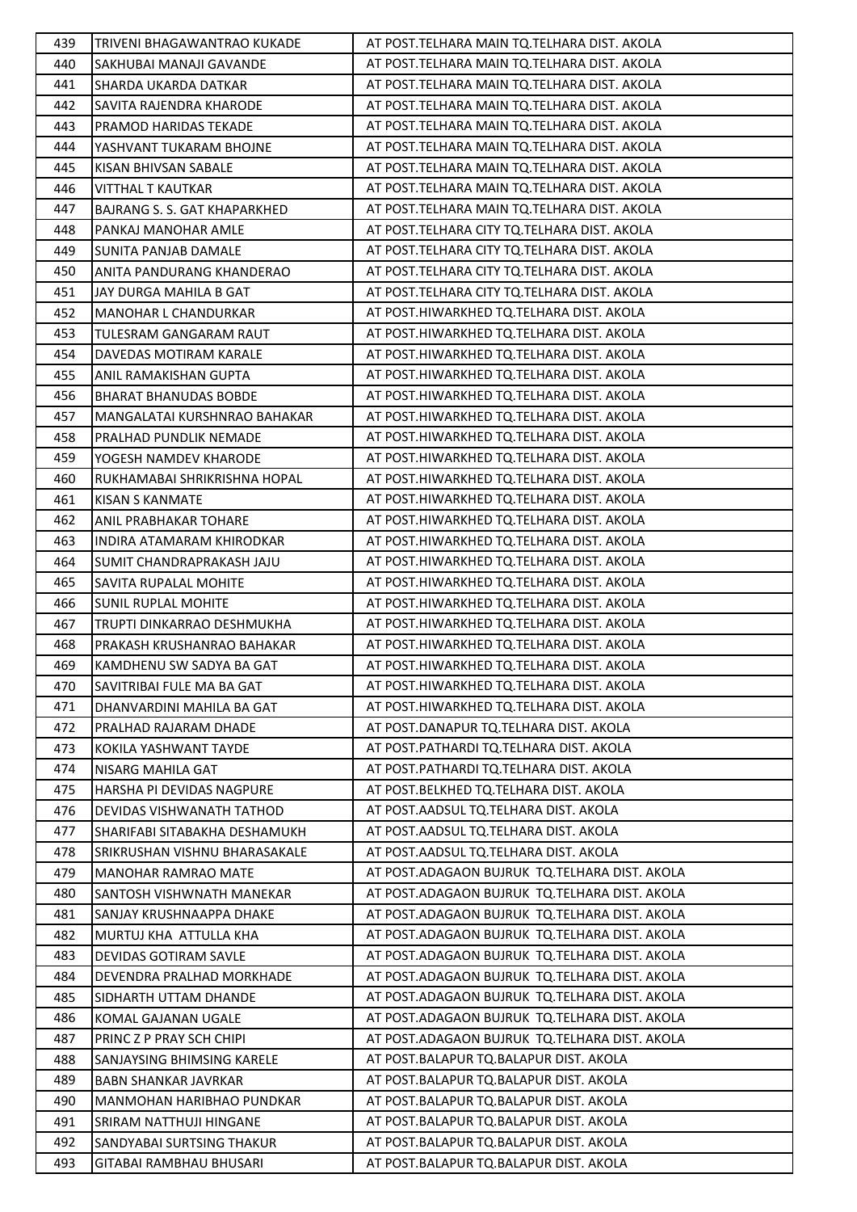| 439 | TRIVENI BHAGAWANTRAO KUKADE | AT POST.TELHARA MAIN TQ.TELHARA DIST. AKOLA |
|---|---|---|
| 440 | SAKHUBAI MANAJI GAVANDE | AT POST.TELHARA MAIN TQ.TELHARA DIST. AKOLA |
| 441 | SHARDA UKARDA DATKAR | AT POST.TELHARA MAIN TQ.TELHARA DIST. AKOLA |
| 442 | SAVITA RAJENDRA KHARODE | AT POST.TELHARA MAIN TQ.TELHARA DIST. AKOLA |
| 443 | PRAMOD HARIDAS TEKADE | AT POST.TELHARA MAIN TQ.TELHARA DIST. AKOLA |
| 444 | YASHVANT TUKARAM BHOJNE | AT POST.TELHARA MAIN TQ.TELHARA DIST. AKOLA |
| 445 | KISAN BHIVSAN SABALE | AT POST.TELHARA MAIN TQ.TELHARA DIST. AKOLA |
| 446 | VITTHAL T KAUTKAR | AT POST.TELHARA MAIN TQ.TELHARA DIST. AKOLA |
| 447 | BAJRANG S. S. GAT KHAPARKHED | AT POST.TELHARA MAIN TQ.TELHARA DIST. AKOLA |
| 448 | PANKAJ MANOHAR AMLE | AT POST.TELHARA CITY TQ.TELHARA DIST. AKOLA |
| 449 | SUNITA PANJAB DAMALE | AT POST.TELHARA CITY TQ.TELHARA DIST. AKOLA |
| 450 | ANITA PANDURANG KHANDERAO | AT POST.TELHARA CITY TQ.TELHARA DIST. AKOLA |
| 451 | JAY DURGA MAHILA B GAT | AT POST.TELHARA CITY TQ.TELHARA DIST. AKOLA |
| 452 | MANOHAR L CHANDURKAR | AT POST.HIWARKHED TQ.TELHARA DIST. AKOLA |
| 453 | TULESRAM GANGARAM RAUT | AT POST.HIWARKHED TQ.TELHARA DIST. AKOLA |
| 454 | DAVEDAS MOTIRAM KARALE | AT POST.HIWARKHED TQ.TELHARA DIST. AKOLA |
| 455 | ANIL RAMAKISHAN GUPTA | AT POST.HIWARKHED TQ.TELHARA DIST. AKOLA |
| 456 | BHARAT BHANUDAS BOBDE | AT POST.HIWARKHED TQ.TELHARA DIST. AKOLA |
| 457 | MANGALATAI KURSHNRAO BAHAKAR | AT POST.HIWARKHED TQ.TELHARA DIST. AKOLA |
| 458 | PRALHAD PUNDLIK NEMADE | AT POST.HIWARKHED TQ.TELHARA DIST. AKOLA |
| 459 | YOGESH NAMDEV KHARODE | AT POST.HIWARKHED TQ.TELHARA DIST. AKOLA |
| 460 | RUKHAMABAI SHRIKRISHNA HOPAL | AT POST.HIWARKHED TQ.TELHARA DIST. AKOLA |
| 461 | KISAN S KANMATE | AT POST.HIWARKHED TQ.TELHARA DIST. AKOLA |
| 462 | ANIL PRABHAKAR TOHARE | AT POST.HIWARKHED TQ.TELHARA DIST. AKOLA |
| 463 | INDIRA ATAMARAM KHIRODKAR | AT POST.HIWARKHED TQ.TELHARA DIST. AKOLA |
| 464 | SUMIT CHANDRAPRAKASH JAJU | AT POST.HIWARKHED TQ.TELHARA DIST. AKOLA |
| 465 | SAVITA RUPALAL MOHITE | AT POST.HIWARKHED TQ.TELHARA DIST. AKOLA |
| 466 | SUNIL RUPLAL MOHITE | AT POST.HIWARKHED TQ.TELHARA DIST. AKOLA |
| 467 | TRUPTI DINKARRAO DESHMUKHA | AT POST.HIWARKHED TQ.TELHARA DIST. AKOLA |
| 468 | PRAKASH KRUSHANRAO BAHAKAR | AT POST.HIWARKHED TQ.TELHARA DIST. AKOLA |
| 469 | KAMDHENU SW SADYA BA GAT | AT POST.HIWARKHED TQ.TELHARA DIST. AKOLA |
| 470 | SAVITRIBAI FULE MA BA GAT | AT POST.HIWARKHED TQ.TELHARA DIST. AKOLA |
| 471 | DHANVARDINI MAHILA BA GAT | AT POST.HIWARKHED TQ.TELHARA DIST. AKOLA |
| 472 | PRALHAD RAJARAM DHADE | AT POST.DANAPUR TQ.TELHARA DIST. AKOLA |
| 473 | KOKILA YASHWANT TAYDE | AT POST.PATHARDI TQ.TELHARA DIST. AKOLA |
| 474 | NISARG MAHILA GAT | AT POST.PATHARDI TQ.TELHARA DIST. AKOLA |
| 475 | HARSHA PI DEVIDAS NAGPURE | AT POST.BELKHED TQ.TELHARA DIST. AKOLA |
| 476 | DEVIDAS VISHWANATH TATHOD | AT POST.AADSUL TQ.TELHARA DIST. AKOLA |
| 477 | SHARIFABI SITABAKHA DESHAMUKH | AT POST.AADSUL TQ.TELHARA DIST. AKOLA |
| 478 | SRIKRUSHAN VISHNU BHARASAKALE | AT POST.AADSUL TQ.TELHARA DIST. AKOLA |
| 479 | MANOHAR RAMRAO MATE | AT POST.ADAGAON BUJRUK TQ.TELHARA DIST. AKOLA |
| 480 | SANTOSH VISHWNATH MANEKAR | AT POST.ADAGAON BUJRUK TQ.TELHARA DIST. AKOLA |
| 481 | SANJAY KRUSHNAAPPA DHAKE | AT POST.ADAGAON BUJRUK TQ.TELHARA DIST. AKOLA |
| 482 | MURTUJ KHA ATTULLA KHA | AT POST.ADAGAON BUJRUK TQ.TELHARA DIST. AKOLA |
| 483 | DEVIDAS GOTIRAM SAVLE | AT POST.ADAGAON BUJRUK TQ.TELHARA DIST. AKOLA |
| 484 | DEVENDRA PRALHAD MORKHADE | AT POST.ADAGAON BUJRUK TQ.TELHARA DIST. AKOLA |
| 485 | SIDHARTH UTTAM DHANDE | AT POST.ADAGAON BUJRUK TQ.TELHARA DIST. AKOLA |
| 486 | KOMAL GAJANAN UGALE | AT POST.ADAGAON BUJRUK TQ.TELHARA DIST. AKOLA |
| 487 | PRINC Z P PRAY SCH CHIPI | AT POST.ADAGAON BUJRUK TQ.TELHARA DIST. AKOLA |
| 488 | SANJAYSING BHIMSING KARELE | AT POST.BALAPUR TQ.BALAPUR DIST. AKOLA |
| 489 | BABN SHANKAR JAVRKAR | AT POST.BALAPUR TQ.BALAPUR DIST. AKOLA |
| 490 | MANMOHAN HARIBHAO PUNDKAR | AT POST.BALAPUR TQ.BALAPUR DIST. AKOLA |
| 491 | SRIRAM NATTHUJI HINGANE | AT POST.BALAPUR TQ.BALAPUR DIST. AKOLA |
| 492 | SANDYABAI SURTSING THAKUR | AT POST.BALAPUR TQ.BALAPUR DIST. AKOLA |
| 493 | GITABAI RAMBHAU BHUSARI | AT POST.BALAPUR TQ.BALAPUR DIST. AKOLA |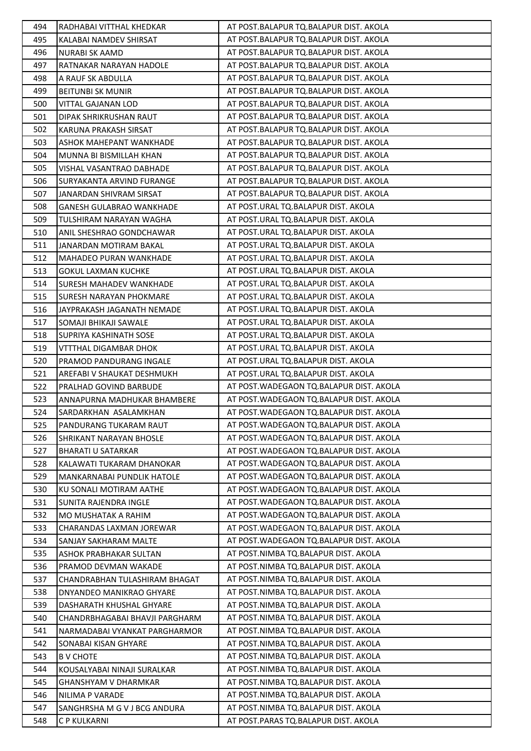| | | |
|---|---|---|
| 494 | RADHABAI VITTHAL KHEDKAR | AT POST.BALAPUR TQ.BALAPUR DIST. AKOLA |
| 495 | KALABAI NAMDEV SHIRSAT | AT POST.BALAPUR TQ.BALAPUR DIST. AKOLA |
| 496 | NURABI SK AAMD | AT POST.BALAPUR TQ.BALAPUR DIST. AKOLA |
| 497 | RATNAKAR NARAYAN HADOLE | AT POST.BALAPUR TQ.BALAPUR DIST. AKOLA |
| 498 | A RAUF SK ABDULLA | AT POST.BALAPUR TQ.BALAPUR DIST. AKOLA |
| 499 | BEITUNBI SK MUNIR | AT POST.BALAPUR TQ.BALAPUR DIST. AKOLA |
| 500 | VITTAL GAJANAN LOD | AT POST.BALAPUR TQ.BALAPUR DIST. AKOLA |
| 501 | DIPAK SHRIKRUSHAN RAUT | AT POST.BALAPUR TQ.BALAPUR DIST. AKOLA |
| 502 | KARUNA PRAKASH SIRSAT | AT POST.BALAPUR TQ.BALAPUR DIST. AKOLA |
| 503 | ASHOK MAHEPANT WANKHADE | AT POST.BALAPUR TQ.BALAPUR DIST. AKOLA |
| 504 | MUNNA BI BISMILLAH KHAN | AT POST.BALAPUR TQ.BALAPUR DIST. AKOLA |
| 505 | VISHAL VASANTRAO DABHADE | AT POST.BALAPUR TQ.BALAPUR DIST. AKOLA |
| 506 | SURYAKANTA ARVIND FURANGE | AT POST.BALAPUR TQ.BALAPUR DIST. AKOLA |
| 507 | JANARDAN SHIVRAM SIRSAT | AT POST.BALAPUR TQ.BALAPUR DIST. AKOLA |
| 508 | GANESH GULABRAO WANKHADE | AT POST.URAL TQ.BALAPUR DIST. AKOLA |
| 509 | TULSHIRAM NARAYAN WAGHA | AT POST.URAL TQ.BALAPUR DIST. AKOLA |
| 510 | ANIL SHESHRAO GONDCHAWAR | AT POST.URAL TQ.BALAPUR DIST. AKOLA |
| 511 | JANARDAN MOTIRAM BAKAL | AT POST.URAL TQ.BALAPUR DIST. AKOLA |
| 512 | MAHADEO PURAN WANKHADE | AT POST.URAL TQ.BALAPUR DIST. AKOLA |
| 513 | GOKUL LAXMAN KUCHKE | AT POST.URAL TQ.BALAPUR DIST. AKOLA |
| 514 | SURESH MAHADEV WANKHADE | AT POST.URAL TQ.BALAPUR DIST. AKOLA |
| 515 | SURESH NARAYAN PHOKMARE | AT POST.URAL TQ.BALAPUR DIST. AKOLA |
| 516 | JAYPRAKASH JAGANATH NEMADE | AT POST.URAL TQ.BALAPUR DIST. AKOLA |
| 517 | SOMAJI BHIKAJI SAWALE | AT POST.URAL TQ.BALAPUR DIST. AKOLA |
| 518 | SUPRIYA KASHINATH SOSE | AT POST.URAL TQ.BALAPUR DIST. AKOLA |
| 519 | VTTTHAL DIGAMBAR DHOK | AT POST.URAL TQ.BALAPUR DIST. AKOLA |
| 520 | PRAMOD PANDURANG INGALE | AT POST.URAL TQ.BALAPUR DIST. AKOLA |
| 521 | AREFABI V SHAUKAT DESHMUKH | AT POST.URAL TQ.BALAPUR DIST. AKOLA |
| 522 | PRALHAD GOVIND BARBUDE | AT POST.WADEGAON TQ.BALAPUR DIST. AKOLA |
| 523 | ANNAPURNA MADHUKAR BHAMBERE | AT POST.WADEGAON TQ.BALAPUR DIST. AKOLA |
| 524 | SARDARKHAN ASALAMKHAN | AT POST.WADEGAON TQ.BALAPUR DIST. AKOLA |
| 525 | PANDURANG TUKARAM RAUT | AT POST.WADEGAON TQ.BALAPUR DIST. AKOLA |
| 526 | SHRIKANT NARAYAN BHOSLE | AT POST.WADEGAON TQ.BALAPUR DIST. AKOLA |
| 527 | BHARATI U SATARKAR | AT POST.WADEGAON TQ.BALAPUR DIST. AKOLA |
| 528 | KALAWATI TUKARAM DHANOKAR | AT POST.WADEGAON TQ.BALAPUR DIST. AKOLA |
| 529 | MANKARNABAI PUNDLIK HATOLE | AT POST.WADEGAON TQ.BALAPUR DIST. AKOLA |
| 530 | KU SONALI MOTIRAM AATHE | AT POST.WADEGAON TQ.BALAPUR DIST. AKOLA |
| 531 | SUNITA RAJENDRA INGLE | AT POST.WADEGAON TQ.BALAPUR DIST. AKOLA |
| 532 | MO MUSHATAK A RAHIM | AT POST.WADEGAON TQ.BALAPUR DIST. AKOLA |
| 533 | CHARANDAS LAXMAN JOREWAR | AT POST.WADEGAON TQ.BALAPUR DIST. AKOLA |
| 534 | SANJAY SAKHARAM MALTE | AT POST.WADEGAON TQ.BALAPUR DIST. AKOLA |
| 535 | ASHOK PRABHAKAR SULTAN | AT POST.NIMBA TQ.BALAPUR DIST. AKOLA |
| 536 | PRAMOD DEVMAN WAKADE | AT POST.NIMBA TQ.BALAPUR DIST. AKOLA |
| 537 | CHANDRABHAN TULASHIRAM BHAGAT | AT POST.NIMBA TQ.BALAPUR DIST. AKOLA |
| 538 | DNYANDEO MANIKRAO GHYARE | AT POST.NIMBA TQ.BALAPUR DIST. AKOLA |
| 539 | DASHARATH KHUSHAL GHYARE | AT POST.NIMBA TQ.BALAPUR DIST. AKOLA |
| 540 | CHANDRBHAGABAI BHAVJI PARGHARM | AT POST.NIMBA TQ.BALAPUR DIST. AKOLA |
| 541 | NARMADABAI VYANKAT PARGHARMOR | AT POST.NIMBA TQ.BALAPUR DIST. AKOLA |
| 542 | SONABAI KISAN GHYARE | AT POST.NIMBA TQ.BALAPUR DIST. AKOLA |
| 543 | B V CHOTE | AT POST.NIMBA TQ.BALAPUR DIST. AKOLA |
| 544 | KOUSALYABAI NINAJI SURALKAR | AT POST.NIMBA TQ.BALAPUR DIST. AKOLA |
| 545 | GHANSHYAM V DHARMKAR | AT POST.NIMBA TQ.BALAPUR DIST. AKOLA |
| 546 | NILIMA P VARADE | AT POST.NIMBA TQ.BALAPUR DIST. AKOLA |
| 547 | SANGHRSHA M G V J BCG ANDURA | AT POST.NIMBA TQ.BALAPUR DIST. AKOLA |
| 548 | C P KULKARNI | AT POST.PARAS TQ.BALAPUR DIST. AKOLA |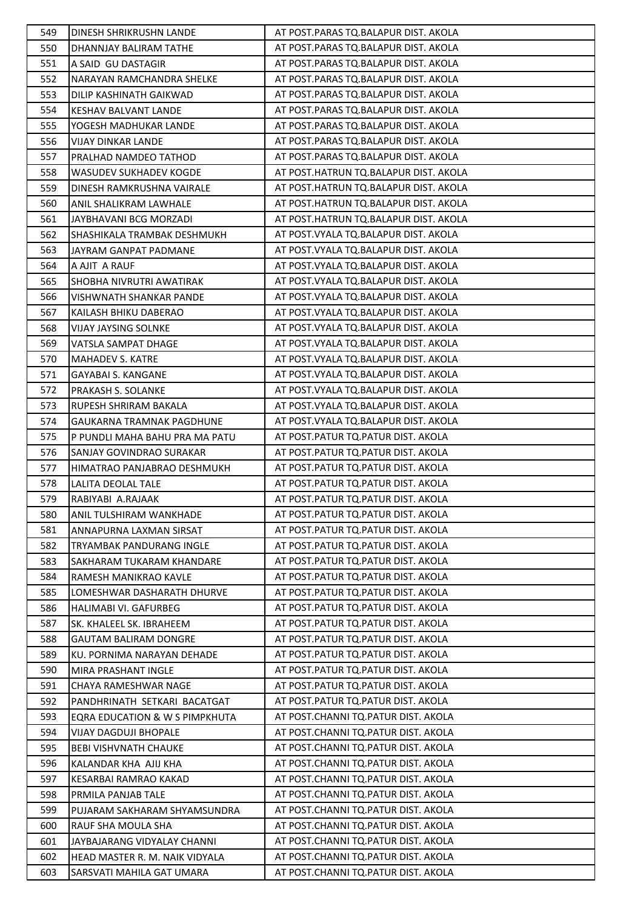| 549 | DINESH SHRIKRUSHN LANDE | AT POST.PARAS TQ.BALAPUR DIST. AKOLA |
|---|---|---|
| 550 | DHANNJAY BALIRAM TATHE | AT POST.PARAS TQ.BALAPUR DIST. AKOLA |
| 551 | A SAID GU DASTAGIR | AT POST.PARAS TQ.BALAPUR DIST. AKOLA |
| 552 | NARAYAN RAMCHANDRA SHELKE | AT POST.PARAS TQ.BALAPUR DIST. AKOLA |
| 553 | DILIP KASHINATH GAIKWAD | AT POST.PARAS TQ.BALAPUR DIST. AKOLA |
| 554 | KESHAV BALVANT LANDE | AT POST.PARAS TQ.BALAPUR DIST. AKOLA |
| 555 | YOGESH MADHUKAR LANDE | AT POST.PARAS TQ.BALAPUR DIST. AKOLA |
| 556 | VIJAY DINKAR LANDE | AT POST.PARAS TQ.BALAPUR DIST. AKOLA |
| 557 | PRALHAD NAMDEO TATHOD | AT POST.PARAS TQ.BALAPUR DIST. AKOLA |
| 558 | WASUDEV SUKHADEV KOGDE | AT POST.HATRUN TQ.BALAPUR DIST. AKOLA |
| 559 | DINESH RAMKRUSHNA VAIRALE | AT POST.HATRUN TQ.BALAPUR DIST. AKOLA |
| 560 | ANIL SHALIKRAM LAWHALE | AT POST.HATRUN TQ.BALAPUR DIST. AKOLA |
| 561 | JAYBHAVANI BCG MORZADI | AT POST.HATRUN TQ.BALAPUR DIST. AKOLA |
| 562 | SHASHIKALA TRAMBAK DESHMUKH | AT POST.VYALA TQ.BALAPUR DIST. AKOLA |
| 563 | JAYRAM GANPAT PADMANE | AT POST.VYALA TQ.BALAPUR DIST. AKOLA |
| 564 | A AJIT A RAUF | AT POST.VYALA TQ.BALAPUR DIST. AKOLA |
| 565 | SHOBHA NIVRUTRI AWATIRAK | AT POST.VYALA TQ.BALAPUR DIST. AKOLA |
| 566 | VISHWNATH SHANKAR PANDE | AT POST.VYALA TQ.BALAPUR DIST. AKOLA |
| 567 | KAILASH BHIKU DABERAO | AT POST.VYALA TQ.BALAPUR DIST. AKOLA |
| 568 | VIJAY JAYSING SOLNKE | AT POST.VYALA TQ.BALAPUR DIST. AKOLA |
| 569 | VATSLA SAMPAT DHAGE | AT POST.VYALA TQ.BALAPUR DIST. AKOLA |
| 570 | MAHADEV S. KATRE | AT POST.VYALA TQ.BALAPUR DIST. AKOLA |
| 571 | GAYABAI S. KANGANE | AT POST.VYALA TQ.BALAPUR DIST. AKOLA |
| 572 | PRAKASH S. SOLANKE | AT POST.VYALA TQ.BALAPUR DIST. AKOLA |
| 573 | RUPESH SHRIRAM BAKALA | AT POST.VYALA TQ.BALAPUR DIST. AKOLA |
| 574 | GAUKARNA TRAMNAK PAGDHUNE | AT POST.VYALA TQ.BALAPUR DIST. AKOLA |
| 575 | P PUNDLI MAHA BAHU PRA MA PATU | AT POST.PATUR TQ.PATUR DIST. AKOLA |
| 576 | SANJAY GOVINDRAO SURAKAR | AT POST.PATUR TQ.PATUR DIST. AKOLA |
| 577 | HIMATRAO PANJABRAO DESHMUKH | AT POST.PATUR TQ.PATUR DIST. AKOLA |
| 578 | LALITA DEOLAL TALE | AT POST.PATUR TQ.PATUR DIST. AKOLA |
| 579 | RABIYABI A.RAJAAK | AT POST.PATUR TQ.PATUR DIST. AKOLA |
| 580 | ANIL TULSHIRAM WANKHADE | AT POST.PATUR TQ.PATUR DIST. AKOLA |
| 581 | ANNAPURNA LAXMAN SIRSAT | AT POST.PATUR TQ.PATUR DIST. AKOLA |
| 582 | TRYAMBAK PANDURANG INGLE | AT POST.PATUR TQ.PATUR DIST. AKOLA |
| 583 | SAKHARAM TUKARAM KHANDARE | AT POST.PATUR TQ.PATUR DIST. AKOLA |
| 584 | RAMESH MANIKRAO KAVLE | AT POST.PATUR TQ.PATUR DIST. AKOLA |
| 585 | LOMESHWAR DASHARATH DHURVE | AT POST.PATUR TQ.PATUR DIST. AKOLA |
| 586 | HALIMABI VI. GAFURBEG | AT POST.PATUR TQ.PATUR DIST. AKOLA |
| 587 | SK. KHALEEL SK. IBRAHEEM | AT POST.PATUR TQ.PATUR DIST. AKOLA |
| 588 | GAUTAM BALIRAM DONGRE | AT POST.PATUR TQ.PATUR DIST. AKOLA |
| 589 | KU. PORNIMA NARAYAN DEHADE | AT POST.PATUR TQ.PATUR DIST. AKOLA |
| 590 | MIRA PRASHANT INGLE | AT POST.PATUR TQ.PATUR DIST. AKOLA |
| 591 | CHAYA RAMESHWAR NAGE | AT POST.PATUR TQ.PATUR DIST. AKOLA |
| 592 | PANDHRINATH SETKARI BACATGAT | AT POST.PATUR TQ.PATUR DIST. AKOLA |
| 593 | EQRA EDUCATION & W S PIMPKHUTA | AT POST.CHANNI TQ.PATUR DIST. AKOLA |
| 594 | VIJAY DAGDUJI BHOPALE | AT POST.CHANNI TQ.PATUR DIST. AKOLA |
| 595 | BEBI VISHVNATH CHAUKE | AT POST.CHANNI TQ.PATUR DIST. AKOLA |
| 596 | KALANDAR KHA AJIJ KHA | AT POST.CHANNI TQ.PATUR DIST. AKOLA |
| 597 | KESARBAI RAMRAO KAKAD | AT POST.CHANNI TQ.PATUR DIST. AKOLA |
| 598 | PRMILA PANJAB TALE | AT POST.CHANNI TQ.PATUR DIST. AKOLA |
| 599 | PUJARAM SAKHARAM SHYAMSUNDRA | AT POST.CHANNI TQ.PATUR DIST. AKOLA |
| 600 | RAUF SHA MOULA SHA | AT POST.CHANNI TQ.PATUR DIST. AKOLA |
| 601 | JAYBAJARANG VIDYALAY CHANNI | AT POST.CHANNI TQ.PATUR DIST. AKOLA |
| 602 | HEAD MASTER R. M. NAIK VIDYALA | AT POST.CHANNI TQ.PATUR DIST. AKOLA |
| 603 | SARSVATI MAHILA GAT UMARA | AT POST.CHANNI TQ.PATUR DIST. AKOLA |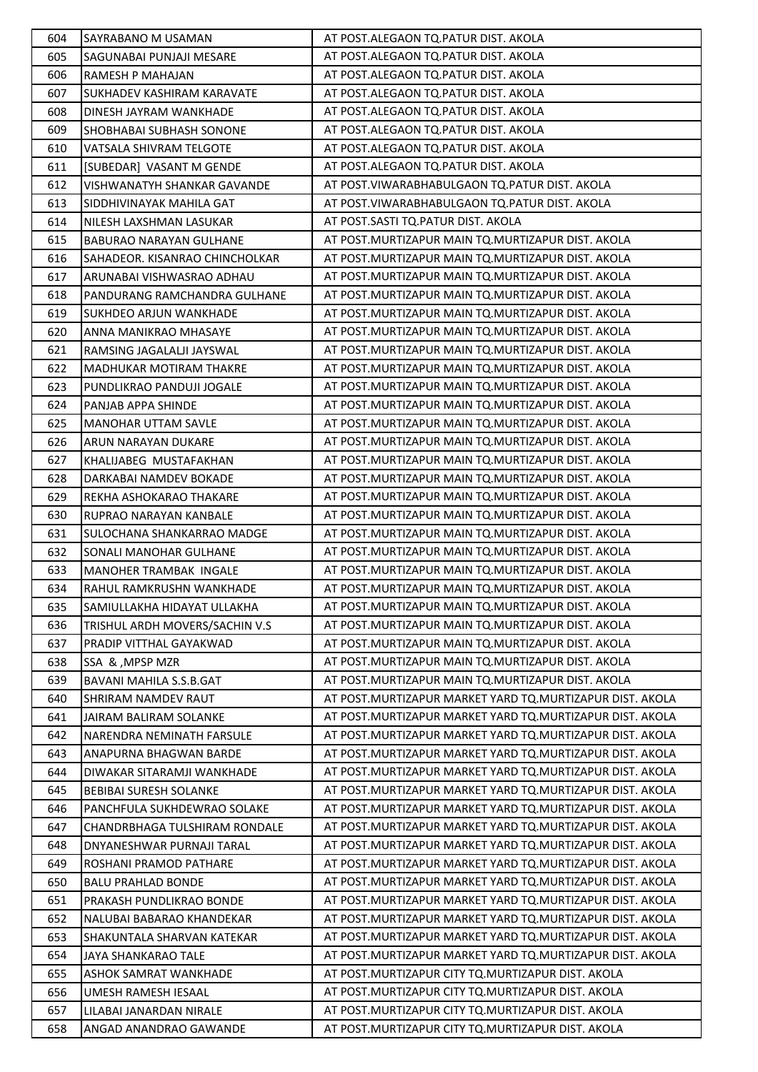| 604 | SAYRABANO M USAMAN | AT POST.ALEGAON TQ.PATUR DIST. AKOLA |
|---|---|---|
| 605 | SAGUNABAI PUNJAJI MESARE | AT POST.ALEGAON TQ.PATUR DIST. AKOLA |
| 606 | RAMESH P MAHAJAN | AT POST.ALEGAON TQ.PATUR DIST. AKOLA |
| 607 | SUKHADEV KASHIRAM KARAVATE | AT POST.ALEGAON TQ.PATUR DIST. AKOLA |
| 608 | DINESH JAYRAM WANKHADE | AT POST.ALEGAON TQ.PATUR DIST. AKOLA |
| 609 | SHOBHABAI SUBHASH SONONE | AT POST.ALEGAON TQ.PATUR DIST. AKOLA |
| 610 | VATSALA SHIVRAM TELGOTE | AT POST.ALEGAON TQ.PATUR DIST. AKOLA |
| 611 | [SUBEDAR] VASANT M GENDE | AT POST.ALEGAON TQ.PATUR DIST. AKOLA |
| 612 | VISHWANATYH SHANKAR GAVANDE | AT POST.VIWARABHABULGAON TQ.PATUR DIST. AKOLA |
| 613 | SIDDHIVINAYAK MAHILA GAT | AT POST.VIWARABHABULGAON TQ.PATUR DIST. AKOLA |
| 614 | NILESH LAXSHMAN LASUKAR | AT POST.SASTI TQ.PATUR DIST. AKOLA |
| 615 | BABURAO NARAYAN GULHANE | AT POST.MURTIZAPUR MAIN TQ.MURTIZAPUR DIST. AKOLA |
| 616 | SAHADEOR. KISANRAO CHINCHOLKAR | AT POST.MURTIZAPUR MAIN TQ.MURTIZAPUR DIST. AKOLA |
| 617 | ARUNABAI VISHWASRAO ADHAU | AT POST.MURTIZAPUR MAIN TQ.MURTIZAPUR DIST. AKOLA |
| 618 | PANDURANG RAMCHANDRA GULHANE | AT POST.MURTIZAPUR MAIN TQ.MURTIZAPUR DIST. AKOLA |
| 619 | SUKHDEO ARJUN WANKHADE | AT POST.MURTIZAPUR MAIN TQ.MURTIZAPUR DIST. AKOLA |
| 620 | ANNA MANIKRAO MHASAYE | AT POST.MURTIZAPUR MAIN TQ.MURTIZAPUR DIST. AKOLA |
| 621 | RAMSING JAGALALJI JAYSWAL | AT POST.MURTIZAPUR MAIN TQ.MURTIZAPUR DIST. AKOLA |
| 622 | MADHUKAR MOTIRAM THAKRE | AT POST.MURTIZAPUR MAIN TQ.MURTIZAPUR DIST. AKOLA |
| 623 | PUNDLIKRAO PANDUJI JOGALE | AT POST.MURTIZAPUR MAIN TQ.MURTIZAPUR DIST. AKOLA |
| 624 | PANJAB APPA SHINDE | AT POST.MURTIZAPUR MAIN TQ.MURTIZAPUR DIST. AKOLA |
| 625 | MANOHAR UTTAM SAVLE | AT POST.MURTIZAPUR MAIN TQ.MURTIZAPUR DIST. AKOLA |
| 626 | ARUN NARAYAN DUKARE | AT POST.MURTIZAPUR MAIN TQ.MURTIZAPUR DIST. AKOLA |
| 627 | KHALIJABEG MUSTAFAKHAN | AT POST.MURTIZAPUR MAIN TQ.MURTIZAPUR DIST. AKOLA |
| 628 | DARKABAI NAMDEV BOKADE | AT POST.MURTIZAPUR MAIN TQ.MURTIZAPUR DIST. AKOLA |
| 629 | REKHA ASHOKARAO THAKARE | AT POST.MURTIZAPUR MAIN TQ.MURTIZAPUR DIST. AKOLA |
| 630 | RUPRAO NARAYAN KANBALE | AT POST.MURTIZAPUR MAIN TQ.MURTIZAPUR DIST. AKOLA |
| 631 | SULOCHANA SHANKARRAO MADGE | AT POST.MURTIZAPUR MAIN TQ.MURTIZAPUR DIST. AKOLA |
| 632 | SONALI MANOHAR GULHANE | AT POST.MURTIZAPUR MAIN TQ.MURTIZAPUR DIST. AKOLA |
| 633 | MANOHER TRAMBAK INGALE | AT POST.MURTIZAPUR MAIN TQ.MURTIZAPUR DIST. AKOLA |
| 634 | RAHUL RAMKRUSHN WANKHADE | AT POST.MURTIZAPUR MAIN TQ.MURTIZAPUR DIST. AKOLA |
| 635 | SAMIULLAKHA HIDAYAT ULLAKHA | AT POST.MURTIZAPUR MAIN TQ.MURTIZAPUR DIST. AKOLA |
| 636 | TRISHUL ARDH MOVERS/SACHIN V.S | AT POST.MURTIZAPUR MAIN TQ.MURTIZAPUR DIST. AKOLA |
| 637 | PRADIP VITTHAL GAYAKWAD | AT POST.MURTIZAPUR MAIN TQ.MURTIZAPUR DIST. AKOLA |
| 638 | SSA & ,MPSP MZR | AT POST.MURTIZAPUR MAIN TQ.MURTIZAPUR DIST. AKOLA |
| 639 | BAVANI MAHILA S.S.B.GAT | AT POST.MURTIZAPUR MAIN TQ.MURTIZAPUR DIST. AKOLA |
| 640 | SHRIRAM NAMDEV RAUT | AT POST.MURTIZAPUR MARKET YARD TQ.MURTIZAPUR DIST. AKOLA |
| 641 | JAIRAM BALIRAM SOLANKE | AT POST.MURTIZAPUR MARKET YARD TQ.MURTIZAPUR DIST. AKOLA |
| 642 | NARENDRA NEMINATH FARSULE | AT POST.MURTIZAPUR MARKET YARD TQ.MURTIZAPUR DIST. AKOLA |
| 643 | ANAPURNA BHAGWAN BARDE | AT POST.MURTIZAPUR MARKET YARD TQ.MURTIZAPUR DIST. AKOLA |
| 644 | DIWAKAR SITARAMJI WANKHADE | AT POST.MURTIZAPUR MARKET YARD TQ.MURTIZAPUR DIST. AKOLA |
| 645 | BEBIBAI SURESH SOLANKE | AT POST.MURTIZAPUR MARKET YARD TQ.MURTIZAPUR DIST. AKOLA |
| 646 | PANCHFULA SUKHDEWRAO SOLAKE | AT POST.MURTIZAPUR MARKET YARD TQ.MURTIZAPUR DIST. AKOLA |
| 647 | CHANDRBHAGA TULSHIRAM RONDALE | AT POST.MURTIZAPUR MARKET YARD TQ.MURTIZAPUR DIST. AKOLA |
| 648 | DNYANESHWAR PURNAJI TARAL | AT POST.MURTIZAPUR MARKET YARD TQ.MURTIZAPUR DIST. AKOLA |
| 649 | ROSHANI PRAMOD PATHARE | AT POST.MURTIZAPUR MARKET YARD TQ.MURTIZAPUR DIST. AKOLA |
| 650 | BALU PRAHLAD BONDE | AT POST.MURTIZAPUR MARKET YARD TQ.MURTIZAPUR DIST. AKOLA |
| 651 | PRAKASH PUNDLIKRAO BONDE | AT POST.MURTIZAPUR MARKET YARD TQ.MURTIZAPUR DIST. AKOLA |
| 652 | NALUBAI BABARAO KHANDEKAR | AT POST.MURTIZAPUR MARKET YARD TQ.MURTIZAPUR DIST. AKOLA |
| 653 | SHAKUNTALA SHARVAN KATEKAR | AT POST.MURTIZAPUR MARKET YARD TQ.MURTIZAPUR DIST. AKOLA |
| 654 | JAYA SHANKARAO TALE | AT POST.MURTIZAPUR MARKET YARD TQ.MURTIZAPUR DIST. AKOLA |
| 655 | ASHOK SAMRAT WANKHADE | AT POST.MURTIZAPUR CITY TQ.MURTIZAPUR DIST. AKOLA |
| 656 | UMESH RAMESH IESAAL | AT POST.MURTIZAPUR CITY TQ.MURTIZAPUR DIST. AKOLA |
| 657 | LILABAI JANARDAN NIRALE | AT POST.MURTIZAPUR CITY TQ.MURTIZAPUR DIST. AKOLA |
| 658 | ANGAD ANANDRAO GAWANDE | AT POST.MURTIZAPUR CITY TQ.MURTIZAPUR DIST. AKOLA |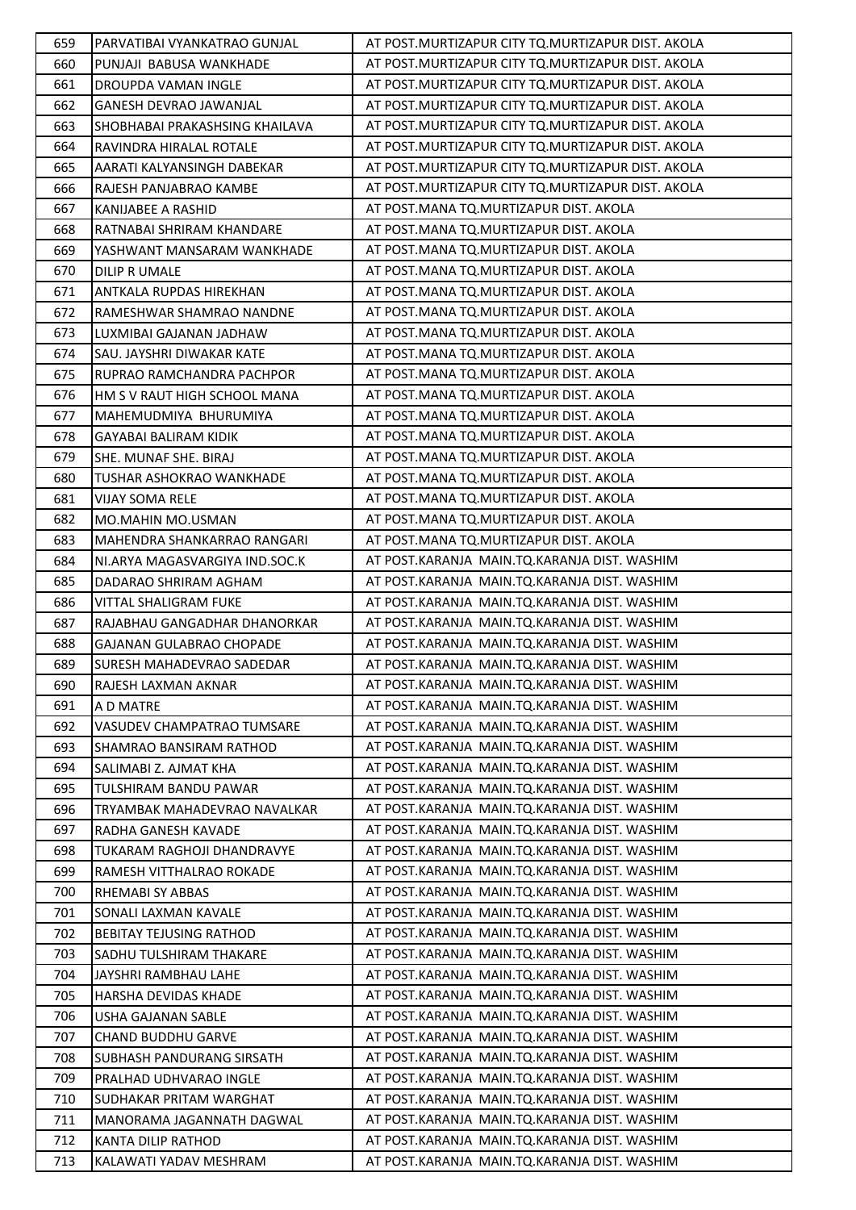| 659 | PARVATIBAI VYANKATRAO GUNJAL | AT POST.MURTIZAPUR CITY TQ.MURTIZAPUR DIST. AKOLA |
|---|---|---|
| 660 | PUNJAJI BABUSA WANKHADE | AT POST.MURTIZAPUR CITY TQ.MURTIZAPUR DIST. AKOLA |
| 661 | DROUPDA VAMAN INGLE | AT POST.MURTIZAPUR CITY TQ.MURTIZAPUR DIST. AKOLA |
| 662 | GANESH DEVRAO JAWANJAL | AT POST.MURTIZAPUR CITY TQ.MURTIZAPUR DIST. AKOLA |
| 663 | SHOBHABAI PRAKASHSING KHAILAVA | AT POST.MURTIZAPUR CITY TQ.MURTIZAPUR DIST. AKOLA |
| 664 | RAVINDRA HIRALAL ROTALE | AT POST.MURTIZAPUR CITY TQ.MURTIZAPUR DIST. AKOLA |
| 665 | AARATI KALYANSINGH DABEKAR | AT POST.MURTIZAPUR CITY TQ.MURTIZAPUR DIST. AKOLA |
| 666 | RAJESH PANJABRAO KAMBE | AT POST.MURTIZAPUR CITY TQ.MURTIZAPUR DIST. AKOLA |
| 667 | KANIJABEE A RASHID | AT POST.MANA TQ.MURTIZAPUR DIST. AKOLA |
| 668 | RATNABAI SHRIRAM KHANDARE | AT POST.MANA TQ.MURTIZAPUR DIST. AKOLA |
| 669 | YASHWANT MANSARAM WANKHADE | AT POST.MANA TQ.MURTIZAPUR DIST. AKOLA |
| 670 | DILIP R UMALE | AT POST.MANA TQ.MURTIZAPUR DIST. AKOLA |
| 671 | ANTKALA RUPDAS HIREKHAN | AT POST.MANA TQ.MURTIZAPUR DIST. AKOLA |
| 672 | RAMESHWAR SHAMRAO NANDNE | AT POST.MANA TQ.MURTIZAPUR DIST. AKOLA |
| 673 | LUXMIBAI GAJANAN JADHAW | AT POST.MANA TQ.MURTIZAPUR DIST. AKOLA |
| 674 | SAU. JAYSHRI DIWAKAR KATE | AT POST.MANA TQ.MURTIZAPUR DIST. AKOLA |
| 675 | RUPRAO RAMCHANDRA PACHPOR | AT POST.MANA TQ.MURTIZAPUR DIST. AKOLA |
| 676 | HM S V RAUT HIGH SCHOOL MANA | AT POST.MANA TQ.MURTIZAPUR DIST. AKOLA |
| 677 | MAHEMUDMIYA BHURUMIYA | AT POST.MANA TQ.MURTIZAPUR DIST. AKOLA |
| 678 | GAYABAI BALIRAM KIDIK | AT POST.MANA TQ.MURTIZAPUR DIST. AKOLA |
| 679 | SHE. MUNAF SHE. BIRAJ | AT POST.MANA TQ.MURTIZAPUR DIST. AKOLA |
| 680 | TUSHAR ASHOKRAO WANKHADE | AT POST.MANA TQ.MURTIZAPUR DIST. AKOLA |
| 681 | VIJAY SOMA RELE | AT POST.MANA TQ.MURTIZAPUR DIST. AKOLA |
| 682 | MO.MAHIN MO.USMAN | AT POST.MANA TQ.MURTIZAPUR DIST. AKOLA |
| 683 | MAHENDRA SHANKARRAO RANGARI | AT POST.MANA TQ.MURTIZAPUR DIST. AKOLA |
| 684 | NI.ARYA MAGASVARGIYA IND.SOC.K | AT POST.KARANJA MAIN.TQ.KARANJA DIST. WASHIM |
| 685 | DADARAO SHRIRAM AGHAM | AT POST.KARANJA MAIN.TQ.KARANJA DIST. WASHIM |
| 686 | VITTAL SHALIGRAM FUKE | AT POST.KARANJA MAIN.TQ.KARANJA DIST. WASHIM |
| 687 | RAJABHAU GANGADHAR DHANORKAR | AT POST.KARANJA MAIN.TQ.KARANJA DIST. WASHIM |
| 688 | GAJANAN GULABRAO CHOPADE | AT POST.KARANJA MAIN.TQ.KARANJA DIST. WASHIM |
| 689 | SURESH MAHADEVRAO SADEDAR | AT POST.KARANJA MAIN.TQ.KARANJA DIST. WASHIM |
| 690 | RAJESH LAXMAN AKNAR | AT POST.KARANJA MAIN.TQ.KARANJA DIST. WASHIM |
| 691 | A D MATRE | AT POST.KARANJA MAIN.TQ.KARANJA DIST. WASHIM |
| 692 | VASUDEV CHAMPATRAO TUMSARE | AT POST.KARANJA MAIN.TQ.KARANJA DIST. WASHIM |
| 693 | SHAMRAO BANSIRAM RATHOD | AT POST.KARANJA MAIN.TQ.KARANJA DIST. WASHIM |
| 694 | SALIMABI Z. AJMAT KHA | AT POST.KARANJA MAIN.TQ.KARANJA DIST. WASHIM |
| 695 | TULSHIRAM BANDU PAWAR | AT POST.KARANJA MAIN.TQ.KARANJA DIST. WASHIM |
| 696 | TRYAMBAK MAHADEVRAO NAVALKAR | AT POST.KARANJA MAIN.TQ.KARANJA DIST. WASHIM |
| 697 | RADHA GANESH KAVADE | AT POST.KARANJA MAIN.TQ.KARANJA DIST. WASHIM |
| 698 | TUKARAM RAGHOJI DHANDRAVYE | AT POST.KARANJA MAIN.TQ.KARANJA DIST. WASHIM |
| 699 | RAMESH VITTHALRAO ROKADE | AT POST.KARANJA MAIN.TQ.KARANJA DIST. WASHIM |
| 700 | RHEMABI SY ABBAS | AT POST.KARANJA MAIN.TQ.KARANJA DIST. WASHIM |
| 701 | SONALI LAXMAN KAVALE | AT POST.KARANJA MAIN.TQ.KARANJA DIST. WASHIM |
| 702 | BEBITAY TEJUSING RATHOD | AT POST.KARANJA MAIN.TQ.KARANJA DIST. WASHIM |
| 703 | SADHU TULSHIRAM THAKARE | AT POST.KARANJA MAIN.TQ.KARANJA DIST. WASHIM |
| 704 | JAYSHRI RAMBHAU LAHE | AT POST.KARANJA MAIN.TQ.KARANJA DIST. WASHIM |
| 705 | HARSHA DEVIDAS KHADE | AT POST.KARANJA MAIN.TQ.KARANJA DIST. WASHIM |
| 706 | USHA GAJANAN SABLE | AT POST.KARANJA MAIN.TQ.KARANJA DIST. WASHIM |
| 707 | CHAND BUDDHU GARVE | AT POST.KARANJA MAIN.TQ.KARANJA DIST. WASHIM |
| 708 | SUBHASH PANDURANG SIRSATH | AT POST.KARANJA MAIN.TQ.KARANJA DIST. WASHIM |
| 709 | PRALHAD UDHVARAO INGLE | AT POST.KARANJA MAIN.TQ.KARANJA DIST. WASHIM |
| 710 | SUDHAKAR PRITAM WARGHAT | AT POST.KARANJA MAIN.TQ.KARANJA DIST. WASHIM |
| 711 | MANORAMA JAGANNATH DAGWAL | AT POST.KARANJA MAIN.TQ.KARANJA DIST. WASHIM |
| 712 | KANTA DILIP RATHOD | AT POST.KARANJA MAIN.TQ.KARANJA DIST. WASHIM |
| 713 | KALAWATI YADAV MESHRAM | AT POST.KARANJA MAIN.TQ.KARANJA DIST. WASHIM |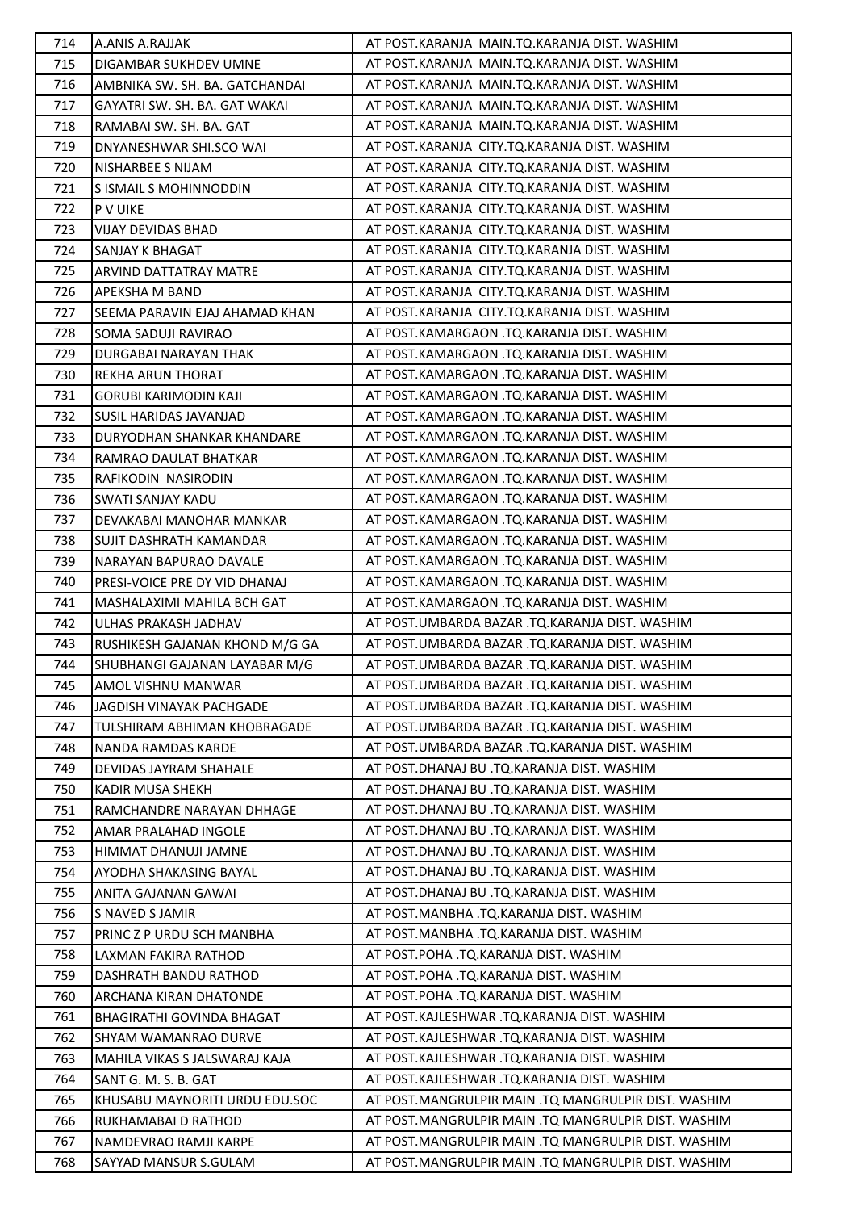| 714 | A.ANIS A.RAJJAK | AT POST.KARANJA MAIN.TQ.KARANJA DIST. WASHIM |
|---|---|---|
| 715 | DIGAMBAR SUKHDEV UMNE | AT POST.KARANJA MAIN.TQ.KARANJA DIST. WASHIM |
| 716 | AMBNIKA SW. SH. BA. GATCHANDAI | AT POST.KARANJA MAIN.TQ.KARANJA DIST. WASHIM |
| 717 | GAYATRI SW. SH. BA. GAT WAKAI | AT POST.KARANJA MAIN.TQ.KARANJA DIST. WASHIM |
| 718 | RAMABAI SW. SH. BA. GAT | AT POST.KARANJA MAIN.TQ.KARANJA DIST. WASHIM |
| 719 | DNYANESHWAR SHI.SCO WAI | AT POST.KARANJA CITY.TQ.KARANJA DIST. WASHIM |
| 720 | NISHARBEE S NIJAM | AT POST.KARANJA CITY.TQ.KARANJA DIST. WASHIM |
| 721 | S ISMAIL S MOHINNODDIN | AT POST.KARANJA CITY.TQ.KARANJA DIST. WASHIM |
| 722 | P V UIKE | AT POST.KARANJA CITY.TQ.KARANJA DIST. WASHIM |
| 723 | VIJAY DEVIDAS BHAD | AT POST.KARANJA CITY.TQ.KARANJA DIST. WASHIM |
| 724 | SANJAY K BHAGAT | AT POST.KARANJA CITY.TQ.KARANJA DIST. WASHIM |
| 725 | ARVIND DATTATRAY MATRE | AT POST.KARANJA CITY.TQ.KARANJA DIST. WASHIM |
| 726 | APEKSHA M BAND | AT POST.KARANJA CITY.TQ.KARANJA DIST. WASHIM |
| 727 | SEEMA PARAVIN EJAJ AHAMAD KHAN | AT POST.KARANJA CITY.TQ.KARANJA DIST. WASHIM |
| 728 | SOMA SADUJI RAVIRAO | AT POST.KAMARGAON .TQ.KARANJA DIST. WASHIM |
| 729 | DURGABAI NARAYAN THAK | AT POST.KAMARGAON .TQ.KARANJA DIST. WASHIM |
| 730 | REKHA ARUN THORAT | AT POST.KAMARGAON .TQ.KARANJA DIST. WASHIM |
| 731 | GORUBI KARIMODIN KAJI | AT POST.KAMARGAON .TQ.KARANJA DIST. WASHIM |
| 732 | SUSIL HARIDAS JAVANJAD | AT POST.KAMARGAON .TQ.KARANJA DIST. WASHIM |
| 733 | DURYODHAN SHANKAR KHANDARE | AT POST.KAMARGAON .TQ.KARANJA DIST. WASHIM |
| 734 | RAMRAO DAULAT BHATKAR | AT POST.KAMARGAON .TQ.KARANJA DIST. WASHIM |
| 735 | RAFIKODIN NASIRODIN | AT POST.KAMARGAON .TQ.KARANJA DIST. WASHIM |
| 736 | SWATI SANJAY KADU | AT POST.KAMARGAON .TQ.KARANJA DIST. WASHIM |
| 737 | DEVAKABAI MANOHAR MANKAR | AT POST.KAMARGAON .TQ.KARANJA DIST. WASHIM |
| 738 | SUJIT DASHRATH KAMANDAR | AT POST.KAMARGAON .TQ.KARANJA DIST. WASHIM |
| 739 | NARAYAN BAPURAO DAVALE | AT POST.KAMARGAON .TQ.KARANJA DIST. WASHIM |
| 740 | PRESI-VOICE PRE DY VID DHANAJ | AT POST.KAMARGAON .TQ.KARANJA DIST. WASHIM |
| 741 | MASHALAXIMI MAHILA BCH GAT | AT POST.KAMARGAON .TQ.KARANJA DIST. WASHIM |
| 742 | ULHAS PRAKASH JADHAV | AT POST.UMBARDA BAZAR .TQ.KARANJA DIST. WASHIM |
| 743 | RUSHIKESH GAJANAN KHOND M/G GA | AT POST.UMBARDA BAZAR .TQ.KARANJA DIST. WASHIM |
| 744 | SHUBHANGI GAJANAN LAYABAR M/G | AT POST.UMBARDA BAZAR .TQ.KARANJA DIST. WASHIM |
| 745 | AMOL VISHNU MANWAR | AT POST.UMBARDA BAZAR .TQ.KARANJA DIST. WASHIM |
| 746 | JAGDISH VINAYAK PACHGADE | AT POST.UMBARDA BAZAR .TQ.KARANJA DIST. WASHIM |
| 747 | TULSHIRAM ABHIMAN KHOBRAGADE | AT POST.UMBARDA BAZAR .TQ.KARANJA DIST. WASHIM |
| 748 | NANDA RAMDAS KARDE | AT POST.UMBARDA BAZAR .TQ.KARANJA DIST. WASHIM |
| 749 | DEVIDAS JAYRAM SHAHALE | AT POST.DHANAJ BU .TQ.KARANJA DIST. WASHIM |
| 750 | KADIR MUSA SHEKH | AT POST.DHANAJ BU .TQ.KARANJA DIST. WASHIM |
| 751 | RAMCHANDRE NARAYAN DHHAGE | AT POST.DHANAJ BU .TQ.KARANJA DIST. WASHIM |
| 752 | AMAR PRALAHAD INGOLE | AT POST.DHANAJ BU .TQ.KARANJA DIST. WASHIM |
| 753 | HIMMAT DHANUJI JAMNE | AT POST.DHANAJ BU .TQ.KARANJA DIST. WASHIM |
| 754 | AYODHA SHAKASING BAYAL | AT POST.DHANAJ BU .TQ.KARANJA DIST. WASHIM |
| 755 | ANITA GAJANAN GAWAI | AT POST.DHANAJ BU .TQ.KARANJA DIST. WASHIM |
| 756 | S NAVED S JAMIR | AT POST.MANBHA .TQ.KARANJA DIST. WASHIM |
| 757 | PRINC Z P URDU SCH MANBHA | AT POST.MANBHA .TQ.KARANJA DIST. WASHIM |
| 758 | LAXMAN FAKIRA RATHOD | AT POST.POHA .TQ.KARANJA DIST. WASHIM |
| 759 | DASHRATH BANDU RATHOD | AT POST.POHA .TQ.KARANJA DIST. WASHIM |
| 760 | ARCHANA KIRAN DHATONDE | AT POST.POHA .TQ.KARANJA DIST. WASHIM |
| 761 | BHAGIRATHI GOVINDA BHAGAT | AT POST.KAJLESHWAR .TQ.KARANJA DIST. WASHIM |
| 762 | SHYAM WAMANRAO DURVE | AT POST.KAJLESHWAR .TQ.KARANJA DIST. WASHIM |
| 763 | MAHILA VIKAS S JALSWARAJ KAJA | AT POST.KAJLESHWAR .TQ.KARANJA DIST. WASHIM |
| 764 | SANT G. M. S. B. GAT | AT POST.KAJLESHWAR .TQ.KARANJA DIST. WASHIM |
| 765 | KHUSABU MAYNORITI URDU EDU.SOC | AT POST.MANGRULPIR MAIN .TQ MANGRULPIR DIST. WASHIM |
| 766 | RUKHAMABAI D RATHOD | AT POST.MANGRULPIR MAIN .TQ MANGRULPIR DIST. WASHIM |
| 767 | NAMDEVRAO RAMJI KARPE | AT POST.MANGRULPIR MAIN .TQ MANGRULPIR DIST. WASHIM |
| 768 | SAYYAD MANSUR S.GULAM | AT POST.MANGRULPIR MAIN .TQ MANGRULPIR DIST. WASHIM |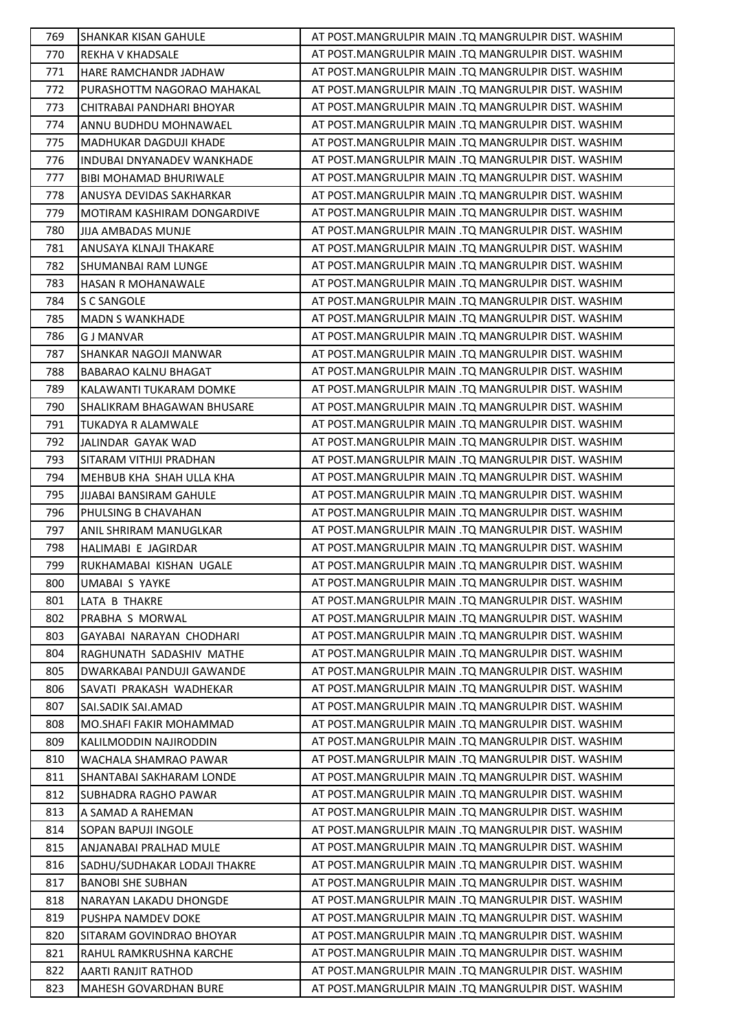| 769 | SHANKAR KISAN GAHULE | AT POST.MANGRULPIR MAIN .TQ MANGRULPIR DIST. WASHIM |
|---|---|---|
| 770 | REKHA V KHADSALE | AT POST.MANGRULPIR MAIN .TQ MANGRULPIR DIST. WASHIM |
| 771 | HARE RAMCHANDR JADHAW | AT POST.MANGRULPIR MAIN .TQ MANGRULPIR DIST. WASHIM |
| 772 | PURASHOTTM NAGORAO MAHAKAL | AT POST.MANGRULPIR MAIN .TQ MANGRULPIR DIST. WASHIM |
| 773 | CHITRABAI PANDHARI BHOYAR | AT POST.MANGRULPIR MAIN .TQ MANGRULPIR DIST. WASHIM |
| 774 | ANNU BUDHDU MOHNAWAEL | AT POST.MANGRULPIR MAIN .TQ MANGRULPIR DIST. WASHIM |
| 775 | MADHUKAR DAGDUJI KHADE | AT POST.MANGRULPIR MAIN .TQ MANGRULPIR DIST. WASHIM |
| 776 | INDUBAI DNYANADEV WANKHADE | AT POST.MANGRULPIR MAIN .TQ MANGRULPIR DIST. WASHIM |
| 777 | BIBI MOHAMAD BHURIWALE | AT POST.MANGRULPIR MAIN .TQ MANGRULPIR DIST. WASHIM |
| 778 | ANUSYA DEVIDAS SAKHARKAR | AT POST.MANGRULPIR MAIN .TQ MANGRULPIR DIST. WASHIM |
| 779 | MOTIRAM KASHIRAM DONGARDIVE | AT POST.MANGRULPIR MAIN .TQ MANGRULPIR DIST. WASHIM |
| 780 | JIJA AMBADAS MUNJE | AT POST.MANGRULPIR MAIN .TQ MANGRULPIR DIST. WASHIM |
| 781 | ANUSAYA KLNAJI THAKARE | AT POST.MANGRULPIR MAIN .TQ MANGRULPIR DIST. WASHIM |
| 782 | SHUMANBAI RAM LUNGE | AT POST.MANGRULPIR MAIN .TQ MANGRULPIR DIST. WASHIM |
| 783 | HASAN R MOHANAWALE | AT POST.MANGRULPIR MAIN .TQ MANGRULPIR DIST. WASHIM |
| 784 | S C SANGOLE | AT POST.MANGRULPIR MAIN .TQ MANGRULPIR DIST. WASHIM |
| 785 | MADN S WANKHADE | AT POST.MANGRULPIR MAIN .TQ MANGRULPIR DIST. WASHIM |
| 786 | G J MANVAR | AT POST.MANGRULPIR MAIN .TQ MANGRULPIR DIST. WASHIM |
| 787 | SHANKAR NAGOJI MANWAR | AT POST.MANGRULPIR MAIN .TQ MANGRULPIR DIST. WASHIM |
| 788 | BABARAO KALNU BHAGAT | AT POST.MANGRULPIR MAIN .TQ MANGRULPIR DIST. WASHIM |
| 789 | KALAWANTI TUKARAM DOMKE | AT POST.MANGRULPIR MAIN .TQ MANGRULPIR DIST. WASHIM |
| 790 | SHALIKRAM BHAGAWAN BHUSARE | AT POST.MANGRULPIR MAIN .TQ MANGRULPIR DIST. WASHIM |
| 791 | TUKADYA R ALAMWALE | AT POST.MANGRULPIR MAIN .TQ MANGRULPIR DIST. WASHIM |
| 792 | JALINDAR GAYAK WAD | AT POST.MANGRULPIR MAIN .TQ MANGRULPIR DIST. WASHIM |
| 793 | SITARAM VITHIJI PRADHAN | AT POST.MANGRULPIR MAIN .TQ MANGRULPIR DIST. WASHIM |
| 794 | MEHBUB KHA SHAH ULLA KHA | AT POST.MANGRULPIR MAIN .TQ MANGRULPIR DIST. WASHIM |
| 795 | JIJABAI BANSIRAM GAHULE | AT POST.MANGRULPIR MAIN .TQ MANGRULPIR DIST. WASHIM |
| 796 | PHULSING B CHAVAHAN | AT POST.MANGRULPIR MAIN .TQ MANGRULPIR DIST. WASHIM |
| 797 | ANIL SHRIRAM MANUGLKAR | AT POST.MANGRULPIR MAIN .TQ MANGRULPIR DIST. WASHIM |
| 798 | HALIMABI E JAGIRDAR | AT POST.MANGRULPIR MAIN .TQ MANGRULPIR DIST. WASHIM |
| 799 | RUKHAMABAI KISHAN UGALE | AT POST.MANGRULPIR MAIN .TQ MANGRULPIR DIST. WASHIM |
| 800 | UMABAI S YAYKE | AT POST.MANGRULPIR MAIN .TQ MANGRULPIR DIST. WASHIM |
| 801 | LATA B THAKRE | AT POST.MANGRULPIR MAIN .TQ MANGRULPIR DIST. WASHIM |
| 802 | PRABHA S MORWAL | AT POST.MANGRULPIR MAIN .TQ MANGRULPIR DIST. WASHIM |
| 803 | GAYABAI NARAYAN CHODHARI | AT POST.MANGRULPIR MAIN .TQ MANGRULPIR DIST. WASHIM |
| 804 | RAGHUNATH SADASHIV MATHE | AT POST.MANGRULPIR MAIN .TQ MANGRULPIR DIST. WASHIM |
| 805 | DWARKABAI PANDUJI GAWANDE | AT POST.MANGRULPIR MAIN .TQ MANGRULPIR DIST. WASHIM |
| 806 | SAVATI PRAKASH WADHEKAR | AT POST.MANGRULPIR MAIN .TQ MANGRULPIR DIST. WASHIM |
| 807 | SAI.SADIK SAI.AMAD | AT POST.MANGRULPIR MAIN .TQ MANGRULPIR DIST. WASHIM |
| 808 | MO.SHAFI FAKIR MOHAMMAD | AT POST.MANGRULPIR MAIN .TQ MANGRULPIR DIST. WASHIM |
| 809 | KALILMODDIN NAJIRODDIN | AT POST.MANGRULPIR MAIN .TQ MANGRULPIR DIST. WASHIM |
| 810 | WACHALA SHAMRAO PAWAR | AT POST.MANGRULPIR MAIN .TQ MANGRULPIR DIST. WASHIM |
| 811 | SHANTABAI SAKHARAM LONDE | AT POST.MANGRULPIR MAIN .TQ MANGRULPIR DIST. WASHIM |
| 812 | SUBHADRA RAGHO PAWAR | AT POST.MANGRULPIR MAIN .TQ MANGRULPIR DIST. WASHIM |
| 813 | A SAMAD A RAHEMAN | AT POST.MANGRULPIR MAIN .TQ MANGRULPIR DIST. WASHIM |
| 814 | SOPAN BAPUJI INGOLE | AT POST.MANGRULPIR MAIN .TQ MANGRULPIR DIST. WASHIM |
| 815 | ANJANABAI PRALHAD MULE | AT POST.MANGRULPIR MAIN .TQ MANGRULPIR DIST. WASHIM |
| 816 | SADHU/SUDHAKAR LODAJI THAKRE | AT POST.MANGRULPIR MAIN .TQ MANGRULPIR DIST. WASHIM |
| 817 | BANOBI SHE SUBHAN | AT POST.MANGRULPIR MAIN .TQ MANGRULPIR DIST. WASHIM |
| 818 | NARAYAN LAKADU DHONGDE | AT POST.MANGRULPIR MAIN .TQ MANGRULPIR DIST. WASHIM |
| 819 | PUSHPA NAMDEV DOKE | AT POST.MANGRULPIR MAIN .TQ MANGRULPIR DIST. WASHIM |
| 820 | SITARAM GOVINDRAO BHOYAR | AT POST.MANGRULPIR MAIN .TQ MANGRULPIR DIST. WASHIM |
| 821 | RAHUL RAMKRUSHNA KARCHE | AT POST.MANGRULPIR MAIN .TQ MANGRULPIR DIST. WASHIM |
| 822 | AARTI RANJIT RATHOD | AT POST.MANGRULPIR MAIN .TQ MANGRULPIR DIST. WASHIM |
| 823 | MAHESH GOVARDHAN BURE | AT POST.MANGRULPIR MAIN .TQ MANGRULPIR DIST. WASHIM |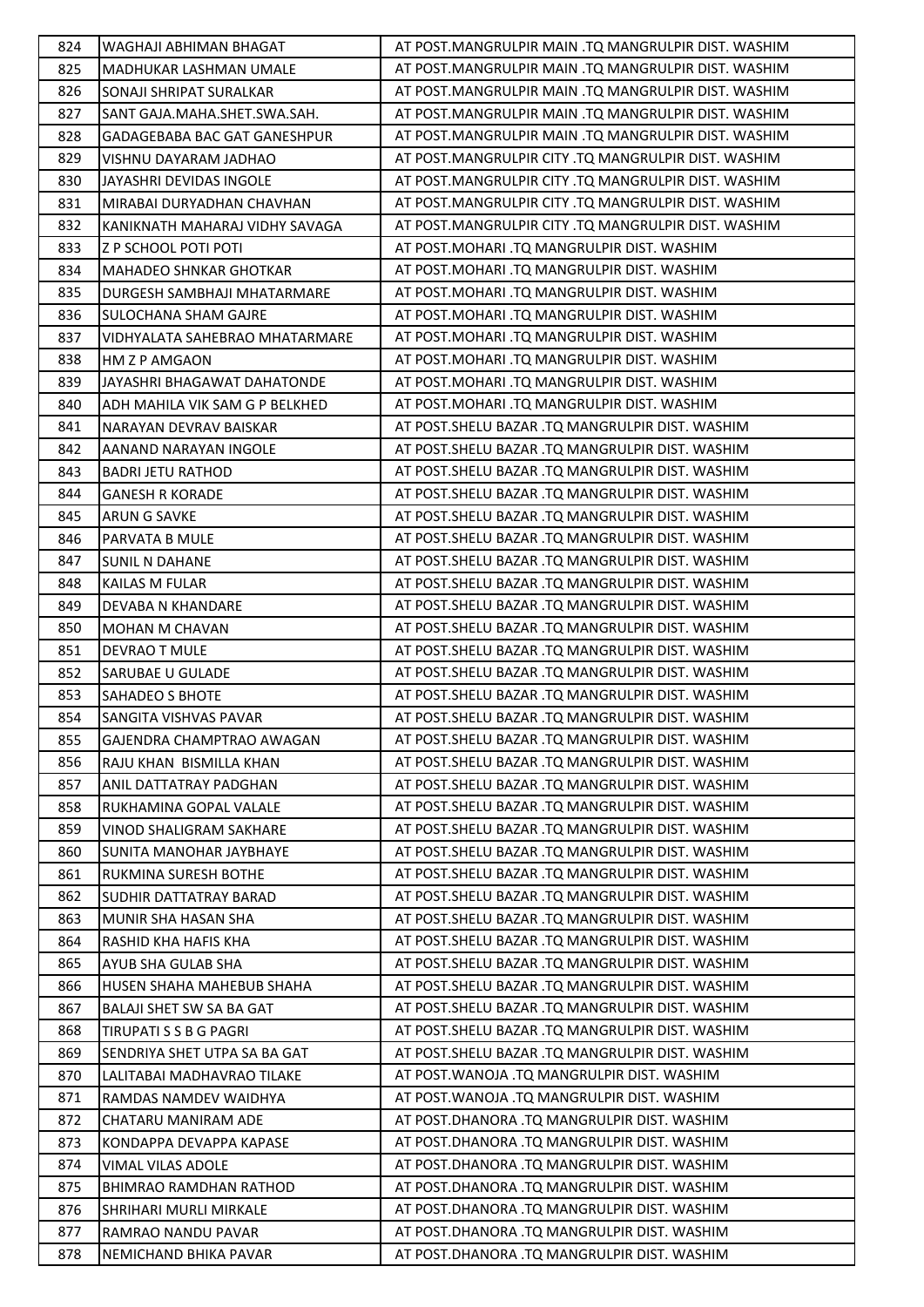| 824 | WAGHAJI ABHIMAN BHAGAT | AT POST.MANGRULPIR MAIN .TQ MANGRULPIR DIST. WASHIM |
|---|---|---|
| 825 | MADHUKAR LASHMAN UMALE | AT POST.MANGRULPIR MAIN .TQ MANGRULPIR DIST. WASHIM |
| 826 | SONAJI SHRIPAT SURALKAR | AT POST.MANGRULPIR MAIN .TQ MANGRULPIR DIST. WASHIM |
| 827 | SANT GAJA.MAHA.SHET.SWA.SAH. | AT POST.MANGRULPIR MAIN .TQ MANGRULPIR DIST. WASHIM |
| 828 | GADAGEBABA BAC GAT GANESHPUR | AT POST.MANGRULPIR MAIN .TQ MANGRULPIR DIST. WASHIM |
| 829 | VISHNU DAYARAM JADHAO | AT POST.MANGRULPIR CITY .TQ MANGRULPIR DIST. WASHIM |
| 830 | JAYASHRI DEVIDAS INGOLE | AT POST.MANGRULPIR CITY .TQ MANGRULPIR DIST. WASHIM |
| 831 | MIRABAI DURYADHAN CHAVHAN | AT POST.MANGRULPIR CITY .TQ MANGRULPIR DIST. WASHIM |
| 832 | KANIKNATH MAHARAJ VIDHY SAVAGA | AT POST.MANGRULPIR CITY .TQ MANGRULPIR DIST. WASHIM |
| 833 | Z P SCHOOL POTI POTI | AT POST.MOHARI .TQ MANGRULPIR DIST. WASHIM |
| 834 | MAHADEO SHNKAR GHOTKAR | AT POST.MOHARI .TQ MANGRULPIR DIST. WASHIM |
| 835 | DURGESH SAMBHAJI MHATARMARE | AT POST.MOHARI .TQ MANGRULPIR DIST. WASHIM |
| 836 | SULOCHANA SHAM GAJRE | AT POST.MOHARI .TQ MANGRULPIR DIST. WASHIM |
| 837 | VIDHYALATA SAHEBRAO MHATARMARE | AT POST.MOHARI .TQ MANGRULPIR DIST. WASHIM |
| 838 | HM Z P AMGAON | AT POST.MOHARI .TQ MANGRULPIR DIST. WASHIM |
| 839 | JAYASHRI BHAGAWAT DAHATONDE | AT POST.MOHARI .TQ MANGRULPIR DIST. WASHIM |
| 840 | ADH MAHILA VIK SAM G P BELKHED | AT POST.MOHARI .TQ MANGRULPIR DIST. WASHIM |
| 841 | NARAYAN DEVRAV BAISKAR | AT POST.SHELU BAZAR .TQ MANGRULPIR DIST. WASHIM |
| 842 | AANAND NARAYAN INGOLE | AT POST.SHELU BAZAR .TQ MANGRULPIR DIST. WASHIM |
| 843 | BADRI JETU RATHOD | AT POST.SHELU BAZAR .TQ MANGRULPIR DIST. WASHIM |
| 844 | GANESH R KORADE | AT POST.SHELU BAZAR .TQ MANGRULPIR DIST. WASHIM |
| 845 | ARUN G SAVKE | AT POST.SHELU BAZAR .TQ MANGRULPIR DIST. WASHIM |
| 846 | PARVATA B MULE | AT POST.SHELU BAZAR .TQ MANGRULPIR DIST. WASHIM |
| 847 | SUNIL N DAHANE | AT POST.SHELU BAZAR .TQ MANGRULPIR DIST. WASHIM |
| 848 | KAILAS M FULAR | AT POST.SHELU BAZAR .TQ MANGRULPIR DIST. WASHIM |
| 849 | DEVABA N KHANDARE | AT POST.SHELU BAZAR .TQ MANGRULPIR DIST. WASHIM |
| 850 | MOHAN M CHAVAN | AT POST.SHELU BAZAR .TQ MANGRULPIR DIST. WASHIM |
| 851 | DEVRAO T MULE | AT POST.SHELU BAZAR .TQ MANGRULPIR DIST. WASHIM |
| 852 | SARUBAE U GULADE | AT POST.SHELU BAZAR .TQ MANGRULPIR DIST. WASHIM |
| 853 | SAHADEO S BHOTE | AT POST.SHELU BAZAR .TQ MANGRULPIR DIST. WASHIM |
| 854 | SANGITA VISHVAS PAVAR | AT POST.SHELU BAZAR .TQ MANGRULPIR DIST. WASHIM |
| 855 | GAJENDRA CHAMPTRAO AWAGAN | AT POST.SHELU BAZAR .TQ MANGRULPIR DIST. WASHIM |
| 856 | RAJU KHAN BISMILLA KHAN | AT POST.SHELU BAZAR .TQ MANGRULPIR DIST. WASHIM |
| 857 | ANIL DATTATRAY PADGHAN | AT POST.SHELU BAZAR .TQ MANGRULPIR DIST. WASHIM |
| 858 | RUKHAMINA GOPAL VALALE | AT POST.SHELU BAZAR .TQ MANGRULPIR DIST. WASHIM |
| 859 | VINOD SHALIGRAM SAKHARE | AT POST.SHELU BAZAR .TQ MANGRULPIR DIST. WASHIM |
| 860 | SUNITA MANOHAR JAYBHAYE | AT POST.SHELU BAZAR .TQ MANGRULPIR DIST. WASHIM |
| 861 | RUKMINA SURESH BOTHE | AT POST.SHELU BAZAR .TQ MANGRULPIR DIST. WASHIM |
| 862 | SUDHIR DATTATRAY BARAD | AT POST.SHELU BAZAR .TQ MANGRULPIR DIST. WASHIM |
| 863 | MUNIR SHA HASAN SHA | AT POST.SHELU BAZAR .TQ MANGRULPIR DIST. WASHIM |
| 864 | RASHID KHA HAFIS KHA | AT POST.SHELU BAZAR .TQ MANGRULPIR DIST. WASHIM |
| 865 | AYUB SHA GULAB SHA | AT POST.SHELU BAZAR .TQ MANGRULPIR DIST. WASHIM |
| 866 | HUSEN SHAHA MAHEBUB SHAHA | AT POST.SHELU BAZAR .TQ MANGRULPIR DIST. WASHIM |
| 867 | BALAJI SHET SW SA BA GAT | AT POST.SHELU BAZAR .TQ MANGRULPIR DIST. WASHIM |
| 868 | TIRUPATI S S B G PAGRI | AT POST.SHELU BAZAR .TQ MANGRULPIR DIST. WASHIM |
| 869 | SENDRIYA SHET UTPA SA BA GAT | AT POST.SHELU BAZAR .TQ MANGRULPIR DIST. WASHIM |
| 870 | LALITABAI MADHAVRAO TILAKE | AT POST.WANOJA .TQ MANGRULPIR DIST. WASHIM |
| 871 | RAMDAS NAMDEV WAIDHYA | AT POST.WANOJA .TQ MANGRULPIR DIST. WASHIM |
| 872 | CHATARU MANIRAM ADE | AT POST.DHANORA .TQ MANGRULPIR DIST. WASHIM |
| 873 | KONDAPPA DEVAPPA KAPASE | AT POST.DHANORA .TQ MANGRULPIR DIST. WASHIM |
| 874 | VIMAL VILAS ADOLE | AT POST.DHANORA .TQ MANGRULPIR DIST. WASHIM |
| 875 | BHIMRAO RAMDHAN RATHOD | AT POST.DHANORA .TQ MANGRULPIR DIST. WASHIM |
| 876 | SHRIHARI MURLI MIRKALE | AT POST.DHANORA .TQ MANGRULPIR DIST. WASHIM |
| 877 | RAMRAO NANDU PAVAR | AT POST.DHANORA .TQ MANGRULPIR DIST. WASHIM |
| 878 | NEMICHAND BHIKA PAVAR | AT POST.DHANORA .TQ MANGRULPIR DIST. WASHIM |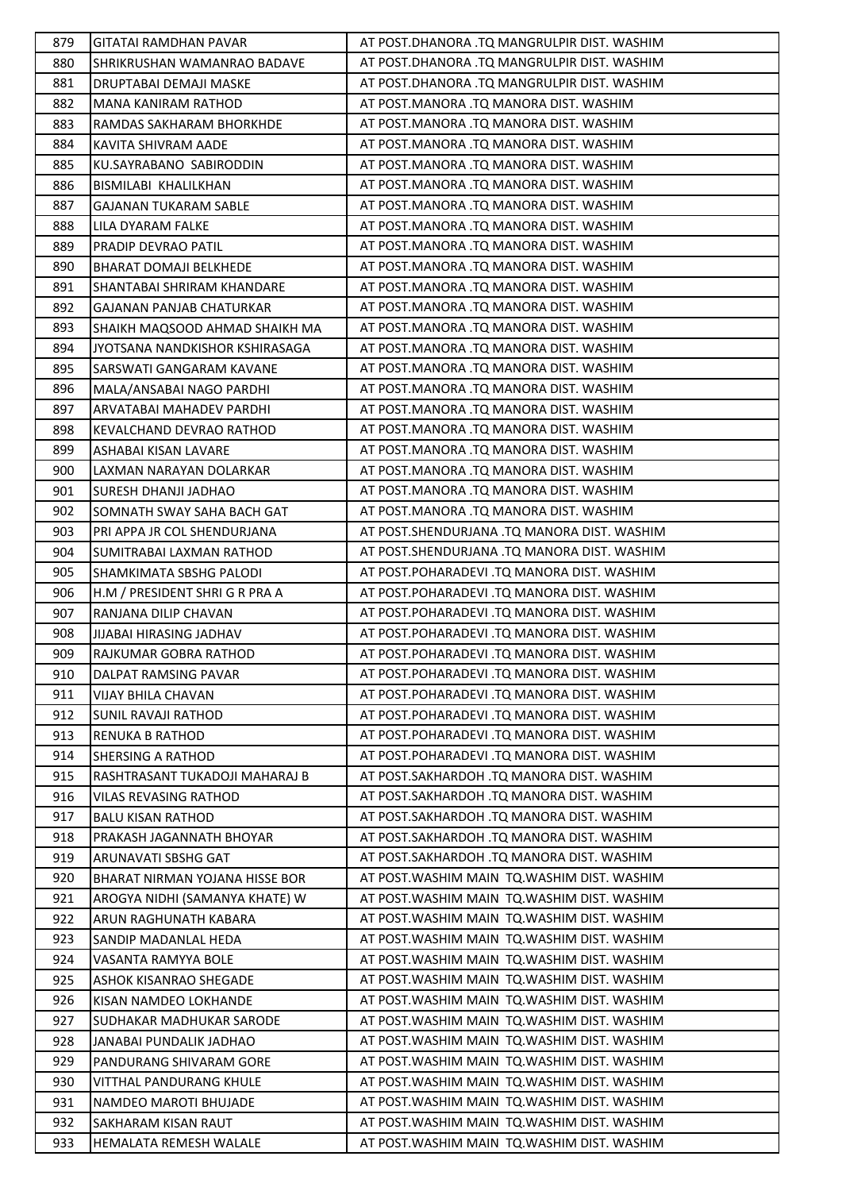| | | |
|---|---|---|
| 879 | GITATAI RAMDHAN PAVAR | AT POST.DHANORA .TQ MANGRULPIR DIST. WASHIM |
| 880 | SHRIKRUSHAN WAMANRAO BADAVE | AT POST.DHANORA .TQ MANGRULPIR DIST. WASHIM |
| 881 | DRUPTABAI DEMAJI MASKE | AT POST.DHANORA .TQ MANGRULPIR DIST. WASHIM |
| 882 | MANA KANIRAM RATHOD | AT POST.MANORA .TQ MANORA DIST. WASHIM |
| 883 | RAMDAS SAKHARAM BHORKHDE | AT POST.MANORA .TQ MANORA DIST. WASHIM |
| 884 | KAVITA SHIVRAM AADE | AT POST.MANORA .TQ MANORA DIST. WASHIM |
| 885 | KU.SAYRABANO SABIRODDIN | AT POST.MANORA .TQ MANORA DIST. WASHIM |
| 886 | BISMILABI KHALILKHAN | AT POST.MANORA .TQ MANORA DIST. WASHIM |
| 887 | GAJANAN TUKARAM SABLE | AT POST.MANORA .TQ MANORA DIST. WASHIM |
| 888 | LILA DYARAM FALKE | AT POST.MANORA .TQ MANORA DIST. WASHIM |
| 889 | PRADIP DEVRAO PATIL | AT POST.MANORA .TQ MANORA DIST. WASHIM |
| 890 | BHARAT DOMAJI BELKHEDE | AT POST.MANORA .TQ MANORA DIST. WASHIM |
| 891 | SHANTABAI SHRIRAM KHANDARE | AT POST.MANORA .TQ MANORA DIST. WASHIM |
| 892 | GAJANAN PANJAB CHATURKAR | AT POST.MANORA .TQ MANORA DIST. WASHIM |
| 893 | SHAIKH MAQSOOD AHMAD SHAIKH MA | AT POST.MANORA .TQ MANORA DIST. WASHIM |
| 894 | JYOTSANA NANDKISHOR KSHIRASAGA | AT POST.MANORA .TQ MANORA DIST. WASHIM |
| 895 | SARSWATI GANGARAM KAVANE | AT POST.MANORA .TQ MANORA DIST. WASHIM |
| 896 | MALA/ANSABAI NAGO PARDHI | AT POST.MANORA .TQ MANORA DIST. WASHIM |
| 897 | ARVATABAI MAHADEV PARDHI | AT POST.MANORA .TQ MANORA DIST. WASHIM |
| 898 | KEVALCHAND DEVRAO RATHOD | AT POST.MANORA .TQ MANORA DIST. WASHIM |
| 899 | ASHABAI KISAN LAVARE | AT POST.MANORA .TQ MANORA DIST. WASHIM |
| 900 | LAXMAN NARAYAN DOLARKAR | AT POST.MANORA .TQ MANORA DIST. WASHIM |
| 901 | SURESH DHANJI JADHAO | AT POST.MANORA .TQ MANORA DIST. WASHIM |
| 902 | SOMNATH SWAY SAHA BACH GAT | AT POST.MANORA .TQ MANORA DIST. WASHIM |
| 903 | PRI APPA JR COL SHENDURJANA | AT POST.SHENDURJANA .TQ MANORA DIST. WASHIM |
| 904 | SUMITRABAI LAXMAN RATHOD | AT POST.SHENDURJANA .TQ MANORA DIST. WASHIM |
| 905 | SHAMKIMATA SBSHG PALODI | AT POST.POHARADEVI .TQ MANORA DIST. WASHIM |
| 906 | H.M / PRESIDENT SHRI G R PRA A | AT POST.POHARADEVI .TQ MANORA DIST. WASHIM |
| 907 | RANJANA DILIP CHAVAN | AT POST.POHARADEVI .TQ MANORA DIST. WASHIM |
| 908 | JIJABAI HIRASING JADHAV | AT POST.POHARADEVI .TQ MANORA DIST. WASHIM |
| 909 | RAJKUMAR GOBRA RATHOD | AT POST.POHARADEVI .TQ MANORA DIST. WASHIM |
| 910 | DALPAT RAMSING PAVAR | AT POST.POHARADEVI .TQ MANORA DIST. WASHIM |
| 911 | VIJAY BHILA CHAVAN | AT POST.POHARADEVI .TQ MANORA DIST. WASHIM |
| 912 | SUNIL RAVAJI RATHOD | AT POST.POHARADEVI .TQ MANORA DIST. WASHIM |
| 913 | RENUKA B RATHOD | AT POST.POHARADEVI .TQ MANORA DIST. WASHIM |
| 914 | SHERSING A RATHOD | AT POST.POHARADEVI .TQ MANORA DIST. WASHIM |
| 915 | RASHTRASANT TUKADOJI MAHARAJ B | AT POST.SAKHARDOH .TQ MANORA DIST. WASHIM |
| 916 | VILAS REVASING RATHOD | AT POST.SAKHARDOH .TQ MANORA DIST. WASHIM |
| 917 | BALU KISAN RATHOD | AT POST.SAKHARDOH .TQ MANORA DIST. WASHIM |
| 918 | PRAKASH JAGANNATH BHOYAR | AT POST.SAKHARDOH .TQ MANORA DIST. WASHIM |
| 919 | ARUNAVATI SBSHG GAT | AT POST.SAKHARDOH .TQ MANORA DIST. WASHIM |
| 920 | BHARAT NIRMAN YOJANA HISSE BOR | AT POST.WASHIM MAIN TQ.WASHIM DIST. WASHIM |
| 921 | AROGYA NIDHI (SAMANYA KHATE) W | AT POST.WASHIM MAIN TQ.WASHIM DIST. WASHIM |
| 922 | ARUN RAGHUNATH KABARA | AT POST.WASHIM MAIN TQ.WASHIM DIST. WASHIM |
| 923 | SANDIP MADANLAL HEDA | AT POST.WASHIM MAIN TQ.WASHIM DIST. WASHIM |
| 924 | VASANTA RAMYYA BOLE | AT POST.WASHIM MAIN TQ.WASHIM DIST. WASHIM |
| 925 | ASHOK KISANRAO SHEGADE | AT POST.WASHIM MAIN TQ.WASHIM DIST. WASHIM |
| 926 | KISAN NAMDEO LOKHANDE | AT POST.WASHIM MAIN TQ.WASHIM DIST. WASHIM |
| 927 | SUDHAKAR MADHUKAR SARODE | AT POST.WASHIM MAIN TQ.WASHIM DIST. WASHIM |
| 928 | JANABAI PUNDALIK JADHAO | AT POST.WASHIM MAIN TQ.WASHIM DIST. WASHIM |
| 929 | PANDURANG SHIVARAM GORE | AT POST.WASHIM MAIN TQ.WASHIM DIST. WASHIM |
| 930 | VITTHAL PANDURANG KHULE | AT POST.WASHIM MAIN TQ.WASHIM DIST. WASHIM |
| 931 | NAMDEO MAROTI BHUJADE | AT POST.WASHIM MAIN TQ.WASHIM DIST. WASHIM |
| 932 | SAKHARAM KISAN RAUT | AT POST.WASHIM MAIN TQ.WASHIM DIST. WASHIM |
| 933 | HEMALATA REMESH WALALE | AT POST.WASHIM MAIN TQ.WASHIM DIST. WASHIM |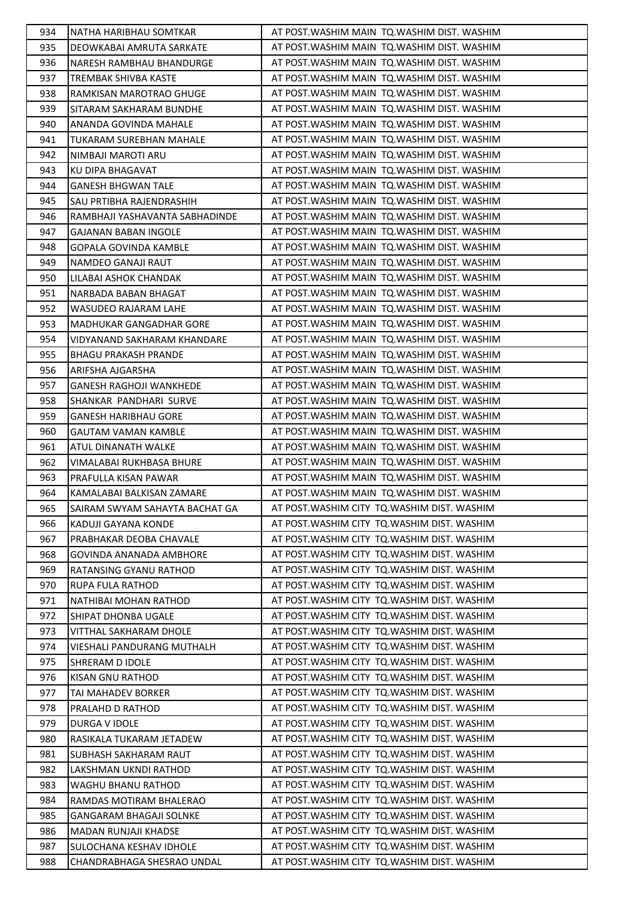| 934 | NATHA HARIBHAU SOMTKAR | AT POST.WASHIM MAIN TQ.WASHIM DIST. WASHIM |
|---|---|---|
| 935 | DEOWKABAI AMRUTA SARKATE | AT POST.WASHIM MAIN TQ.WASHIM DIST. WASHIM |
| 936 | NARESH RAMBHAU BHANDURGE | AT POST.WASHIM MAIN TQ.WASHIM DIST. WASHIM |
| 937 | TREMBAK SHIVBA KASTE | AT POST.WASHIM MAIN TQ.WASHIM DIST. WASHIM |
| 938 | RAMKISAN MAROTRAO GHUGE | AT POST.WASHIM MAIN TQ.WASHIM DIST. WASHIM |
| 939 | SITARAM SAKHARAM BUNDHE | AT POST.WASHIM MAIN TQ.WASHIM DIST. WASHIM |
| 940 | ANANDA GOVINDA MAHALE | AT POST.WASHIM MAIN TQ.WASHIM DIST. WASHIM |
| 941 | TUKARAM SUREBHAN MAHALE | AT POST.WASHIM MAIN TQ.WASHIM DIST. WASHIM |
| 942 | NIMBAJI MAROTI ARU | AT POST.WASHIM MAIN TQ.WASHIM DIST. WASHIM |
| 943 | KU DIPA BHAGAVAT | AT POST.WASHIM MAIN TQ.WASHIM DIST. WASHIM |
| 944 | GANESH BHGWAN TALE | AT POST.WASHIM MAIN TQ.WASHIM DIST. WASHIM |
| 945 | SAU PRTIBHA RAJENDRASHIH | AT POST.WASHIM MAIN TQ.WASHIM DIST. WASHIM |
| 946 | RAMBHAJI YASHAVANTA SABHADINDE | AT POST.WASHIM MAIN TQ.WASHIM DIST. WASHIM |
| 947 | GAJANAN BABAN INGOLE | AT POST.WASHIM MAIN TQ.WASHIM DIST. WASHIM |
| 948 | GOPALA GOVINDA KAMBLE | AT POST.WASHIM MAIN TQ.WASHIM DIST. WASHIM |
| 949 | NAMDEO GANAJI RAUT | AT POST.WASHIM MAIN TQ.WASHIM DIST. WASHIM |
| 950 | LILABAI ASHOK CHANDAK | AT POST.WASHIM MAIN TQ.WASHIM DIST. WASHIM |
| 951 | NARBADA BABAN BHAGAT | AT POST.WASHIM MAIN TQ.WASHIM DIST. WASHIM |
| 952 | WASUDEO RAJARAM LAHE | AT POST.WASHIM MAIN TQ.WASHIM DIST. WASHIM |
| 953 | MADHUKAR GANGADHAR GORE | AT POST.WASHIM MAIN TQ.WASHIM DIST. WASHIM |
| 954 | VIDYANAND SAKHARAM KHANDARE | AT POST.WASHIM MAIN TQ.WASHIM DIST. WASHIM |
| 955 | BHAGU PRAKASH PRANDE | AT POST.WASHIM MAIN TQ.WASHIM DIST. WASHIM |
| 956 | ARIFSHA AJGARSHA | AT POST.WASHIM MAIN TQ.WASHIM DIST. WASHIM |
| 957 | GANESH RAGHOJI WANKHEDE | AT POST.WASHIM MAIN TQ.WASHIM DIST. WASHIM |
| 958 | SHANKAR PANDHARI SURVE | AT POST.WASHIM MAIN TQ.WASHIM DIST. WASHIM |
| 959 | GANESH HARIBHAU GORE | AT POST.WASHIM MAIN TQ.WASHIM DIST. WASHIM |
| 960 | GAUTAM VAMAN KAMBLE | AT POST.WASHIM MAIN TQ.WASHIM DIST. WASHIM |
| 961 | ATUL DINANATH WALKE | AT POST.WASHIM MAIN TQ.WASHIM DIST. WASHIM |
| 962 | VIMALABAI RUKHBASA BHURE | AT POST.WASHIM MAIN TQ.WASHIM DIST. WASHIM |
| 963 | PRAFULLA KISAN PAWAR | AT POST.WASHIM MAIN TQ.WASHIM DIST. WASHIM |
| 964 | KAMALABAI BALKISAN ZAMARE | AT POST.WASHIM MAIN TQ.WASHIM DIST. WASHIM |
| 965 | SAIRAM SWYAM SAHAYTA BACHAT GA | AT POST.WASHIM CITY TQ.WASHIM DIST. WASHIM |
| 966 | KADUJI GAYANA KONDE | AT POST.WASHIM CITY TQ.WASHIM DIST. WASHIM |
| 967 | PRABHAKAR DEOBA CHAVALE | AT POST.WASHIM CITY TQ.WASHIM DIST. WASHIM |
| 968 | GOVINDA ANANADA AMBHORE | AT POST.WASHIM CITY TQ.WASHIM DIST. WASHIM |
| 969 | RATANSING GYANU RATHOD | AT POST.WASHIM CITY TQ.WASHIM DIST. WASHIM |
| 970 | RUPA FULA RATHOD | AT POST.WASHIM CITY TQ.WASHIM DIST. WASHIM |
| 971 | NATHIBAI MOHAN RATHOD | AT POST.WASHIM CITY TQ.WASHIM DIST. WASHIM |
| 972 | SHIPAT DHONBA UGALE | AT POST.WASHIM CITY TQ.WASHIM DIST. WASHIM |
| 973 | VITTHAL SAKHARAM DHOLE | AT POST.WASHIM CITY TQ.WASHIM DIST. WASHIM |
| 974 | VIESHALI PANDURANG MUTHALH | AT POST.WASHIM CITY TQ.WASHIM DIST. WASHIM |
| 975 | SHRERAM D IDOLE | AT POST.WASHIM CITY TQ.WASHIM DIST. WASHIM |
| 976 | KISAN GNU RATHOD | AT POST.WASHIM CITY TQ.WASHIM DIST. WASHIM |
| 977 | TAI MAHADEV BORKER | AT POST.WASHIM CITY TQ.WASHIM DIST. WASHIM |
| 978 | PRALAHD D RATHOD | AT POST.WASHIM CITY TQ.WASHIM DIST. WASHIM |
| 979 | DURGA V IDOLE | AT POST.WASHIM CITY TQ.WASHIM DIST. WASHIM |
| 980 | RASIKALA TUKARAM JETADEW | AT POST.WASHIM CITY TQ.WASHIM DIST. WASHIM |
| 981 | SUBHASH SAKHARAM RAUT | AT POST.WASHIM CITY TQ.WASHIM DIST. WASHIM |
| 982 | LAKSHMAN UKNDI RATHOD | AT POST.WASHIM CITY TQ.WASHIM DIST. WASHIM |
| 983 | WAGHU BHANU RATHOD | AT POST.WASHIM CITY TQ.WASHIM DIST. WASHIM |
| 984 | RAMDAS MOTIRAM BHALERAO | AT POST.WASHIM CITY TQ.WASHIM DIST. WASHIM |
| 985 | GANGARAM BHAGAJI SOLNKE | AT POST.WASHIM CITY TQ.WASHIM DIST. WASHIM |
| 986 | MADAN RUNJAJI KHADSE | AT POST.WASHIM CITY TQ.WASHIM DIST. WASHIM |
| 987 | SULOCHANA KESHAV IDHOLE | AT POST.WASHIM CITY TQ.WASHIM DIST. WASHIM |
| 988 | CHANDRABHAGA SHESRAO UNDAL | AT POST.WASHIM CITY TQ.WASHIM DIST. WASHIM |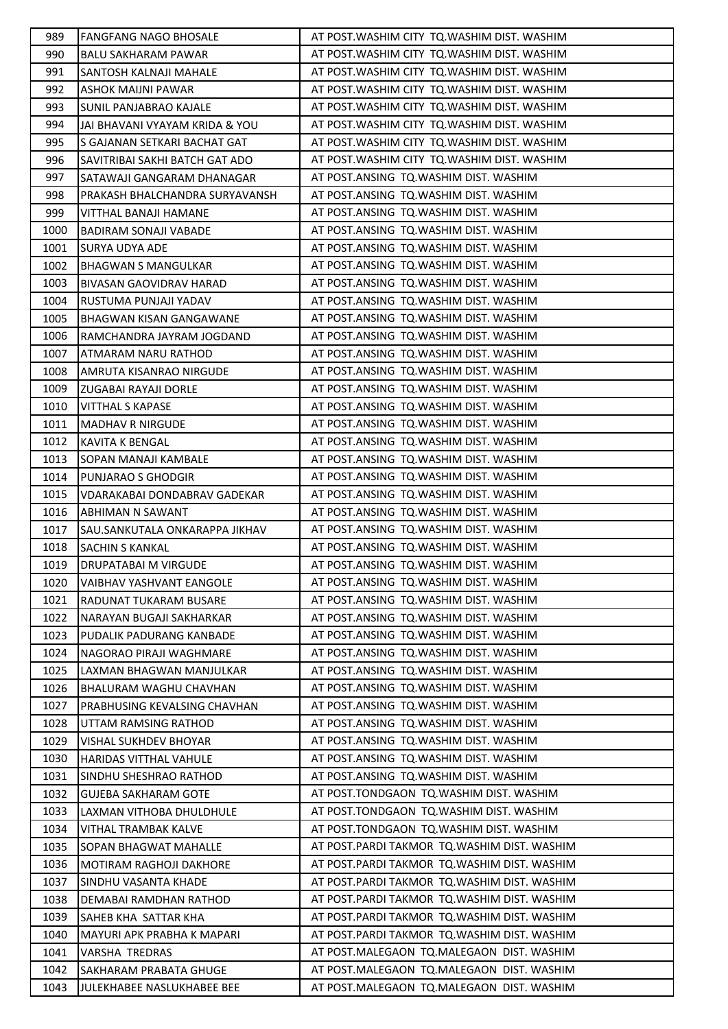| 989 | FANGFANG NAGO BHOSALE | AT POST.WASHIM CITY TQ.WASHIM DIST. WASHIM |
|---|---|---|
| 990 | BALU SAKHARAM PAWAR | AT POST.WASHIM CITY TQ.WASHIM DIST. WASHIM |
| 991 | SANTOSH KALNAJI MAHALE | AT POST.WASHIM CITY TQ.WASHIM DIST. WASHIM |
| 992 | ASHOK MAIJNI PAWAR | AT POST.WASHIM CITY TQ.WASHIM DIST. WASHIM |
| 993 | SUNIL PANJABRAO KAJALE | AT POST.WASHIM CITY TQ.WASHIM DIST. WASHIM |
| 994 | JAI BHAVANI VYAYAM KRIDA & YOU | AT POST.WASHIM CITY TQ.WASHIM DIST. WASHIM |
| 995 | S GAJANAN SETKARI BACHAT GAT | AT POST.WASHIM CITY TQ.WASHIM DIST. WASHIM |
| 996 | SAVITRIBAI SAKHI BATCH GAT ADO | AT POST.WASHIM CITY TQ.WASHIM DIST. WASHIM |
| 997 | SATAWAJI GANGARAM DHANAGAR | AT POST.ANSING TQ.WASHIM DIST. WASHIM |
| 998 | PRAKASH BHALCHANDRA SURYAVANSH | AT POST.ANSING TQ.WASHIM DIST. WASHIM |
| 999 | VITTHAL BANAJI HAMANE | AT POST.ANSING TQ.WASHIM DIST. WASHIM |
| 1000 | BADIRAM SONAJI VABADE | AT POST.ANSING TQ.WASHIM DIST. WASHIM |
| 1001 | SURYA UDYA ADE | AT POST.ANSING TQ.WASHIM DIST. WASHIM |
| 1002 | BHAGWAN S MANGULKAR | AT POST.ANSING TQ.WASHIM DIST. WASHIM |
| 1003 | BIVASAN GAOVIDRAV HARAD | AT POST.ANSING TQ.WASHIM DIST. WASHIM |
| 1004 | RUSTUMA PUNJAJI YADAV | AT POST.ANSING TQ.WASHIM DIST. WASHIM |
| 1005 | BHAGWAN KISAN GANGAWANE | AT POST.ANSING TQ.WASHIM DIST. WASHIM |
| 1006 | RAMCHANDRA JAYRAM JOGDAND | AT POST.ANSING TQ.WASHIM DIST. WASHIM |
| 1007 | ATMARAM NARU RATHOD | AT POST.ANSING TQ.WASHIM DIST. WASHIM |
| 1008 | AMRUTA KISANRAO NIRGUDE | AT POST.ANSING TQ.WASHIM DIST. WASHIM |
| 1009 | ZUGABAI RAYAJI DORLE | AT POST.ANSING TQ.WASHIM DIST. WASHIM |
| 1010 | VITTHAL S KAPASE | AT POST.ANSING TQ.WASHIM DIST. WASHIM |
| 1011 | MADHAV R NIRGUDE | AT POST.ANSING TQ.WASHIM DIST. WASHIM |
| 1012 | KAVITA K BENGAL | AT POST.ANSING TQ.WASHIM DIST. WASHIM |
| 1013 | SOPAN MANAJI KAMBALE | AT POST.ANSING TQ.WASHIM DIST. WASHIM |
| 1014 | PUNJARAO S GHODGIR | AT POST.ANSING TQ.WASHIM DIST. WASHIM |
| 1015 | VDARAKABAI DONDABRAV GADEKAR | AT POST.ANSING TQ.WASHIM DIST. WASHIM |
| 1016 | ABHIMAN N SAWANT | AT POST.ANSING TQ.WASHIM DIST. WASHIM |
| 1017 | SAU.SANKUTALA ONKARAPPA JIKHAV | AT POST.ANSING TQ.WASHIM DIST. WASHIM |
| 1018 | SACHIN S KANKAL | AT POST.ANSING TQ.WASHIM DIST. WASHIM |
| 1019 | DRUPATABAI M VIRGUDE | AT POST.ANSING TQ.WASHIM DIST. WASHIM |
| 1020 | VAIBHAV YASHVANT EANGOLE | AT POST.ANSING TQ.WASHIM DIST. WASHIM |
| 1021 | RADUNAT TUKARAM BUSARE | AT POST.ANSING TQ.WASHIM DIST. WASHIM |
| 1022 | NARAYAN BUGAJI SAKHARKAR | AT POST.ANSING TQ.WASHIM DIST. WASHIM |
| 1023 | PUDALIK PADURANG KANBADE | AT POST.ANSING TQ.WASHIM DIST. WASHIM |
| 1024 | NAGORAO PIRAJI WAGHMARE | AT POST.ANSING TQ.WASHIM DIST. WASHIM |
| 1025 | LAXMAN BHAGWAN MANJULKAR | AT POST.ANSING TQ.WASHIM DIST. WASHIM |
| 1026 | BHALURAM WAGHU CHAVHAN | AT POST.ANSING TQ.WASHIM DIST. WASHIM |
| 1027 | PRABHUSING KEVALSING CHAVHAN | AT POST.ANSING TQ.WASHIM DIST. WASHIM |
| 1028 | UTTAM RAMSING RATHOD | AT POST.ANSING TQ.WASHIM DIST. WASHIM |
| 1029 | VISHAL SUKHDEV BHOYAR | AT POST.ANSING TQ.WASHIM DIST. WASHIM |
| 1030 | HARIDAS VITTHAL VAHULE | AT POST.ANSING TQ.WASHIM DIST. WASHIM |
| 1031 | SINDHU SHESHRAO RATHOD | AT POST.ANSING TQ.WASHIM DIST. WASHIM |
| 1032 | GUJEBA SAKHARAM GOTE | AT POST.TONDGAON TQ.WASHIM DIST. WASHIM |
| 1033 | LAXMAN VITHOBA DHULDHULE | AT POST.TONDGAON TQ.WASHIM DIST. WASHIM |
| 1034 | VITHAL TRAMBAK KALVE | AT POST.TONDGAON TQ.WASHIM DIST. WASHIM |
| 1035 | SOPAN BHAGWAT MAHALLE | AT POST.PARDI TAKMOR TQ.WASHIM DIST. WASHIM |
| 1036 | MOTIRAM RAGHOJI DAKHORE | AT POST.PARDI TAKMOR TQ.WASHIM DIST. WASHIM |
| 1037 | SINDHU VASANTA KHADE | AT POST.PARDI TAKMOR TQ.WASHIM DIST. WASHIM |
| 1038 | DEMABAI RAMDHAN RATHOD | AT POST.PARDI TAKMOR TQ.WASHIM DIST. WASHIM |
| 1039 | SAHEB KHA SATTAR KHA | AT POST.PARDI TAKMOR TQ.WASHIM DIST. WASHIM |
| 1040 | MAYURI APK PRABHA K MAPARI | AT POST.PARDI TAKMOR TQ.WASHIM DIST. WASHIM |
| 1041 | VARSHA TREDRAS | AT POST.MALEGAON TQ.MALEGAON DIST. WASHIM |
| 1042 | SAKHARAM PRABATA GHUGE | AT POST.MALEGAON TQ.MALEGAON DIST. WASHIM |
| 1043 | JULEKHABEE NASLUKHABEE BEE | AT POST.MALEGAON TQ.MALEGAON DIST. WASHIM |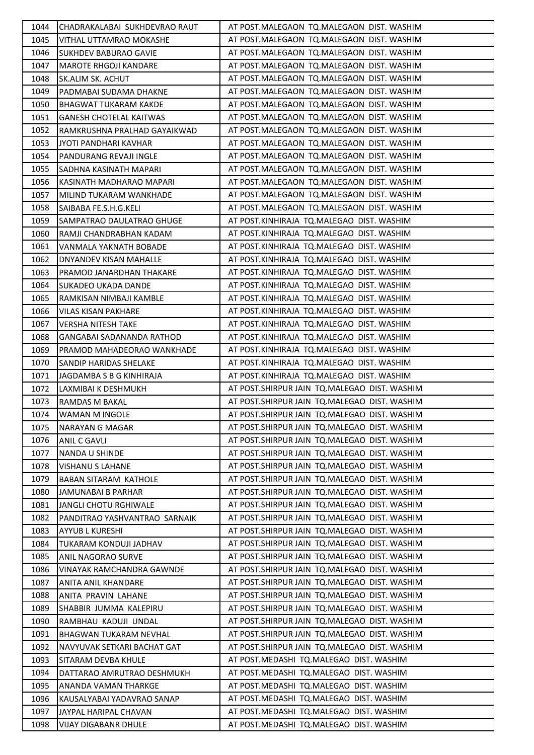| 1044 | CHADRAKALABAI SUKHDEVRAO RAUT | AT POST.MALEGAON TQ.MALEGAON DIST. WASHIM |
|---|---|---|
| 1045 | VITHAL UTTAMRAO MOKASHE | AT POST.MALEGAON TQ.MALEGAON DIST. WASHIM |
| 1046 | SUKHDEV BABURAO GAVIE | AT POST.MALEGAON TQ.MALEGAON DIST. WASHIM |
| 1047 | MAROTE RHGOJI KANDARE | AT POST.MALEGAON TQ.MALEGAON DIST. WASHIM |
| 1048 | SK.ALIM SK. ACHUT | AT POST.MALEGAON TQ.MALEGAON DIST. WASHIM |
| 1049 | PADMABAI SUDAMA DHAKNE | AT POST.MALEGAON TQ.MALEGAON DIST. WASHIM |
| 1050 | BHAGWAT TUKARAM KAKDE | AT POST.MALEGAON TQ.MALEGAON DIST. WASHIM |
| 1051 | GANESH CHOTELAL KAITWAS | AT POST.MALEGAON TQ.MALEGAON DIST. WASHIM |
| 1052 | RAMKRUSHNA PRALHAD GAYAIKWAD | AT POST.MALEGAON TQ.MALEGAON DIST. WASHIM |
| 1053 | JYOTI PANDHARI KAVHAR | AT POST.MALEGAON TQ.MALEGAON DIST. WASHIM |
| 1054 | PANDURANG REVAJI INGLE | AT POST.MALEGAON TQ.MALEGAON DIST. WASHIM |
| 1055 | SADHNA KASINATH MAPARI | AT POST.MALEGAON TQ.MALEGAON DIST. WASHIM |
| 1056 | KASINATH MADHARAO MAPARI | AT POST.MALEGAON TQ.MALEGAON DIST. WASHIM |
| 1057 | MILIND TUKARAM WANKHADE | AT POST.MALEGAON TQ.MALEGAON DIST. WASHIM |
| 1058 | SAIBABA FE.S.H.G.KELI | AT POST.MALEGAON TQ.MALEGAON DIST. WASHIM |
| 1059 | SAMPATRAO DAULATRAO GHUGE | AT POST.KINHIRAJA TQ.MALEGAO DIST. WASHIM |
| 1060 | RAMJI CHANDRABHAN KADAM | AT POST.KINHIRAJA TQ.MALEGAO DIST. WASHIM |
| 1061 | VANMALA YAKNATH BOBADE | AT POST.KINHIRAJA TQ.MALEGAO DIST. WASHIM |
| 1062 | DNYANDEV KISAN MAHALLE | AT POST.KINHIRAJA TQ.MALEGAO DIST. WASHIM |
| 1063 | PRAMOD JANARDHAN THAKARE | AT POST.KINHIRAJA TQ.MALEGAO DIST. WASHIM |
| 1064 | SUKADEO UKADA DANDE | AT POST.KINHIRAJA TQ.MALEGAO DIST. WASHIM |
| 1065 | RAMKISAN NIMBAJI KAMBLE | AT POST.KINHIRAJA TQ.MALEGAO DIST. WASHIM |
| 1066 | VILAS KISAN PAKHARE | AT POST.KINHIRAJA TQ.MALEGAO DIST. WASHIM |
| 1067 | VERSHA NITESH TAKE | AT POST.KINHIRAJA TQ.MALEGAO DIST. WASHIM |
| 1068 | GANGABAI SADANANDA RATHOD | AT POST.KINHIRAJA TQ.MALEGAO DIST. WASHIM |
| 1069 | PRAMOD MAHADEORAO WANKHADE | AT POST.KINHIRAJA TQ.MALEGAO DIST. WASHIM |
| 1070 | SANDIP HARIDAS SHELAKE | AT POST.KINHIRAJA TQ.MALEGAO DIST. WASHIM |
| 1071 | JAGDAMBA S B G KINHIRAJA | AT POST.KINHIRAJA TQ.MALEGAO DIST. WASHIM |
| 1072 | LAXMIBAI K DESHMUKH | AT POST.SHIRPUR JAIN TQ.MALEGAO DIST. WASHIM |
| 1073 | RAMDAS M BAKAL | AT POST.SHIRPUR JAIN TQ.MALEGAO DIST. WASHIM |
| 1074 | WAMAN M INGOLE | AT POST.SHIRPUR JAIN TQ.MALEGAO DIST. WASHIM |
| 1075 | NARAYAN G MAGAR | AT POST.SHIRPUR JAIN TQ.MALEGAO DIST. WASHIM |
| 1076 | ANIL C GAVLI | AT POST.SHIRPUR JAIN TQ.MALEGAO DIST. WASHIM |
| 1077 | NANDA U SHINDE | AT POST.SHIRPUR JAIN TQ.MALEGAO DIST. WASHIM |
| 1078 | VISHANU S LAHANE | AT POST.SHIRPUR JAIN TQ.MALEGAO DIST. WASHIM |
| 1079 | BABAN SITARAM KATHOLE | AT POST.SHIRPUR JAIN TQ.MALEGAO DIST. WASHIM |
| 1080 | JAMUNABAI B PARHAR | AT POST.SHIRPUR JAIN TQ.MALEGAO DIST. WASHIM |
| 1081 | JANGLI CHOTU RGHIWALE | AT POST.SHIRPUR JAIN TQ.MALEGAO DIST. WASHIM |
| 1082 | PANDITRAO YASHVANTRAO SARNAIK | AT POST.SHIRPUR JAIN TQ.MALEGAO DIST. WASHIM |
| 1083 | AYYUB L KURESHI | AT POST.SHIRPUR JAIN TQ.MALEGAO DIST. WASHIM |
| 1084 | TUKARAM KONDUJI JADHAV | AT POST.SHIRPUR JAIN TQ.MALEGAO DIST. WASHIM |
| 1085 | ANIL NAGORAO SURVE | AT POST.SHIRPUR JAIN TQ.MALEGAO DIST. WASHIM |
| 1086 | VINAYAK RAMCHANDRA GAWNDE | AT POST.SHIRPUR JAIN TQ.MALEGAO DIST. WASHIM |
| 1087 | ANITA ANIL KHANDARE | AT POST.SHIRPUR JAIN TQ.MALEGAO DIST. WASHIM |
| 1088 | ANITA PRAVIN LAHANE | AT POST.SHIRPUR JAIN TQ.MALEGAO DIST. WASHIM |
| 1089 | SHABBIR JUMMA KALEPIRU | AT POST.SHIRPUR JAIN TQ.MALEGAO DIST. WASHIM |
| 1090 | RAMBHAU KADUJI UNDAL | AT POST.SHIRPUR JAIN TQ.MALEGAO DIST. WASHIM |
| 1091 | BHAGWAN TUKARAM NEVHAL | AT POST.SHIRPUR JAIN TQ.MALEGAO DIST. WASHIM |
| 1092 | NAVYUVAK SETKARI BACHAT GAT | AT POST.SHIRPUR JAIN TQ.MALEGAO DIST. WASHIM |
| 1093 | SITARAM DEVBA KHULE | AT POST.MEDASHI TQ.MALEGAO DIST. WASHIM |
| 1094 | DATTARAO AMRUTRAO DESHMUKH | AT POST.MEDASHI TQ.MALEGAO DIST. WASHIM |
| 1095 | ANANDA VAMAN THARKGE | AT POST.MEDASHI TQ.MALEGAO DIST. WASHIM |
| 1096 | KAUSALYABAI YADAVRAO SANAP | AT POST.MEDASHI TQ.MALEGAO DIST. WASHIM |
| 1097 | JAYPAL HARIPAL CHAVAN | AT POST.MEDASHI TQ.MALEGAO DIST. WASHIM |
| 1098 | VIJAY DIGABANR DHULE | AT POST.MEDASHI TQ.MALEGAO DIST. WASHIM |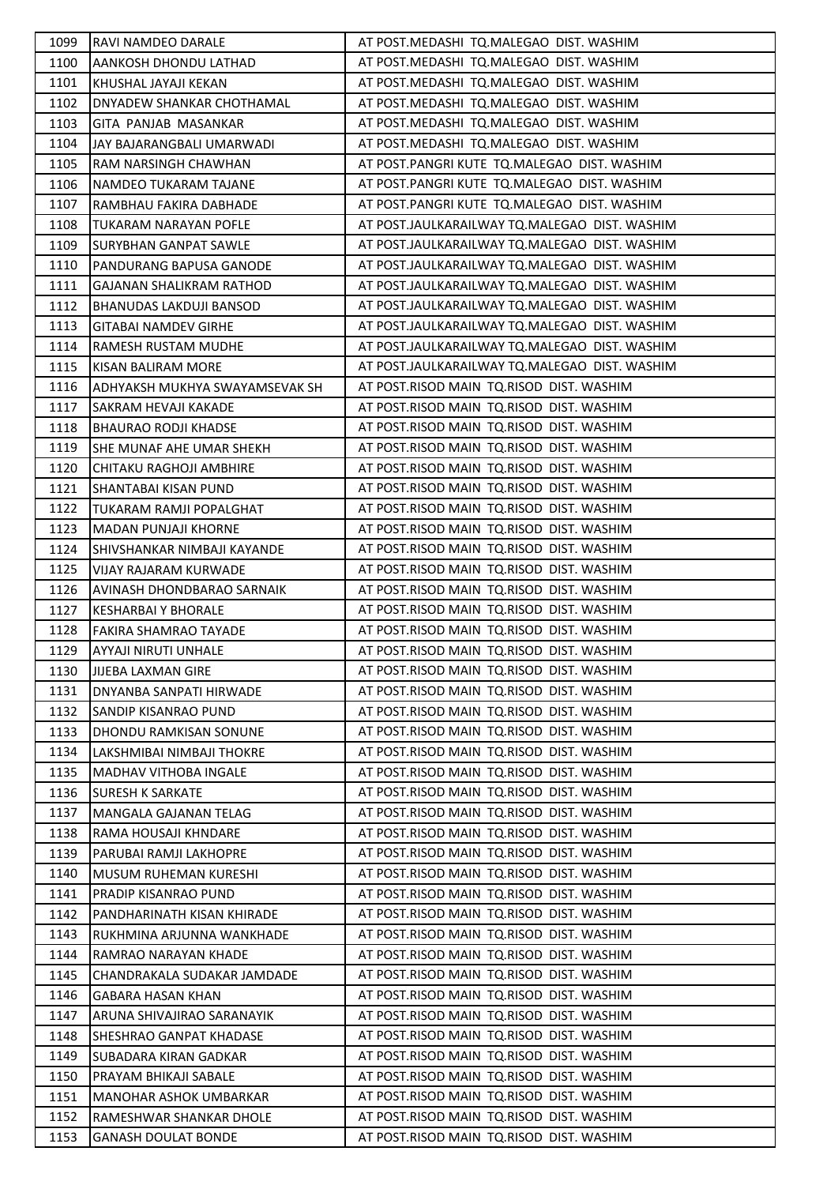| 1099 | RAVI NAMDEO DARALE | AT POST.MEDASHI TQ.MALEGAO DIST. WASHIM |
|---|---|---|
| 1100 | AANKOSH DHONDU LATHAD | AT POST.MEDASHI TQ.MALEGAO DIST. WASHIM |
| 1101 | KHUSHAL JAYAJI KEKAN | AT POST.MEDASHI TQ.MALEGAO DIST. WASHIM |
| 1102 | DNYADEW SHANKAR CHOTHAMAL | AT POST.MEDASHI TQ.MALEGAO DIST. WASHIM |
| 1103 | GITA PANJAB MASANKAR | AT POST.MEDASHI TQ.MALEGAO DIST. WASHIM |
| 1104 | JAY BAJARANGBALI UMARWADI | AT POST.MEDASHI TQ.MALEGAO DIST. WASHIM |
| 1105 | RAM NARSINGH CHAWHAN | AT POST.PANGRI KUTE TQ.MALEGAO DIST. WASHIM |
| 1106 | NAMDEO TUKARAM TAJANE | AT POST.PANGRI KUTE TQ.MALEGAO DIST. WASHIM |
| 1107 | RAMBHAU FAKIRA DABHADE | AT POST.PANGRI KUTE TQ.MALEGAO DIST. WASHIM |
| 1108 | TUKARAM NARAYAN POFLE | AT POST.JAULKARAILWAY TQ.MALEGAO DIST. WASHIM |
| 1109 | SURYBHAN GANPAT SAWLE | AT POST.JAULKARAILWAY TQ.MALEGAO DIST. WASHIM |
| 1110 | PANDURANG BAPUSA GANODE | AT POST.JAULKARAILWAY TQ.MALEGAO DIST. WASHIM |
| 1111 | GAJANAN SHALIKRAM RATHOD | AT POST.JAULKARAILWAY TQ.MALEGAO DIST. WASHIM |
| 1112 | BHANUDAS LAKDUJI BANSOD | AT POST.JAULKARAILWAY TQ.MALEGAO DIST. WASHIM |
| 1113 | GITABAI NAMDEV GIRHE | AT POST.JAULKARAILWAY TQ.MALEGAO DIST. WASHIM |
| 1114 | RAMESH RUSTAM MUDHE | AT POST.JAULKARAILWAY TQ.MALEGAO DIST. WASHIM |
| 1115 | KISAN BALIRAM MORE | AT POST.JAULKARAILWAY TQ.MALEGAO DIST. WASHIM |
| 1116 | ADHYAKSH MUKHYA SWAYAMSEVAK SH | AT POST.RISOD MAIN TQ.RISOD DIST. WASHIM |
| 1117 | SAKRAM HEVAJI KAKADE | AT POST.RISOD MAIN TQ.RISOD DIST. WASHIM |
| 1118 | BHAURAO RODJI KHADSE | AT POST.RISOD MAIN TQ.RISOD DIST. WASHIM |
| 1119 | SHE MUNAF AHE UMAR SHEKH | AT POST.RISOD MAIN TQ.RISOD DIST. WASHIM |
| 1120 | CHITAKU RAGHOJI AMBHIRE | AT POST.RISOD MAIN TQ.RISOD DIST. WASHIM |
| 1121 | SHANTABAI KISAN PUND | AT POST.RISOD MAIN TQ.RISOD DIST. WASHIM |
| 1122 | TUKARAM RAMJI POPALGHAT | AT POST.RISOD MAIN TQ.RISOD DIST. WASHIM |
| 1123 | MADAN PUNJAJI KHORNE | AT POST.RISOD MAIN TQ.RISOD DIST. WASHIM |
| 1124 | SHIVSHANKAR NIMBAJI KAYANDE | AT POST.RISOD MAIN TQ.RISOD DIST. WASHIM |
| 1125 | VIJAY RAJARAM KURWADE | AT POST.RISOD MAIN TQ.RISOD DIST. WASHIM |
| 1126 | AVINASH DHONDBARAO SARNAIK | AT POST.RISOD MAIN TQ.RISOD DIST. WASHIM |
| 1127 | KESHARBAI Y BHORALE | AT POST.RISOD MAIN TQ.RISOD DIST. WASHIM |
| 1128 | FAKIRA SHAMRAO TAYADE | AT POST.RISOD MAIN TQ.RISOD DIST. WASHIM |
| 1129 | AYYAJI NIRUTI UNHALE | AT POST.RISOD MAIN TQ.RISOD DIST. WASHIM |
| 1130 | JIJEBA LAXMAN GIRE | AT POST.RISOD MAIN TQ.RISOD DIST. WASHIM |
| 1131 | DNYANBA SANPATI HIRWADE | AT POST.RISOD MAIN TQ.RISOD DIST. WASHIM |
| 1132 | SANDIP KISANRAO PUND | AT POST.RISOD MAIN TQ.RISOD DIST. WASHIM |
| 1133 | DHONDU RAMKISAN SONUNE | AT POST.RISOD MAIN TQ.RISOD DIST. WASHIM |
| 1134 | LAKSHMIBAI NIMBAJI THOKRE | AT POST.RISOD MAIN TQ.RISOD DIST. WASHIM |
| 1135 | MADHAV VITHOBA INGALE | AT POST.RISOD MAIN TQ.RISOD DIST. WASHIM |
| 1136 | SURESH K SARKATE | AT POST.RISOD MAIN TQ.RISOD DIST. WASHIM |
| 1137 | MANGALA GAJANAN TELAG | AT POST.RISOD MAIN TQ.RISOD DIST. WASHIM |
| 1138 | RAMA HOUSAJI KHNDARE | AT POST.RISOD MAIN TQ.RISOD DIST. WASHIM |
| 1139 | PARUBAI RAMJI LAKHOPRE | AT POST.RISOD MAIN TQ.RISOD DIST. WASHIM |
| 1140 | MUSUM RUHEMAN KURESHI | AT POST.RISOD MAIN TQ.RISOD DIST. WASHIM |
| 1141 | PRADIP KISANRAO PUND | AT POST.RISOD MAIN TQ.RISOD DIST. WASHIM |
| 1142 | PANDHARINATH KISAN KHIRADE | AT POST.RISOD MAIN TQ.RISOD DIST. WASHIM |
| 1143 | RUKHMINA ARJUNNA WANKHADE | AT POST.RISOD MAIN TQ.RISOD DIST. WASHIM |
| 1144 | RAMRAO NARAYAN KHADE | AT POST.RISOD MAIN TQ.RISOD DIST. WASHIM |
| 1145 | CHANDRAKALA SUDAKAR JAMDADE | AT POST.RISOD MAIN TQ.RISOD DIST. WASHIM |
| 1146 | GABARA HASAN KHAN | AT POST.RISOD MAIN TQ.RISOD DIST. WASHIM |
| 1147 | ARUNA SHIVAJIRAO SARANAYIK | AT POST.RISOD MAIN TQ.RISOD DIST. WASHIM |
| 1148 | SHESHRAO GANPAT KHADASE | AT POST.RISOD MAIN TQ.RISOD DIST. WASHIM |
| 1149 | SUBADARA KIRAN GADKAR | AT POST.RISOD MAIN TQ.RISOD DIST. WASHIM |
| 1150 | PRAYAM BHIKAJI SABALE | AT POST.RISOD MAIN TQ.RISOD DIST. WASHIM |
| 1151 | MANOHAR ASHOK UMBARKAR | AT POST.RISOD MAIN TQ.RISOD DIST. WASHIM |
| 1152 | RAMESHWAR SHANKAR DHOLE | AT POST.RISOD MAIN TQ.RISOD DIST. WASHIM |
| 1153 | GANASH DOULAT BONDE | AT POST.RISOD MAIN TQ.RISOD DIST. WASHIM |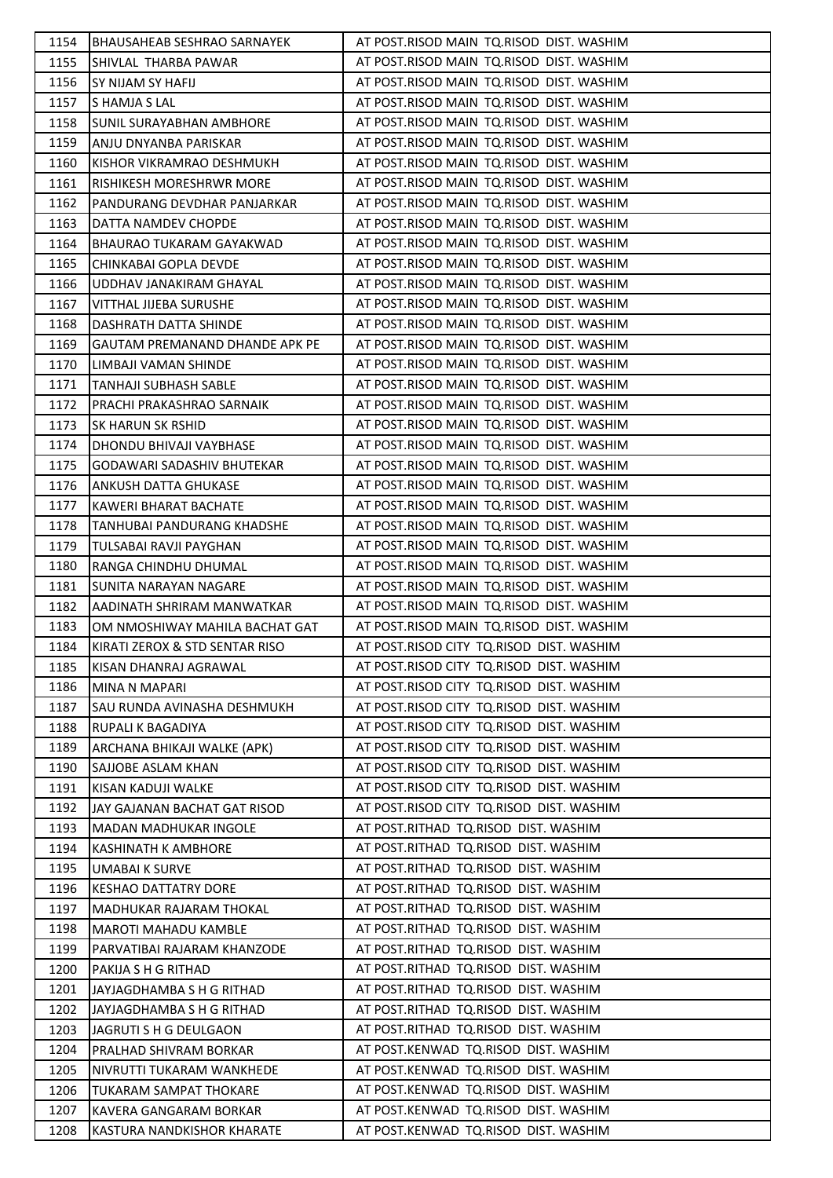| 1154 | BHAUSAHEAB SESHRAO SARNAYEK | AT POST.RISOD MAIN TQ.RISOD DIST. WASHIM |
|---|---|---|
| 1155 | SHIVLAL THARBA PAWAR | AT POST.RISOD MAIN TQ.RISOD DIST. WASHIM |
| 1156 | SY NIJAM SY HAFIJ | AT POST.RISOD MAIN TQ.RISOD DIST. WASHIM |
| 1157 | S HAMJA S LAL | AT POST.RISOD MAIN TQ.RISOD DIST. WASHIM |
| 1158 | SUNIL SURAYABHAN AMBHORE | AT POST.RISOD MAIN TQ.RISOD DIST. WASHIM |
| 1159 | ANJU DNYANBA PARISKAR | AT POST.RISOD MAIN TQ.RISOD DIST. WASHIM |
| 1160 | KISHOR VIKRAMRAO DESHMUKH | AT POST.RISOD MAIN TQ.RISOD DIST. WASHIM |
| 1161 | RISHIKESH MORESHRWR MORE | AT POST.RISOD MAIN TQ.RISOD DIST. WASHIM |
| 1162 | PANDURANG DEVDHAR PANJARKAR | AT POST.RISOD MAIN TQ.RISOD DIST. WASHIM |
| 1163 | DATTA NAMDEV CHOPDE | AT POST.RISOD MAIN TQ.RISOD DIST. WASHIM |
| 1164 | BHAURAO TUKARAM GAYAKWAD | AT POST.RISOD MAIN TQ.RISOD DIST. WASHIM |
| 1165 | CHINKABAI GOPLA DEVDE | AT POST.RISOD MAIN TQ.RISOD DIST. WASHIM |
| 1166 | UDDHAV JANAKIRAM GHAYAL | AT POST.RISOD MAIN TQ.RISOD DIST. WASHIM |
| 1167 | VITTHAL JIJEBA SURUSHE | AT POST.RISOD MAIN TQ.RISOD DIST. WASHIM |
| 1168 | DASHRATH DATTA SHINDE | AT POST.RISOD MAIN TQ.RISOD DIST. WASHIM |
| 1169 | GAUTAM PREMANAND DHANDE APK PE | AT POST.RISOD MAIN TQ.RISOD DIST. WASHIM |
| 1170 | LIMBAJI VAMAN SHINDE | AT POST.RISOD MAIN TQ.RISOD DIST. WASHIM |
| 1171 | TANHAJI SUBHASH SABLE | AT POST.RISOD MAIN TQ.RISOD DIST. WASHIM |
| 1172 | PRACHI PRAKASHRAO SARNAIK | AT POST.RISOD MAIN TQ.RISOD DIST. WASHIM |
| 1173 | SK HARUN SK RSHID | AT POST.RISOD MAIN TQ.RISOD DIST. WASHIM |
| 1174 | DHONDU BHIVAJI VAYBHASE | AT POST.RISOD MAIN TQ.RISOD DIST. WASHIM |
| 1175 | GODAWARI SADASHIV BHUTEKAR | AT POST.RISOD MAIN TQ.RISOD DIST. WASHIM |
| 1176 | ANKUSH DATTA GHUKASE | AT POST.RISOD MAIN TQ.RISOD DIST. WASHIM |
| 1177 | KAWERI BHARAT BACHATE | AT POST.RISOD MAIN TQ.RISOD DIST. WASHIM |
| 1178 | TANHUBAI PANDURANG KHADSHE | AT POST.RISOD MAIN TQ.RISOD DIST. WASHIM |
| 1179 | TULSABAI RAVJI PAYGHAN | AT POST.RISOD MAIN TQ.RISOD DIST. WASHIM |
| 1180 | RANGA CHINDHU DHUMAL | AT POST.RISOD MAIN TQ.RISOD DIST. WASHIM |
| 1181 | SUNITA NARAYAN NAGARE | AT POST.RISOD MAIN TQ.RISOD DIST. WASHIM |
| 1182 | AADINATH SHRIRAM MANWATKAR | AT POST.RISOD MAIN TQ.RISOD DIST. WASHIM |
| 1183 | OM NMOSHIWAY MAHILA BACHAT GAT | AT POST.RISOD MAIN TQ.RISOD DIST. WASHIM |
| 1184 | KIRATI ZEROX & STD SENTAR RISO | AT POST.RISOD CITY TQ.RISOD DIST. WASHIM |
| 1185 | KISAN DHANRAJ AGRAWAL | AT POST.RISOD CITY TQ.RISOD DIST. WASHIM |
| 1186 | MINA N MAPARI | AT POST.RISOD CITY TQ.RISOD DIST. WASHIM |
| 1187 | SAU RUNDA AVINASHA DESHMUKH | AT POST.RISOD CITY TQ.RISOD DIST. WASHIM |
| 1188 | RUPALI K BAGADIYA | AT POST.RISOD CITY TQ.RISOD DIST. WASHIM |
| 1189 | ARCHANA BHIKAJI WALKE (APK) | AT POST.RISOD CITY TQ.RISOD DIST. WASHIM |
| 1190 | SAJJOBE ASLAM KHAN | AT POST.RISOD CITY TQ.RISOD DIST. WASHIM |
| 1191 | KISAN KADUJI WALKE | AT POST.RISOD CITY TQ.RISOD DIST. WASHIM |
| 1192 | JAY GAJANAN BACHAT GAT RISOD | AT POST.RISOD CITY TQ.RISOD DIST. WASHIM |
| 1193 | MADAN MADHUKAR INGOLE | AT POST.RITHAD TQ.RISOD DIST. WASHIM |
| 1194 | KASHINATH K AMBHORE | AT POST.RITHAD TQ.RISOD DIST. WASHIM |
| 1195 | UMABAI K SURVE | AT POST.RITHAD TQ.RISOD DIST. WASHIM |
| 1196 | KESHAO DATTATRY DORE | AT POST.RITHAD TQ.RISOD DIST. WASHIM |
| 1197 | MADHUKAR RAJARAM THOKAL | AT POST.RITHAD TQ.RISOD DIST. WASHIM |
| 1198 | MAROTI MAHADU KAMBLE | AT POST.RITHAD TQ.RISOD DIST. WASHIM |
| 1199 | PARVATIBAI RAJARAM KHANZODE | AT POST.RITHAD TQ.RISOD DIST. WASHIM |
| 1200 | PAKIJA S H G RITHAD | AT POST.RITHAD TQ.RISOD DIST. WASHIM |
| 1201 | JAYJAGDHAMBA S H G RITHAD | AT POST.RITHAD TQ.RISOD DIST. WASHIM |
| 1202 | JAYJAGDHAMBA S H G RITHAD | AT POST.RITHAD TQ.RISOD DIST. WASHIM |
| 1203 | JAGRUTI S H G DEULGAON | AT POST.RITHAD TQ.RISOD DIST. WASHIM |
| 1204 | PRALHAD SHIVRAM BORKAR | AT POST.KENWAD TQ.RISOD DIST. WASHIM |
| 1205 | NIVRUTTI TUKARAM WANKHEDE | AT POST.KENWAD TQ.RISOD DIST. WASHIM |
| 1206 | TUKARAM SAMPAT THOKARE | AT POST.KENWAD TQ.RISOD DIST. WASHIM |
| 1207 | KAVERA GANGARAM BORKAR | AT POST.KENWAD TQ.RISOD DIST. WASHIM |
| 1208 | KASTURA NANDKISHOR KHARATE | AT POST.KENWAD TQ.RISOD DIST. WASHIM |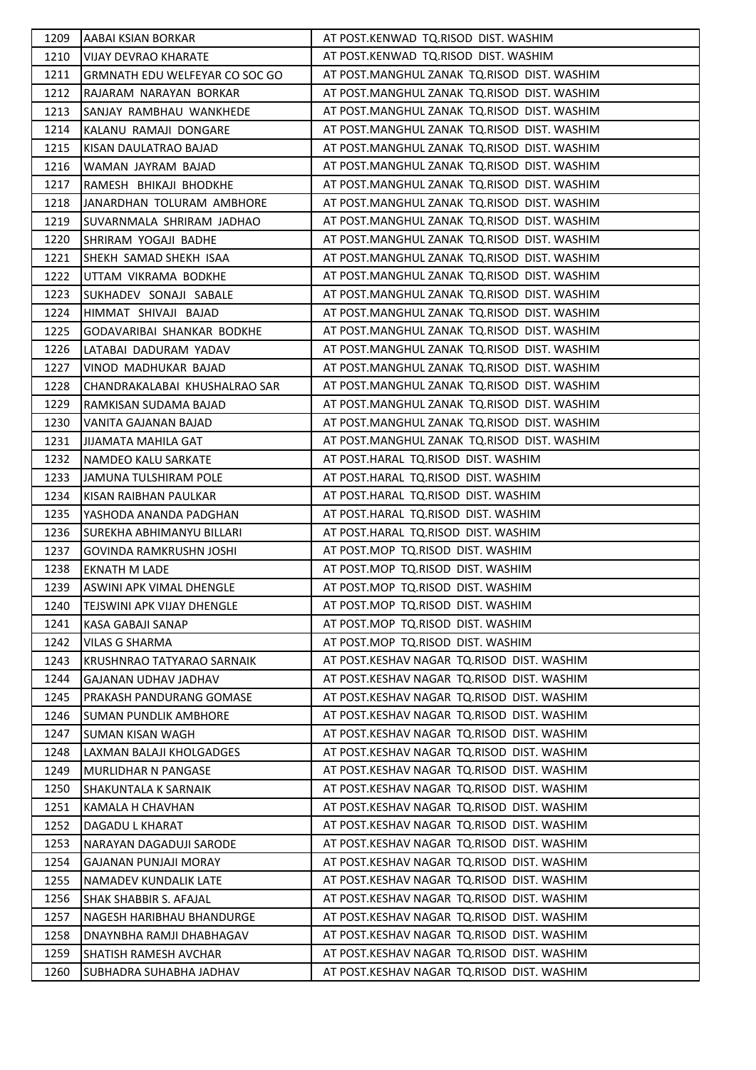| | | |
|---|---|---|
| 1209 | AABAI KSIAN BORKAR | AT POST.KENWAD TQ.RISOD DIST. WASHIM |
| 1210 | VIJAY DEVRAO KHARATE | AT POST.KENWAD TQ.RISOD DIST. WASHIM |
| 1211 | GRMNATH EDU WELFEYAR CO SOC GO | AT POST.MANGHUL ZANAK TQ.RISOD DIST. WASHIM |
| 1212 | RAJARAM NARAYAN BORKAR | AT POST.MANGHUL ZANAK TQ.RISOD DIST. WASHIM |
| 1213 | SANJAY RAMBHAU WANKHEDE | AT POST.MANGHUL ZANAK TQ.RISOD DIST. WASHIM |
| 1214 | KALANU RAMAJI DONGARE | AT POST.MANGHUL ZANAK TQ.RISOD DIST. WASHIM |
| 1215 | KISAN DAULATRAO BAJAD | AT POST.MANGHUL ZANAK TQ.RISOD DIST. WASHIM |
| 1216 | WAMAN JAYRAM BAJAD | AT POST.MANGHUL ZANAK TQ.RISOD DIST. WASHIM |
| 1217 | RAMESH BHIKAJI BHODKHE | AT POST.MANGHUL ZANAK TQ.RISOD DIST. WASHIM |
| 1218 | JANARDHAN TOLURAM AMBHORE | AT POST.MANGHUL ZANAK TQ.RISOD DIST. WASHIM |
| 1219 | SUVARNMALA SHRIRAM JADHAO | AT POST.MANGHUL ZANAK TQ.RISOD DIST. WASHIM |
| 1220 | SHRIRAM YOGAJI BADHE | AT POST.MANGHUL ZANAK TQ.RISOD DIST. WASHIM |
| 1221 | SHEKH SAMAD SHEKH ISAA | AT POST.MANGHUL ZANAK TQ.RISOD DIST. WASHIM |
| 1222 | UTTAM VIKRAMA BODKHE | AT POST.MANGHUL ZANAK TQ.RISOD DIST. WASHIM |
| 1223 | SUKHADEV SONAJI SABALE | AT POST.MANGHUL ZANAK TQ.RISOD DIST. WASHIM |
| 1224 | HIMMAT SHIVAJI BAJAD | AT POST.MANGHUL ZANAK TQ.RISOD DIST. WASHIM |
| 1225 | GODAVARIBAI SHANKAR BODKHE | AT POST.MANGHUL ZANAK TQ.RISOD DIST. WASHIM |
| 1226 | LATABAI DADURAM YADAV | AT POST.MANGHUL ZANAK TQ.RISOD DIST. WASHIM |
| 1227 | VINOD MADHUKAR BAJAD | AT POST.MANGHUL ZANAK TQ.RISOD DIST. WASHIM |
| 1228 | CHANDRAKALABAI KHUSHALRAO SAR | AT POST.MANGHUL ZANAK TQ.RISOD DIST. WASHIM |
| 1229 | RAMKISAN SUDAMA BAJAD | AT POST.MANGHUL ZANAK TQ.RISOD DIST. WASHIM |
| 1230 | VANITA GAJANAN BAJAD | AT POST.MANGHUL ZANAK TQ.RISOD DIST. WASHIM |
| 1231 | JIJAMATA MAHILA GAT | AT POST.MANGHUL ZANAK TQ.RISOD DIST. WASHIM |
| 1232 | NAMDEO KALU SARKATE | AT POST.HARAL TQ.RISOD DIST. WASHIM |
| 1233 | JAMUNA TULSHIRAM POLE | AT POST.HARAL TQ.RISOD DIST. WASHIM |
| 1234 | KISAN RAIBHAN PAULKAR | AT POST.HARAL TQ.RISOD DIST. WASHIM |
| 1235 | YASHODA ANANDA PADGHAN | AT POST.HARAL TQ.RISOD DIST. WASHIM |
| 1236 | SUREKHA ABHIMANYU BILLARI | AT POST.HARAL TQ.RISOD DIST. WASHIM |
| 1237 | GOVINDA RAMKRUSHN JOSHI | AT POST.MOP TQ.RISOD DIST. WASHIM |
| 1238 | EKNATH M LADE | AT POST.MOP TQ.RISOD DIST. WASHIM |
| 1239 | ASWINI APK VIMAL DHENGLE | AT POST.MOP TQ.RISOD DIST. WASHIM |
| 1240 | TEJSWINI APK VIJAY DHENGLE | AT POST.MOP TQ.RISOD DIST. WASHIM |
| 1241 | KASA GABAJI SANAP | AT POST.MOP TQ.RISOD DIST. WASHIM |
| 1242 | VILAS G SHARMA | AT POST.MOP TQ.RISOD DIST. WASHIM |
| 1243 | KRUSHNRAO TATYARAO SARNAIK | AT POST.KESHAV NAGAR TQ.RISOD DIST. WASHIM |
| 1244 | GAJANAN UDHAV JADHAV | AT POST.KESHAV NAGAR TQ.RISOD DIST. WASHIM |
| 1245 | PRAKASH PANDURANG GOMASE | AT POST.KESHAV NAGAR TQ.RISOD DIST. WASHIM |
| 1246 | SUMAN PUNDLIK AMBHORE | AT POST.KESHAV NAGAR TQ.RISOD DIST. WASHIM |
| 1247 | SUMAN KISAN WAGH | AT POST.KESHAV NAGAR TQ.RISOD DIST. WASHIM |
| 1248 | LAXMAN BALAJI KHOLGADGES | AT POST.KESHAV NAGAR TQ.RISOD DIST. WASHIM |
| 1249 | MURLIDHAR N PANGASE | AT POST.KESHAV NAGAR TQ.RISOD DIST. WASHIM |
| 1250 | SHAKUNTALA K SARNAIK | AT POST.KESHAV NAGAR TQ.RISOD DIST. WASHIM |
| 1251 | KAMALA H CHAVHAN | AT POST.KESHAV NAGAR TQ.RISOD DIST. WASHIM |
| 1252 | DAGADU L KHARAT | AT POST.KESHAV NAGAR TQ.RISOD DIST. WASHIM |
| 1253 | NARAYAN DAGADUJI SARODE | AT POST.KESHAV NAGAR TQ.RISOD DIST. WASHIM |
| 1254 | GAJANAN PUNJAJI MORAY | AT POST.KESHAV NAGAR TQ.RISOD DIST. WASHIM |
| 1255 | NAMADEV KUNDALIK LATE | AT POST.KESHAV NAGAR TQ.RISOD DIST. WASHIM |
| 1256 | SHAK SHABBIR S. AFAJAL | AT POST.KESHAV NAGAR TQ.RISOD DIST. WASHIM |
| 1257 | NAGESH HARIBHAU BHANDURGE | AT POST.KESHAV NAGAR TQ.RISOD DIST. WASHIM |
| 1258 | DNAYNBHA RAMJI DHABHAGAV | AT POST.KESHAV NAGAR TQ.RISOD DIST. WASHIM |
| 1259 | SHATISH RAMESH AVCHAR | AT POST.KESHAV NAGAR TQ.RISOD DIST. WASHIM |
| 1260 | SUBHADRA SUHABHA JADHAV | AT POST.KESHAV NAGAR TQ.RISOD DIST. WASHIM |